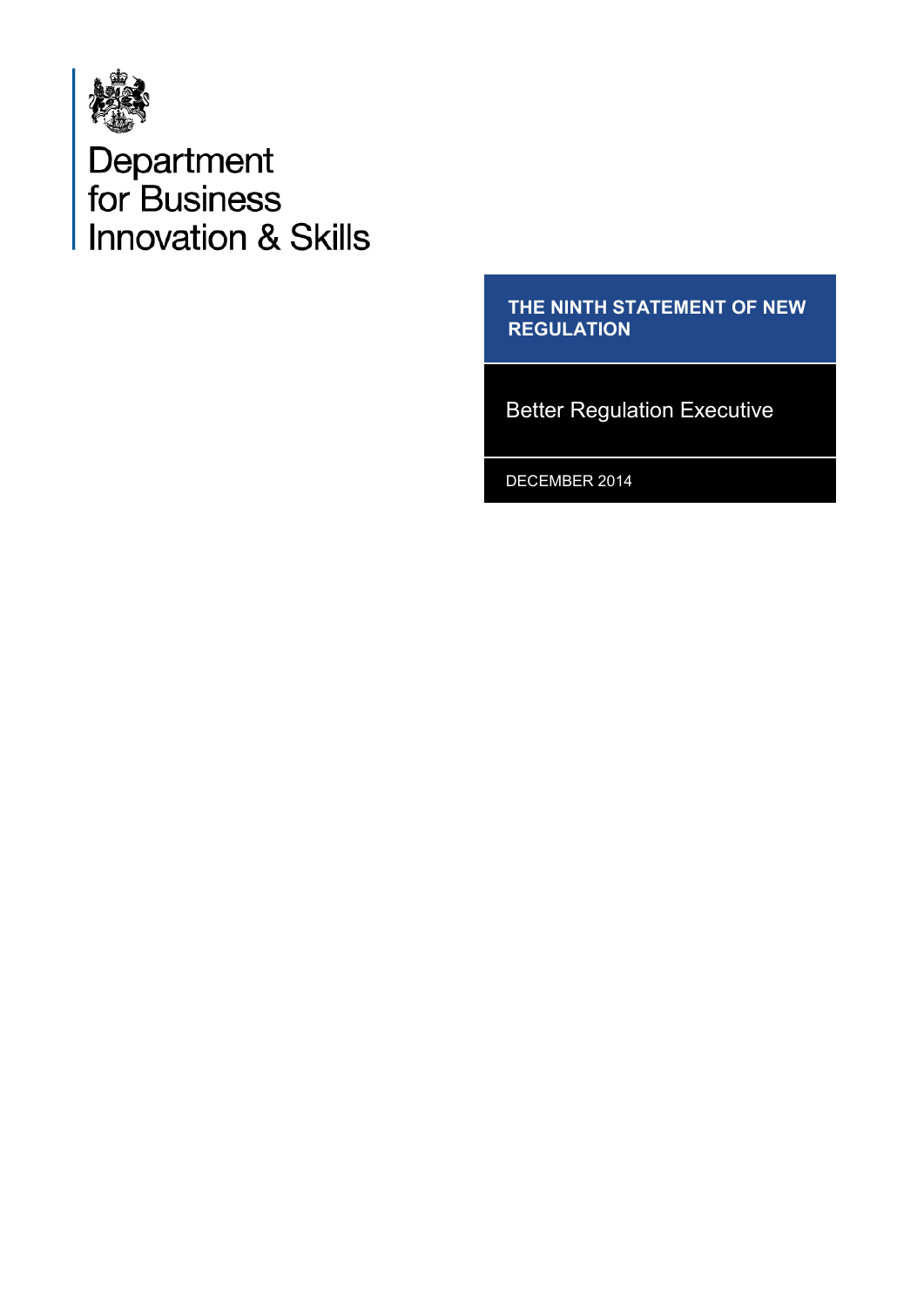Department for Business Innovation & Skills

# THE NINTH STATEMENT OF NEW REGULATION

Better Regulation Executive

DECEMBER 2014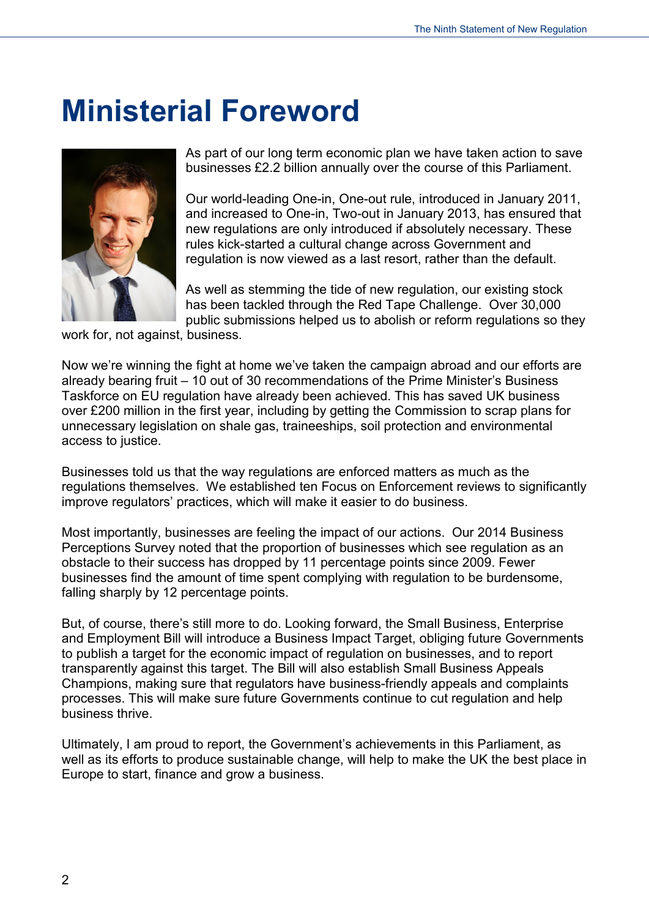# Ministerial Foreword

As part of our long term economic plan we have taken action to save businesses £2.2 billion annually over the course of this Parliament.

Our world-leading One-in, One-out rule, introduced in January 2011, and increased to One-in, Two-out in January 2013, has ensured that new regulations are only introduced if absolutely necessary. These rules kick-started a cultural change across Government and regulation is now viewed as a last resort, rather than the default.

As well as stemming the tide of new regulation, our existing stock has been tackled through the Red Tape Challenge. Over 30,000 public submissions helped us to abolish or reform regulations so they work for, not against, business.

Now we're winning the fight at home we've taken the campaign abroad and our efforts are already bearing fruit – 10 out of 30 recommendations of the Prime Minister's Business Taskforce on EU regulation have already been achieved. This has saved UK business over £200 million in the first year, including by getting the Commission to scrap plans for unnecessary legislation on shale gas, traineeships, soil protection and environmental access to justice.

Businesses told us that the way regulations are enforced matters as much as the regulations themselves. We established ten Focus on Enforcement reviews to significantly improve regulators' practices, which will make it easier to do business.

Most importantly, businesses are feeling the impact of our actions. Our 2014 Business Perceptions Survey noted that the proportion of businesses which see regulation as an obstacle to their success has dropped by 11 percentage points since 2009. Fewer businesses find the amount of time spent complying with regulation to be burdensome, falling sharply by 12 percentage points.

But, of course, there's still more to do. Looking forward, the Small Business, Enterprise and Employment Bill will introduce a Business Impact Target, obliging future Governments to publish a target for the economic impact of regulation on businesses, and to report transparently against this target. The Bill will also establish Small Business Appeals Champions, making sure that regulators have business-friendly appeals and complaints processes. This will make sure future Governments continue to cut regulation and help business thrive.

Ultimately, I am proud to report, the Government's achievements in this Parliament, as well as its efforts to produce sustainable change, will help to make the UK the best place in Europe to start, finance and grow a business.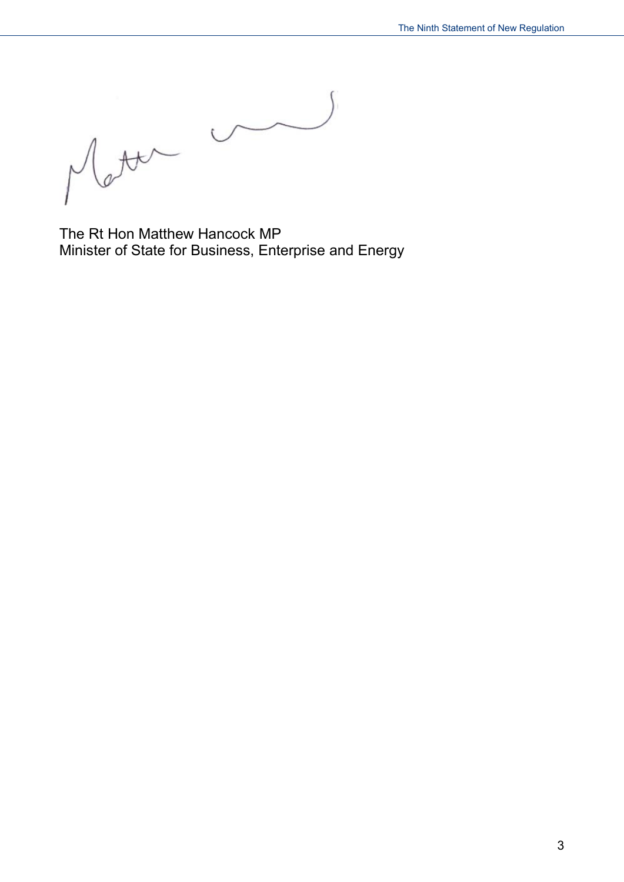The Rt Hon Matthew Hancock MP
Minister of State for Business, Enterprise and Energy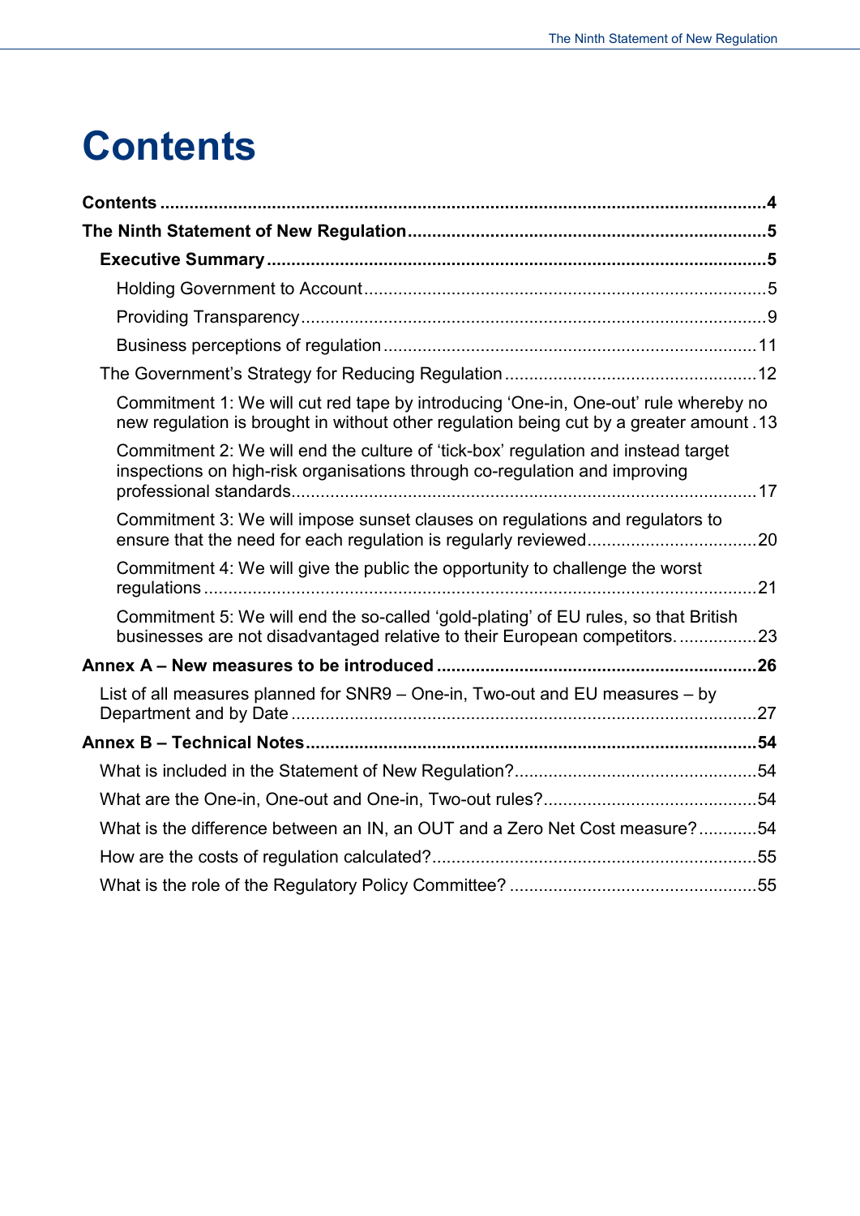# Contents

**Contents** ........................................................................................................................ **4**

**The Ninth Statement of New Regulation** ........................................................................ **5**

- **Executive Summary** ..................................................................................................... **5**
  - Holding Government to Account ................................................................................... 5
  - Providing Transparency ................................................................................................ 9
  - Business perceptions of regulation ............................................................................. 11
- The Government's Strategy for Reducing Regulation .................................................... 12
  - Commitment 1: We will cut red tape by introducing 'One-in, One-out' rule whereby no new regulation is brought in without other regulation being cut by a greater amount . 13
  - Commitment 2: We will end the culture of 'tick-box' regulation and instead target inspections on high-risk organisations through co-regulation and improving professional standards................................................................................................ 17
  - Commitment 3: We will impose sunset clauses on regulations and regulators to ensure that the need for each regulation is regularly reviewed.................................. 20
  - Commitment 4: We will give the public the opportunity to challenge the worst regulations ................................................................................................................ 21
  - Commitment 5: We will end the so-called 'gold-plating' of EU rules, so that British businesses are not disadvantaged relative to their European competitors. ................ 23

**Annex A – New measures to be introduced** .................................................................. **26**

- List of all measures planned for SNR9 – One-in, Two-out and EU measures – by Department and by Date ............................................................................................... 27

**Annex B – Technical Notes** ............................................................................................. **54**

- What is included in the Statement of New Regulation? .................................................. 54
- What are the One-in, One-out and One-in, Two-out rules? ............................................ 54
- What is the difference between an IN, an OUT and a Zero Net Cost measure? ............ 54
- How are the costs of regulation calculated? ................................................................... 55
- What is the role of the Regulatory Policy Committee? ................................................... 55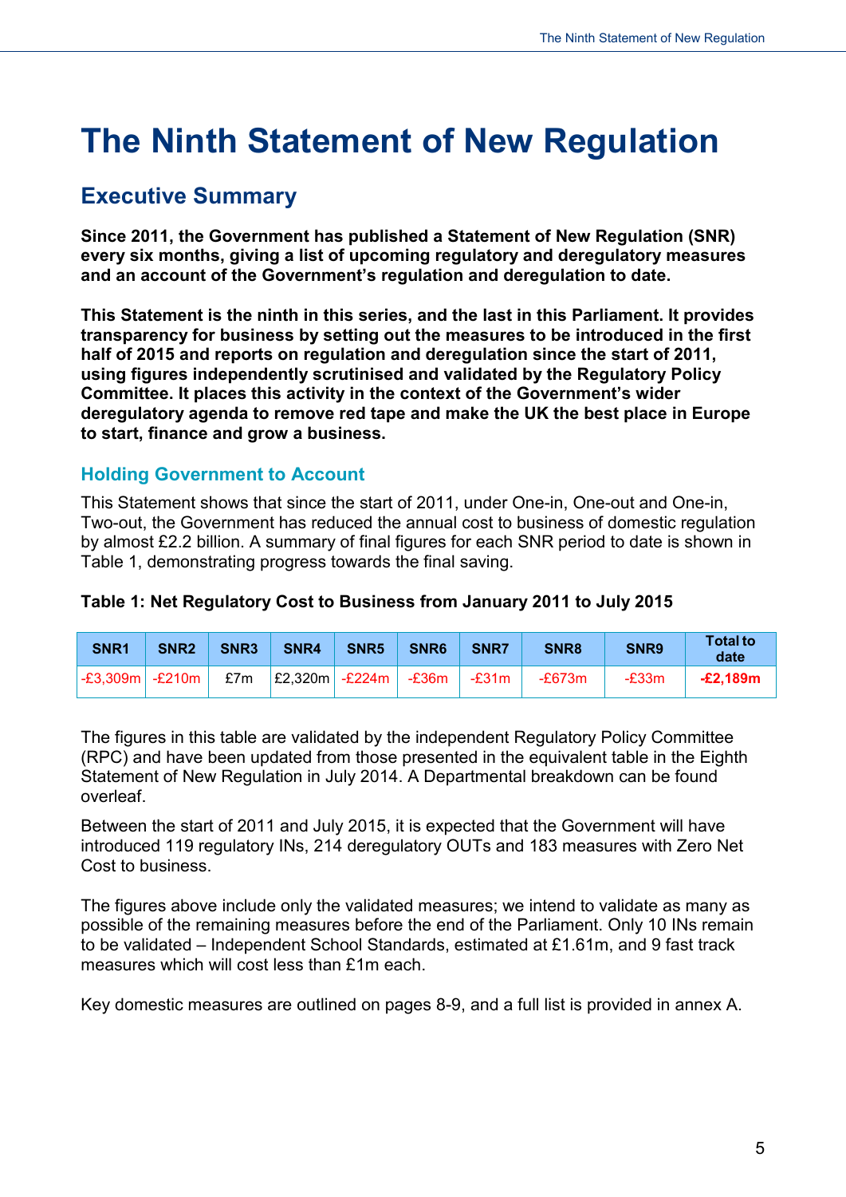# The Ninth Statement of New Regulation

## Executive Summary

**Since 2011, the Government has published a Statement of New Regulation (SNR) every six months, giving a list of upcoming regulatory and deregulatory measures and an account of the Government's regulation and deregulation to date.**

**This Statement is the ninth in this series, and the last in this Parliament. It provides transparency for business by setting out the measures to be introduced in the first half of 2015 and reports on regulation and deregulation since the start of 2011, using figures independently scrutinised and validated by the Regulatory Policy Committee. It places this activity in the context of the Government's wider deregulatory agenda to remove red tape and make the UK the best place in Europe to start, finance and grow a business.**

### Holding Government to Account

This Statement shows that since the start of 2011, under One-in, One-out and One-in, Two-out, the Government has reduced the annual cost to business of domestic regulation by almost £2.2 billion. A summary of final figures for each SNR period to date is shown in Table 1, demonstrating progress towards the final saving.

**Table 1: Net Regulatory Cost to Business from January 2011 to July 2015**

| SNR1 | SNR2 | SNR3 | SNR4 | SNR5 | SNR6 | SNR7 | SNR8 | SNR9 | Total to date |
|---|---|---|---|---|---|---|---|---|---|
| -£3,309m | -£210m | £7m | £2,320m | -£224m | -£36m | -£31m | -£673m | -£33m | **-£2,189m** |

The figures in this table are validated by the independent Regulatory Policy Committee (RPC) and have been updated from those presented in the equivalent table in the Eighth Statement of New Regulation in July 2014. A Departmental breakdown can be found overleaf.

Between the start of 2011 and July 2015, it is expected that the Government will have introduced 119 regulatory INs, 214 deregulatory OUTs and 183 measures with Zero Net Cost to business.

The figures above include only the validated measures; we intend to validate as many as possible of the remaining measures before the end of the Parliament. Only 10 INs remain to be validated – Independent School Standards, estimated at £1.61m, and 9 fast track measures which will cost less than £1m each.

Key domestic measures are outlined on pages 8-9, and a full list is provided in annex A.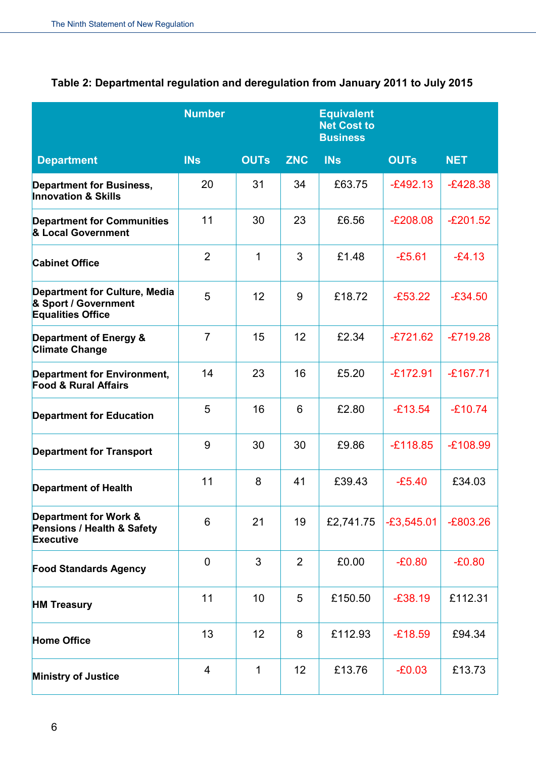**Table 2: Departmental regulation and deregulation from January 2011 to July 2015**

| Department | Number | | | Equivalent Net Cost to Business | | |
|---|---|---|---|---|---|---|
| | INs | OUTs | ZNC | INs | OUTs | NET |
| Department for Business, Innovation & Skills | 20 | 31 | 34 | £63.75 | -£492.13 | -£428.38 |
| Department for Communities & Local Government | 11 | 30 | 23 | £6.56 | -£208.08 | -£201.52 |
| Cabinet Office | 2 | 1 | 3 | £1.48 | -£5.61 | -£4.13 |
| Department for Culture, Media & Sport / Government Equalities Office | 5 | 12 | 9 | £18.72 | -£53.22 | -£34.50 |
| Department of Energy & Climate Change | 7 | 15 | 12 | £2.34 | -£721.62 | -£719.28 |
| Department for Environment, Food & Rural Affairs | 14 | 23 | 16 | £5.20 | -£172.91 | -£167.71 |
| Department for Education | 5 | 16 | 6 | £2.80 | -£13.54 | -£10.74 |
| Department for Transport | 9 | 30 | 30 | £9.86 | -£118.85 | -£108.99 |
| Department of Health | 11 | 8 | 41 | £39.43 | -£5.40 | £34.03 |
| Department for Work & Pensions / Health & Safety Executive | 6 | 21 | 19 | £2,741.75 | -£3,545.01 | -£803.26 |
| Food Standards Agency | 0 | 3 | 2 | £0.00 | -£0.80 | -£0.80 |
| HM Treasury | 11 | 10 | 5 | £150.50 | -£38.19 | £112.31 |
| Home Office | 13 | 12 | 8 | £112.93 | -£18.59 | £94.34 |
| Ministry of Justice | 4 | 1 | 12 | £13.76 | -£0.03 | £13.73 |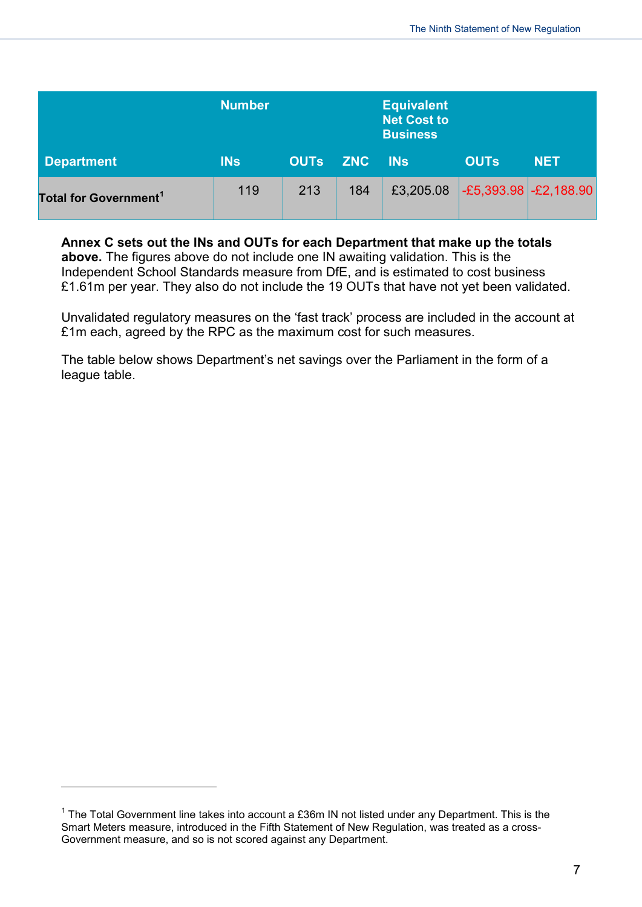| | Number | | | Equivalent Net Cost to Business | | |
|---|---|---|---|---|---|---|
| Department | INs | OUTs | ZNC | INs | OUTs | NET |
| **Total for Government**[1] | 119 | 213 | 184 | £3,205.08 | -£5,393.98 | -£2,188.90 |

**Annex C sets out the INs and OUTs for each Department that make up the totals above.** The figures above do not include one IN awaiting validation. This is the Independent School Standards measure from DfE, and is estimated to cost business £1.61m per year. They also do not include the 19 OUTs that have not yet been validated.

Unvalidated regulatory measures on the 'fast track' process are included in the account at £1m each, agreed by the RPC as the maximum cost for such measures.

The table below shows Department's net savings over the Parliament in the form of a league table.

[1] The Total Government line takes into account a £36m IN not listed under any Department. This is the Smart Meters measure, introduced in the Fifth Statement of New Regulation, was treated as a cross-Government measure, and so is not scored against any Department.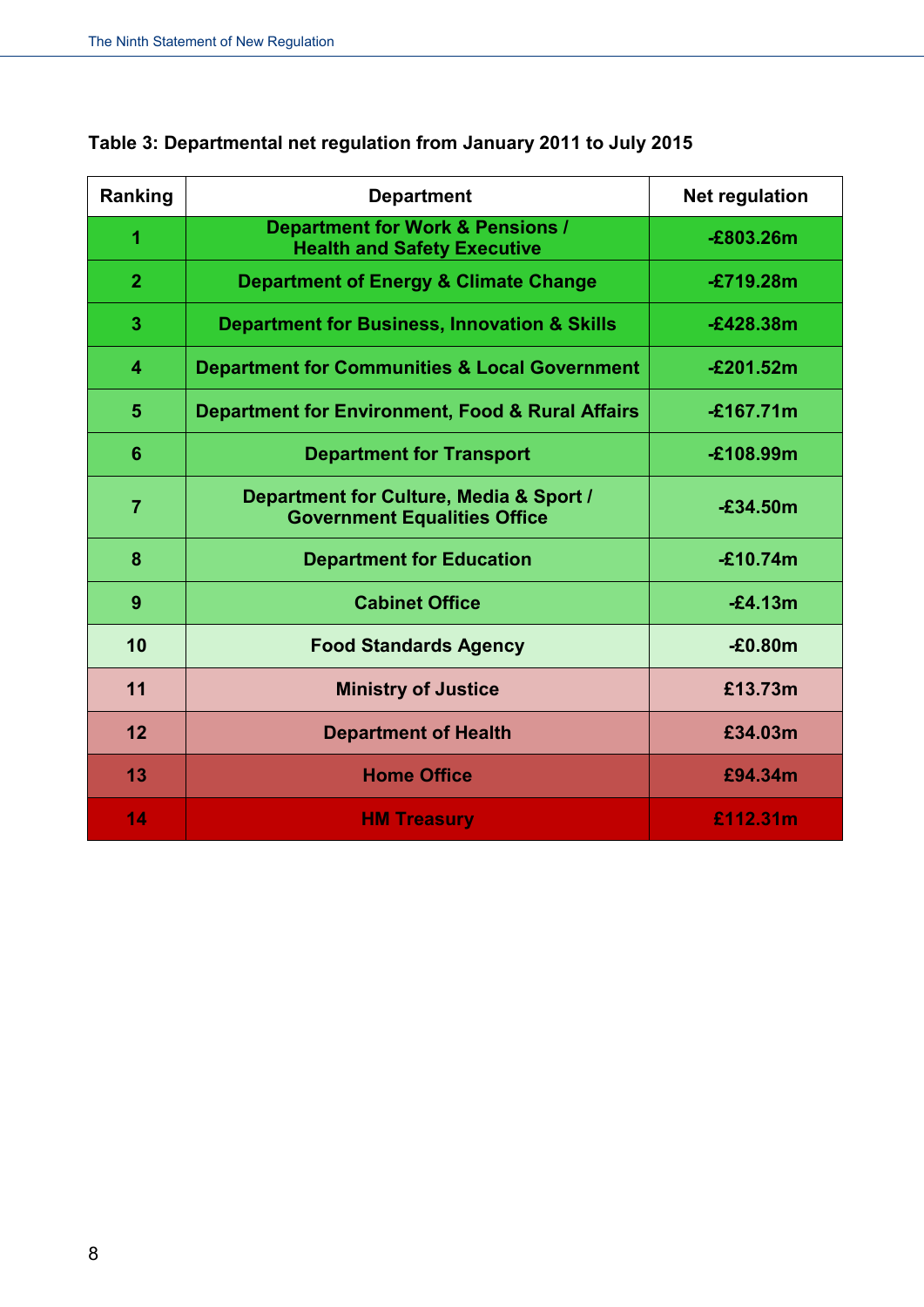**Table 3: Departmental net regulation from January 2011 to July 2015**

| Ranking | Department | Net regulation |
|---|---|---|
| 1 | Department for Work & Pensions / Health and Safety Executive | -£803.26m |
| 2 | Department of Energy & Climate Change | -£719.28m |
| 3 | Department for Business, Innovation & Skills | -£428.38m |
| 4 | Department for Communities & Local Government | -£201.52m |
| 5 | Department for Environment, Food & Rural Affairs | -£167.71m |
| 6 | Department for Transport | -£108.99m |
| 7 | Department for Culture, Media & Sport / Government Equalities Office | -£34.50m |
| 8 | Department for Education | -£10.74m |
| 9 | Cabinet Office | -£4.13m |
| 10 | Food Standards Agency | -£0.80m |
| 11 | Ministry of Justice | £13.73m |
| 12 | Department of Health | £34.03m |
| 13 | Home Office | £94.34m |
| 14 | HM Treasury | £112.31m |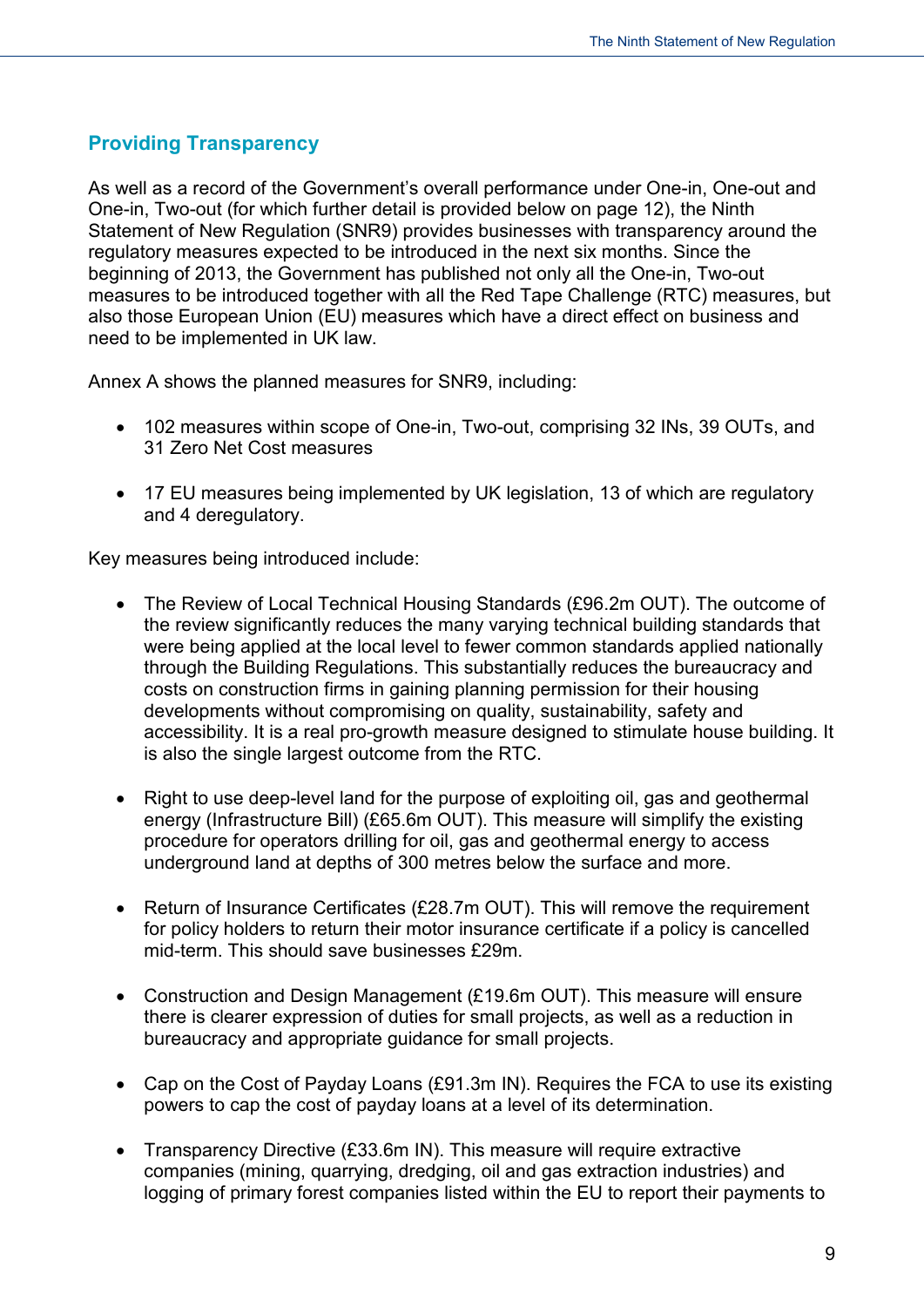## Providing Transparency

As well as a record of the Government's overall performance under One-in, One-out and One-in, Two-out (for which further detail is provided below on page 12), the Ninth Statement of New Regulation (SNR9) provides businesses with transparency around the regulatory measures expected to be introduced in the next six months. Since the beginning of 2013, the Government has published not only all the One-in, Two-out measures to be introduced together with all the Red Tape Challenge (RTC) measures, but also those European Union (EU) measures which have a direct effect on business and need to be implemented in UK law.

Annex A shows the planned measures for SNR9, including:

- 102 measures within scope of One-in, Two-out, comprising 32 INs, 39 OUTs, and 31 Zero Net Cost measures
- 17 EU measures being implemented by UK legislation, 13 of which are regulatory and 4 deregulatory.

Key measures being introduced include:

- The Review of Local Technical Housing Standards (£96.2m OUT). The outcome of the review significantly reduces the many varying technical building standards that were being applied at the local level to fewer common standards applied nationally through the Building Regulations. This substantially reduces the bureaucracy and costs on construction firms in gaining planning permission for their housing developments without compromising on quality, sustainability, safety and accessibility. It is a real pro-growth measure designed to stimulate house building. It is also the single largest outcome from the RTC.
- Right to use deep-level land for the purpose of exploiting oil, gas and geothermal energy (Infrastructure Bill) (£65.6m OUT). This measure will simplify the existing procedure for operators drilling for oil, gas and geothermal energy to access underground land at depths of 300 metres below the surface and more.
- Return of Insurance Certificates (£28.7m OUT). This will remove the requirement for policy holders to return their motor insurance certificate if a policy is cancelled mid-term. This should save businesses £29m.
- Construction and Design Management (£19.6m OUT). This measure will ensure there is clearer expression of duties for small projects, as well as a reduction in bureaucracy and appropriate guidance for small projects.
- Cap on the Cost of Payday Loans (£91.3m IN). Requires the FCA to use its existing powers to cap the cost of payday loans at a level of its determination.
- Transparency Directive (£33.6m IN). This measure will require extractive companies (mining, quarrying, dredging, oil and gas extraction industries) and logging of primary forest companies listed within the EU to report their payments to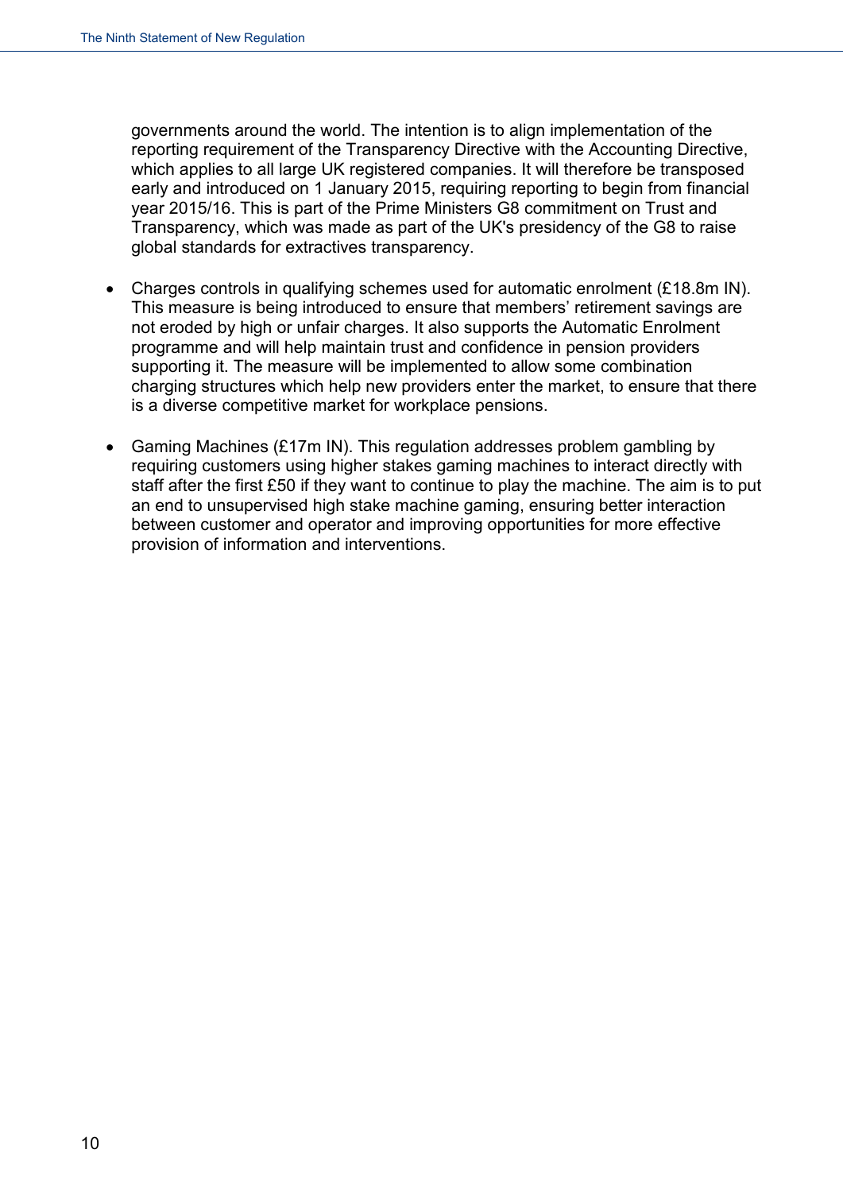governments around the world. The intention is to align implementation of the reporting requirement of the Transparency Directive with the Accounting Directive, which applies to all large UK registered companies. It will therefore be transposed early and introduced on 1 January 2015, requiring reporting to begin from financial year 2015/16. This is part of the Prime Ministers G8 commitment on Trust and Transparency, which was made as part of the UK's presidency of the G8 to raise global standards for extractives transparency.

- Charges controls in qualifying schemes used for automatic enrolment (£18.8m IN). This measure is being introduced to ensure that members' retirement savings are not eroded by high or unfair charges. It also supports the Automatic Enrolment programme and will help maintain trust and confidence in pension providers supporting it. The measure will be implemented to allow some combination charging structures which help new providers enter the market, to ensure that there is a diverse competitive market for workplace pensions.

- Gaming Machines (£17m IN). This regulation addresses problem gambling by requiring customers using higher stakes gaming machines to interact directly with staff after the first £50 if they want to continue to play the machine. The aim is to put an end to unsupervised high stake machine gaming, ensuring better interaction between customer and operator and improving opportunities for more effective provision of information and interventions.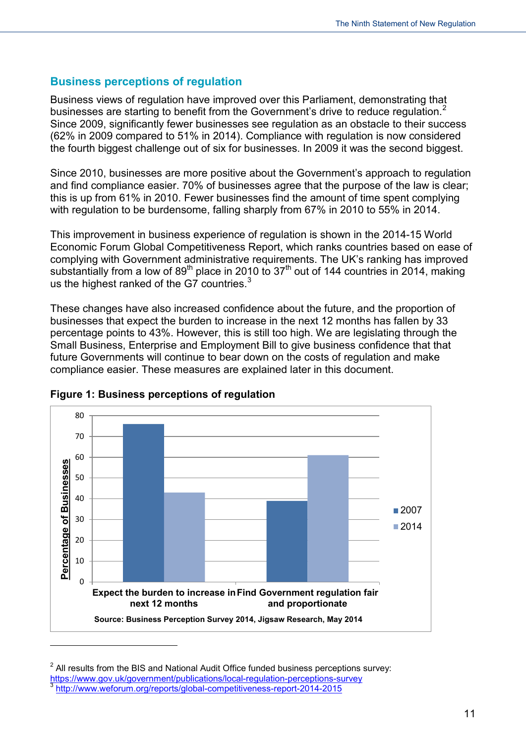## Business perceptions of regulation

Business views of regulation have improved over this Parliament, demonstrating that businesses are starting to benefit from the Government's drive to reduce regulation.[2] Since 2009, significantly fewer businesses see regulation as an obstacle to their success (62% in 2009 compared to 51% in 2014). Compliance with regulation is now considered the fourth biggest challenge out of six for businesses. In 2009 it was the second biggest.

Since 2010, businesses are more positive about the Government's approach to regulation and find compliance easier. 70% of businesses agree that the purpose of the law is clear; this is up from 61% in 2010. Fewer businesses find the amount of time spent complying with regulation to be burdensome, falling sharply from 67% in 2010 to 55% in 2014.

This improvement in business experience of regulation is shown in the 2014-15 World Economic Forum Global Competitiveness Report, which ranks countries based on ease of complying with Government administrative requirements. The UK's ranking has improved substantially from a low of 89th place in 2010 to 37th out of 144 countries in 2014, making us the highest ranked of the G7 countries.[3]

These changes have also increased confidence about the future, and the proportion of businesses that expect the burden to increase in the next 12 months has fallen by 33 percentage points to 43%. However, this is still too high. We are legislating through the Small Business, Enterprise and Employment Bill to give business confidence that that future Governments will continue to bear down on the costs of regulation and make compliance easier. These measures are explained later in this document.

**Figure 1: Business perceptions of regulation**

| Percentage of Businesses | 2007 | 2014 |
|---|---|---|
| Expect the burden to increase in next 12 months | 76 | 43 |
| Find Government regulation fair and proportionate | 39 | 61 |

**Source: Business Perception Survey 2014, Jigsaw Research, May 2014**

[2] All results from the BIS and National Audit Office funded business perceptions survey: https://www.gov.uk/government/publications/local-regulation-perceptions-survey

[3] http://www.weforum.org/reports/global-competitiveness-report-2014-2015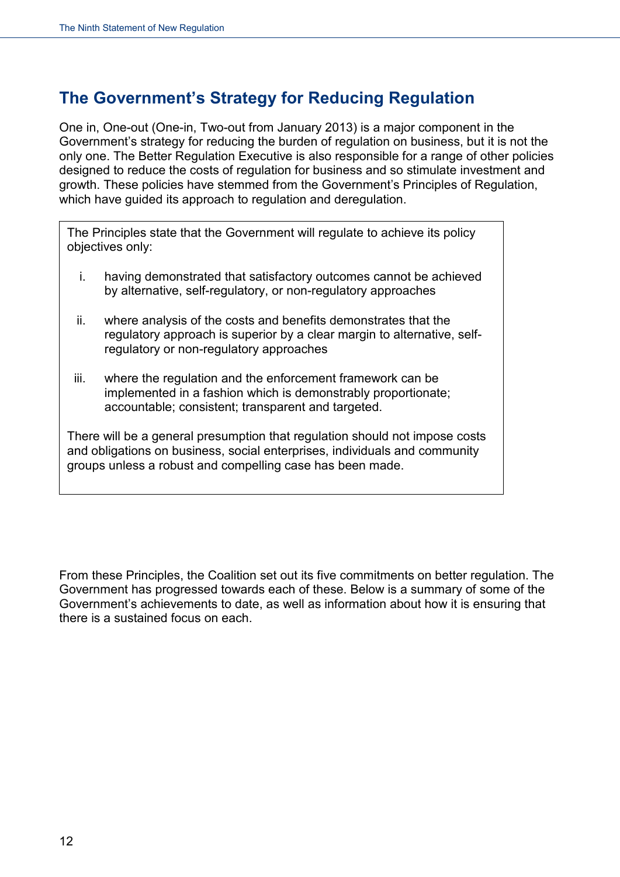## The Government's Strategy for Reducing Regulation

One in, One-out (One-in, Two-out from January 2013) is a major component in the Government's strategy for reducing the burden of regulation on business, but it is not the only one. The Better Regulation Executive is also responsible for a range of other policies designed to reduce the costs of regulation for business and so stimulate investment and growth. These policies have stemmed from the Government's Principles of Regulation, which have guided its approach to regulation and deregulation.

> The Principles state that the Government will regulate to achieve its policy objectives only:
>
> i. having demonstrated that satisfactory outcomes cannot be achieved by alternative, self-regulatory, or non-regulatory approaches
>
> ii. where analysis of the costs and benefits demonstrates that the regulatory approach is superior by a clear margin to alternative, self-regulatory or non-regulatory approaches
>
> iii. where the regulation and the enforcement framework can be implemented in a fashion which is demonstrably proportionate; accountable; consistent; transparent and targeted.
>
> There will be a general presumption that regulation should not impose costs and obligations on business, social enterprises, individuals and community groups unless a robust and compelling case has been made.

From these Principles, the Coalition set out its five commitments on better regulation. The Government has progressed towards each of these. Below is a summary of some of the Government's achievements to date, as well as information about how it is ensuring that there is a sustained focus on each.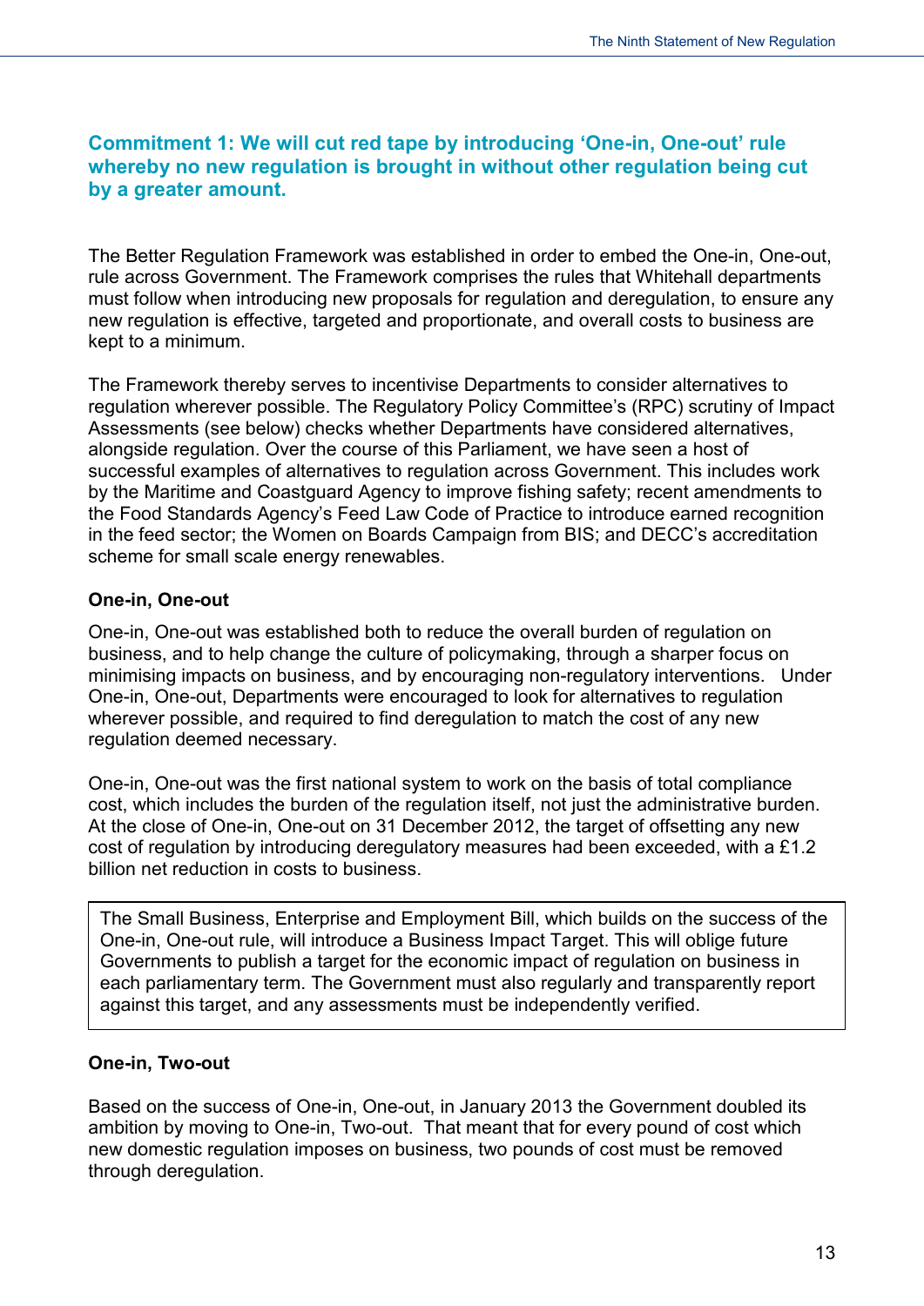## Commitment 1: We will cut red tape by introducing 'One-in, One-out' rule whereby no new regulation is brought in without other regulation being cut by a greater amount.

The Better Regulation Framework was established in order to embed the One-in, One-out, rule across Government. The Framework comprises the rules that Whitehall departments must follow when introducing new proposals for regulation and deregulation, to ensure any new regulation is effective, targeted and proportionate, and overall costs to business are kept to a minimum.

The Framework thereby serves to incentivise Departments to consider alternatives to regulation wherever possible. The Regulatory Policy Committee's (RPC) scrutiny of Impact Assessments (see below) checks whether Departments have considered alternatives, alongside regulation. Over the course of this Parliament, we have seen a host of successful examples of alternatives to regulation across Government. This includes work by the Maritime and Coastguard Agency to improve fishing safety; recent amendments to the Food Standards Agency's Feed Law Code of Practice to introduce earned recognition in the feed sector; the Women on Boards Campaign from BIS; and DECC's accreditation scheme for small scale energy renewables.

### One-in, One-out

One-in, One-out was established both to reduce the overall burden of regulation on business, and to help change the culture of policymaking, through a sharper focus on minimising impacts on business, and by encouraging non-regulatory interventions. Under One-in, One-out, Departments were encouraged to look for alternatives to regulation wherever possible, and required to find deregulation to match the cost of any new regulation deemed necessary.

One-in, One-out was the first national system to work on the basis of total compliance cost, which includes the burden of the regulation itself, not just the administrative burden. At the close of One-in, One-out on 31 December 2012, the target of offsetting any new cost of regulation by introducing deregulatory measures had been exceeded, with a £1.2 billion net reduction in costs to business.

> The Small Business, Enterprise and Employment Bill, which builds on the success of the One-in, One-out rule, will introduce a Business Impact Target. This will oblige future Governments to publish a target for the economic impact of regulation on business in each parliamentary term. The Government must also regularly and transparently report against this target, and any assessments must be independently verified.

### One-in, Two-out

Based on the success of One-in, One-out, in January 2013 the Government doubled its ambition by moving to One-in, Two-out. That meant that for every pound of cost which new domestic regulation imposes on business, two pounds of cost must be removed through deregulation.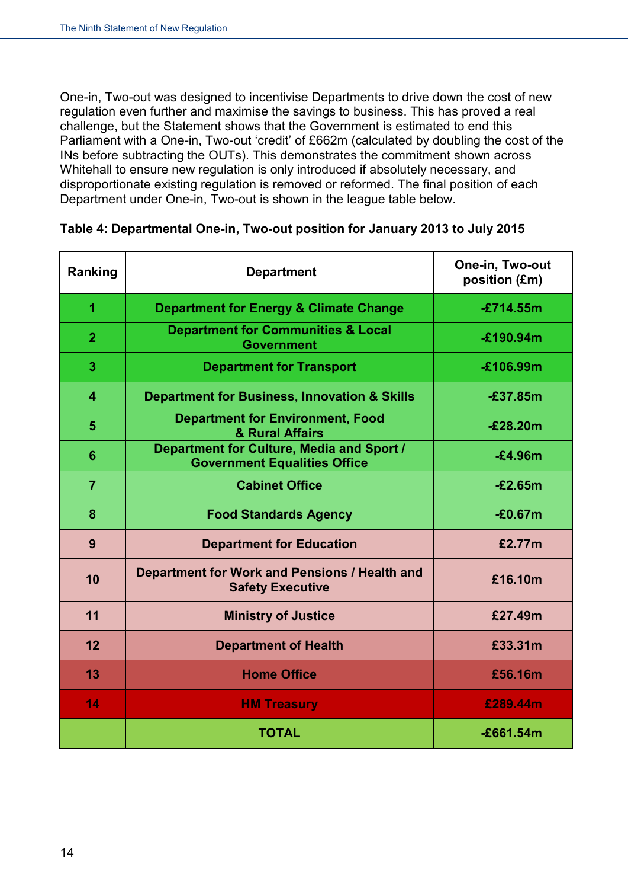One-in, Two-out was designed to incentivise Departments to drive down the cost of new regulation even further and maximise the savings to business. This has proved a real challenge, but the Statement shows that the Government is estimated to end this Parliament with a One-in, Two-out 'credit' of £662m (calculated by doubling the cost of the INs before subtracting the OUTs). This demonstrates the commitment shown across Whitehall to ensure new regulation is only introduced if absolutely necessary, and disproportionate existing regulation is removed or reformed. The final position of each Department under One-in, Two-out is shown in the league table below.

**Table 4: Departmental One-in, Two-out position for January 2013 to July 2015**

| Ranking | Department | One-in, Two-out position (£m) |
|---|---|---|
| 1 | Department for Energy & Climate Change | -£714.55m |
| 2 | Department for Communities & Local Government | -£190.94m |
| 3 | Department for Transport | -£106.99m |
| 4 | Department for Business, Innovation & Skills | -£37.85m |
| 5 | Department for Environment, Food & Rural Affairs | -£28.20m |
| 6 | Department for Culture, Media and Sport / Government Equalities Office | -£4.96m |
| 7 | Cabinet Office | -£2.65m |
| 8 | Food Standards Agency | -£0.67m |
| 9 | Department for Education | £2.77m |
| 10 | Department for Work and Pensions / Health and Safety Executive | £16.10m |
| 11 | Ministry of Justice | £27.49m |
| 12 | Department of Health | £33.31m |
| 13 | Home Office | £56.16m |
| 14 | HM Treasury | £289.44m |
| | TOTAL | -£661.54m |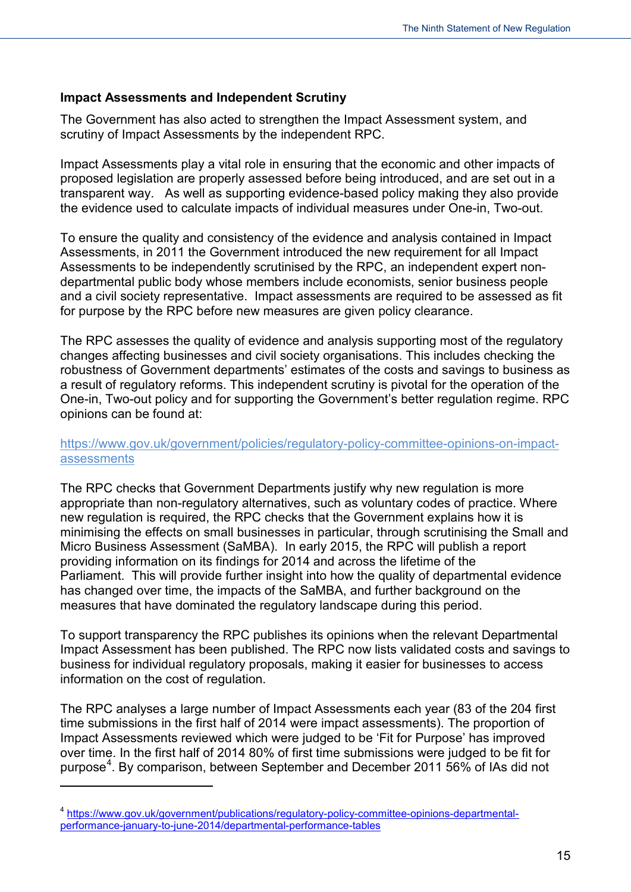**Impact Assessments and Independent Scrutiny**

The Government has also acted to strengthen the Impact Assessment system, and scrutiny of Impact Assessments by the independent RPC.

Impact Assessments play a vital role in ensuring that the economic and other impacts of proposed legislation are properly assessed before being introduced, and are set out in a transparent way. As well as supporting evidence-based policy making they also provide the evidence used to calculate impacts of individual measures under One-in, Two-out.

To ensure the quality and consistency of the evidence and analysis contained in Impact Assessments, in 2011 the Government introduced the new requirement for all Impact Assessments to be independently scrutinised by the RPC, an independent expert non-departmental public body whose members include economists, senior business people and a civil society representative. Impact assessments are required to be assessed as fit for purpose by the RPC before new measures are given policy clearance.

The RPC assesses the quality of evidence and analysis supporting most of the regulatory changes affecting businesses and civil society organisations. This includes checking the robustness of Government departments' estimates of the costs and savings to business as a result of regulatory reforms. This independent scrutiny is pivotal for the operation of the One-in, Two-out policy and for supporting the Government's better regulation regime. RPC opinions can be found at:

https://www.gov.uk/government/policies/regulatory-policy-committee-opinions-on-impact-assessments

The RPC checks that Government Departments justify why new regulation is more appropriate than non-regulatory alternatives, such as voluntary codes of practice. Where new regulation is required, the RPC checks that the Government explains how it is minimising the effects on small businesses in particular, through scrutinising the Small and Micro Business Assessment (SaMBA). In early 2015, the RPC will publish a report providing information on its findings for 2014 and across the lifetime of the Parliament. This will provide further insight into how the quality of departmental evidence has changed over time, the impacts of the SaMBA, and further background on the measures that have dominated the regulatory landscape during this period.

To support transparency the RPC publishes its opinions when the relevant Departmental Impact Assessment has been published. The RPC now lists validated costs and savings to business for individual regulatory proposals, making it easier for businesses to access information on the cost of regulation.

The RPC analyses a large number of Impact Assessments each year (83 of the 204 first time submissions in the first half of 2014 were impact assessments). The proportion of Impact Assessments reviewed which were judged to be 'Fit for Purpose' has improved over time. In the first half of 2014 80% of first time submissions were judged to be fit for purpose[4]. By comparison, between September and December 2011 56% of IAs did not

---

[4] https://www.gov.uk/government/publications/regulatory-policy-committee-opinions-departmental-performance-january-to-june-2014/departmental-performance-tables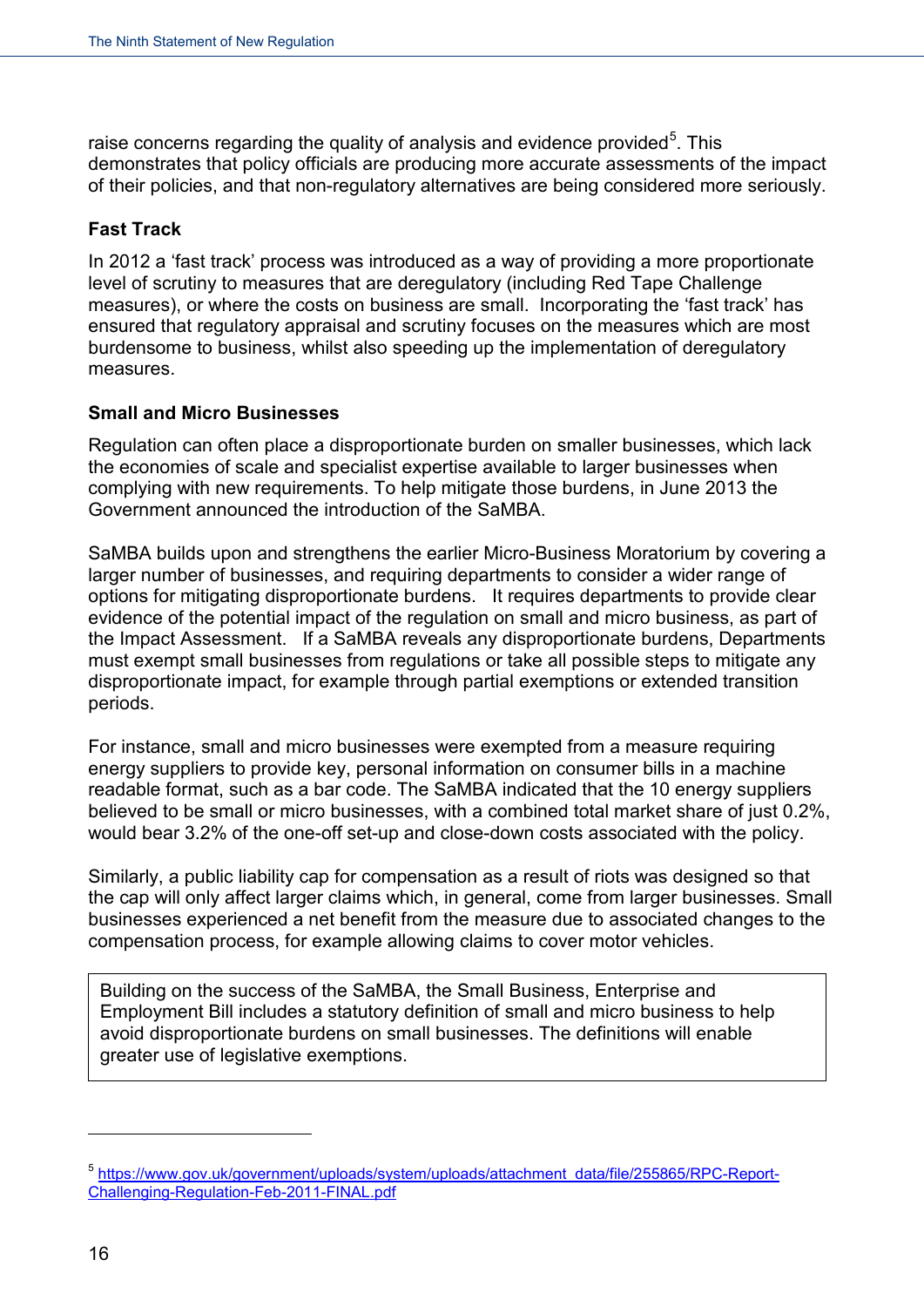raise concerns regarding the quality of analysis and evidence provided[5]. This demonstrates that policy officials are producing more accurate assessments of the impact of their policies, and that non-regulatory alternatives are being considered more seriously.

**Fast Track**

In 2012 a 'fast track' process was introduced as a way of providing a more proportionate level of scrutiny to measures that are deregulatory (including Red Tape Challenge measures), or where the costs on business are small. Incorporating the 'fast track' has ensured that regulatory appraisal and scrutiny focuses on the measures which are most burdensome to business, whilst also speeding up the implementation of deregulatory measures.

**Small and Micro Businesses**

Regulation can often place a disproportionate burden on smaller businesses, which lack the economies of scale and specialist expertise available to larger businesses when complying with new requirements. To help mitigate those burdens, in June 2013 the Government announced the introduction of the SaMBA.

SaMBA builds upon and strengthens the earlier Micro-Business Moratorium by covering a larger number of businesses, and requiring departments to consider a wider range of options for mitigating disproportionate burdens. It requires departments to provide clear evidence of the potential impact of the regulation on small and micro business, as part of the Impact Assessment. If a SaMBA reveals any disproportionate burdens, Departments must exempt small businesses from regulations or take all possible steps to mitigate any disproportionate impact, for example through partial exemptions or extended transition periods.

For instance, small and micro businesses were exempted from a measure requiring energy suppliers to provide key, personal information on consumer bills in a machine readable format, such as a bar code. The SaMBA indicated that the 10 energy suppliers believed to be small or micro businesses, with a combined total market share of just 0.2%, would bear 3.2% of the one-off set-up and close-down costs associated with the policy.

Similarly, a public liability cap for compensation as a result of riots was designed so that the cap will only affect larger claims which, in general, come from larger businesses. Small businesses experienced a net benefit from the measure due to associated changes to the compensation process, for example allowing claims to cover motor vehicles.

> Building on the success of the SaMBA, the Small Business, Enterprise and Employment Bill includes a statutory definition of small and micro business to help avoid disproportionate burdens on small businesses. The definitions will enable greater use of legislative exemptions.

---

[5] https://www.gov.uk/government/uploads/system/uploads/attachment_data/file/255865/RPC-Report-Challenging-Regulation-Feb-2011-FINAL.pdf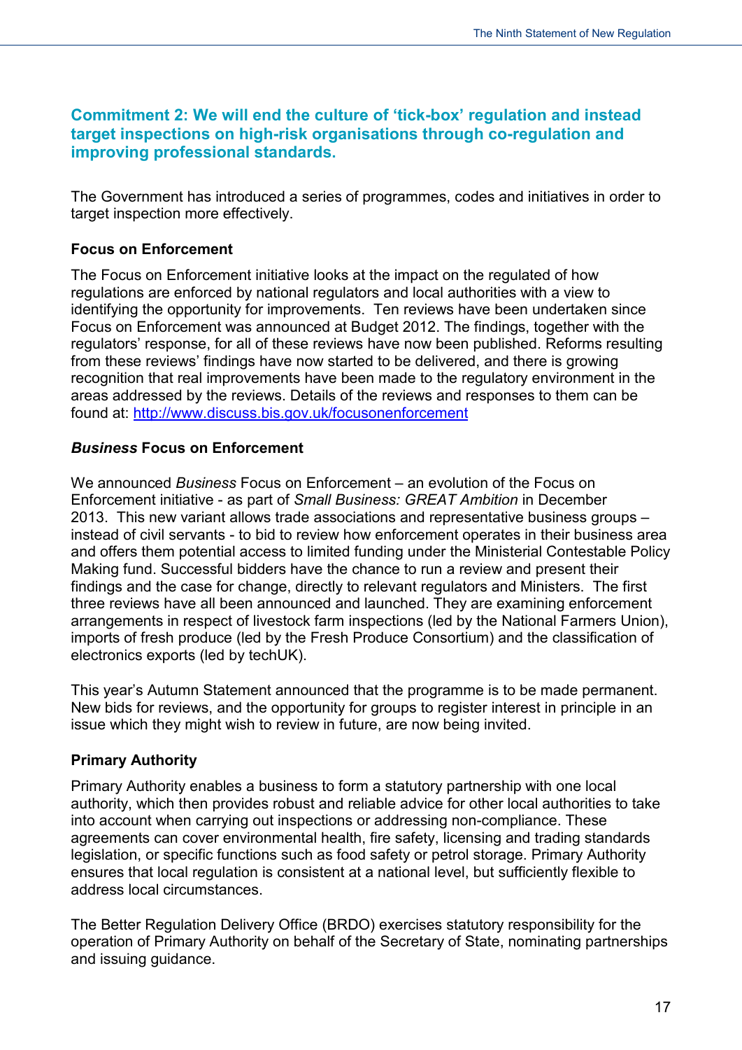## Commitment 2: We will end the culture of 'tick-box' regulation and instead target inspections on high-risk organisations through co-regulation and improving professional standards.

The Government has introduced a series of programmes, codes and initiatives in order to target inspection more effectively.

### Focus on Enforcement

The Focus on Enforcement initiative looks at the impact on the regulated of how regulations are enforced by national regulators and local authorities with a view to identifying the opportunity for improvements. Ten reviews have been undertaken since Focus on Enforcement was announced at Budget 2012. The findings, together with the regulators' response, for all of these reviews have now been published. Reforms resulting from these reviews' findings have now started to be delivered, and there is growing recognition that real improvements have been made to the regulatory environment in the areas addressed by the reviews. Details of the reviews and responses to them can be found at: [http://www.discuss.bis.gov.uk/focusonenforcement](http://www.discuss.bis.gov.uk/focusonenforcement)

### *Business* Focus on Enforcement

We announced *Business* Focus on Enforcement – an evolution of the Focus on Enforcement initiative - as part of *Small Business: GREAT Ambition* in December 2013. This new variant allows trade associations and representative business groups – instead of civil servants - to bid to review how enforcement operates in their business area and offers them potential access to limited funding under the Ministerial Contestable Policy Making fund. Successful bidders have the chance to run a review and present their findings and the case for change, directly to relevant regulators and Ministers. The first three reviews have all been announced and launched. They are examining enforcement arrangements in respect of livestock farm inspections (led by the National Farmers Union), imports of fresh produce (led by the Fresh Produce Consortium) and the classification of electronics exports (led by techUK).

This year's Autumn Statement announced that the programme is to be made permanent. New bids for reviews, and the opportunity for groups to register interest in principle in an issue which they might wish to review in future, are now being invited.

### Primary Authority

Primary Authority enables a business to form a statutory partnership with one local authority, which then provides robust and reliable advice for other local authorities to take into account when carrying out inspections or addressing non-compliance. These agreements can cover environmental health, fire safety, licensing and trading standards legislation, or specific functions such as food safety or petrol storage. Primary Authority ensures that local regulation is consistent at a national level, but sufficiently flexible to address local circumstances.

The Better Regulation Delivery Office (BRDO) exercises statutory responsibility for the operation of Primary Authority on behalf of the Secretary of State, nominating partnerships and issuing guidance.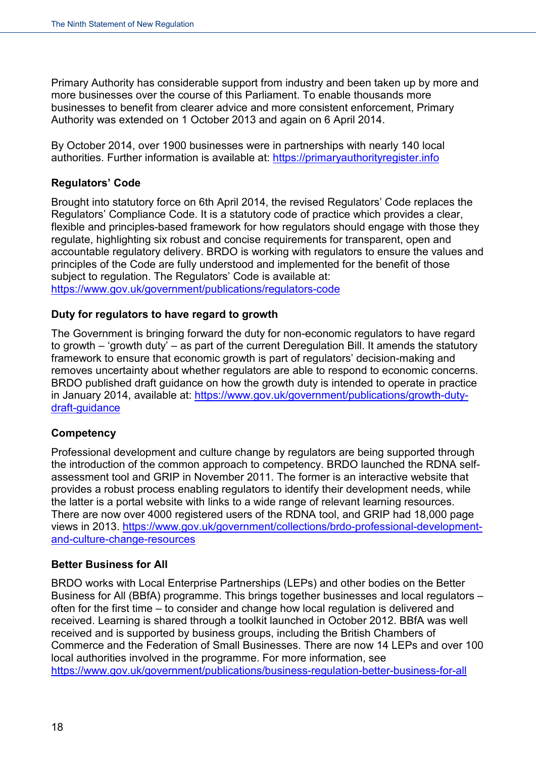Primary Authority has considerable support from industry and been taken up by more and more businesses over the course of this Parliament. To enable thousands more businesses to benefit from clearer advice and more consistent enforcement, Primary Authority was extended on 1 October 2013 and again on 6 April 2014.

By October 2014, over 1900 businesses were in partnerships with nearly 140 local authorities. Further information is available at: https://primaryauthorityregister.info

**Regulators' Code**

Brought into statutory force on 6th April 2014, the revised Regulators' Code replaces the Regulators' Compliance Code. It is a statutory code of practice which provides a clear, flexible and principles-based framework for how regulators should engage with those they regulate, highlighting six robust and concise requirements for transparent, open and accountable regulatory delivery. BRDO is working with regulators to ensure the values and principles of the Code are fully understood and implemented for the benefit of those subject to regulation. The Regulators' Code is available at: https://www.gov.uk/government/publications/regulators-code

**Duty for regulators to have regard to growth**

The Government is bringing forward the duty for non-economic regulators to have regard to growth – 'growth duty' – as part of the current Deregulation Bill. It amends the statutory framework to ensure that economic growth is part of regulators' decision-making and removes uncertainty about whether regulators are able to respond to economic concerns. BRDO published draft guidance on how the growth duty is intended to operate in practice in January 2014, available at: https://www.gov.uk/government/publications/growth-duty-draft-guidance

**Competency**

Professional development and culture change by regulators are being supported through the introduction of the common approach to competency. BRDO launched the RDNA self-assessment tool and GRIP in November 2011. The former is an interactive website that provides a robust process enabling regulators to identify their development needs, while the latter is a portal website with links to a wide range of relevant learning resources. There are now over 4000 registered users of the RDNA tool, and GRIP had 18,000 page views in 2013. https://www.gov.uk/government/collections/brdo-professional-development-and-culture-change-resources

**Better Business for All**

BRDO works with Local Enterprise Partnerships (LEPs) and other bodies on the Better Business for All (BBfA) programme. This brings together businesses and local regulators – often for the first time – to consider and change how local regulation is delivered and received. Learning is shared through a toolkit launched in October 2012. BBfA was well received and is supported by business groups, including the British Chambers of Commerce and the Federation of Small Businesses. There are now 14 LEPs and over 100 local authorities involved in the programme. For more information, see https://www.gov.uk/government/publications/business-regulation-better-business-for-all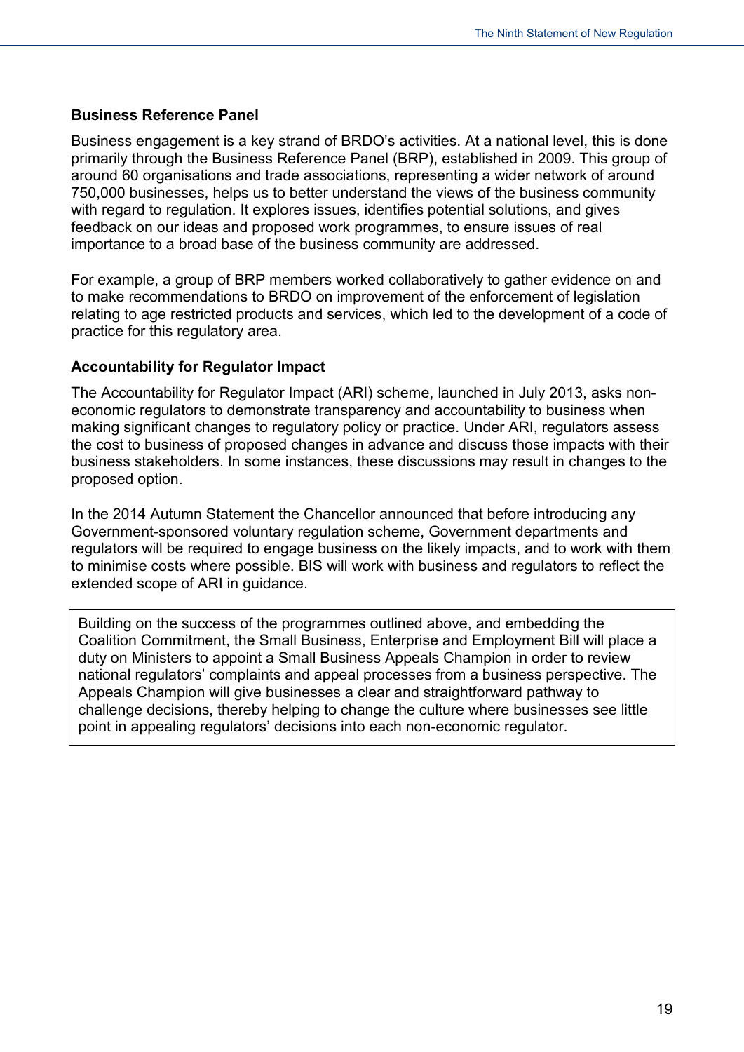### Business Reference Panel

Business engagement is a key strand of BRDO's activities. At a national level, this is done primarily through the Business Reference Panel (BRP), established in 2009. This group of around 60 organisations and trade associations, representing a wider network of around 750,000 businesses, helps us to better understand the views of the business community with regard to regulation. It explores issues, identifies potential solutions, and gives feedback on our ideas and proposed work programmes, to ensure issues of real importance to a broad base of the business community are addressed.

For example, a group of BRP members worked collaboratively to gather evidence on and to make recommendations to BRDO on improvement of the enforcement of legislation relating to age restricted products and services, which led to the development of a code of practice for this regulatory area.

### Accountability for Regulator Impact

The Accountability for Regulator Impact (ARI) scheme, launched in July 2013, asks non-economic regulators to demonstrate transparency and accountability to business when making significant changes to regulatory policy or practice. Under ARI, regulators assess the cost to business of proposed changes in advance and discuss those impacts with their business stakeholders. In some instances, these discussions may result in changes to the proposed option.

In the 2014 Autumn Statement the Chancellor announced that before introducing any Government-sponsored voluntary regulation scheme, Government departments and regulators will be required to engage business on the likely impacts, and to work with them to minimise costs where possible. BIS will work with business and regulators to reflect the extended scope of ARI in guidance.

> Building on the success of the programmes outlined above, and embedding the Coalition Commitment, the Small Business, Enterprise and Employment Bill will place a duty on Ministers to appoint a Small Business Appeals Champion in order to review national regulators' complaints and appeal processes from a business perspective. The Appeals Champion will give businesses a clear and straightforward pathway to challenge decisions, thereby helping to change the culture where businesses see little point in appealing regulators' decisions into each non-economic regulator.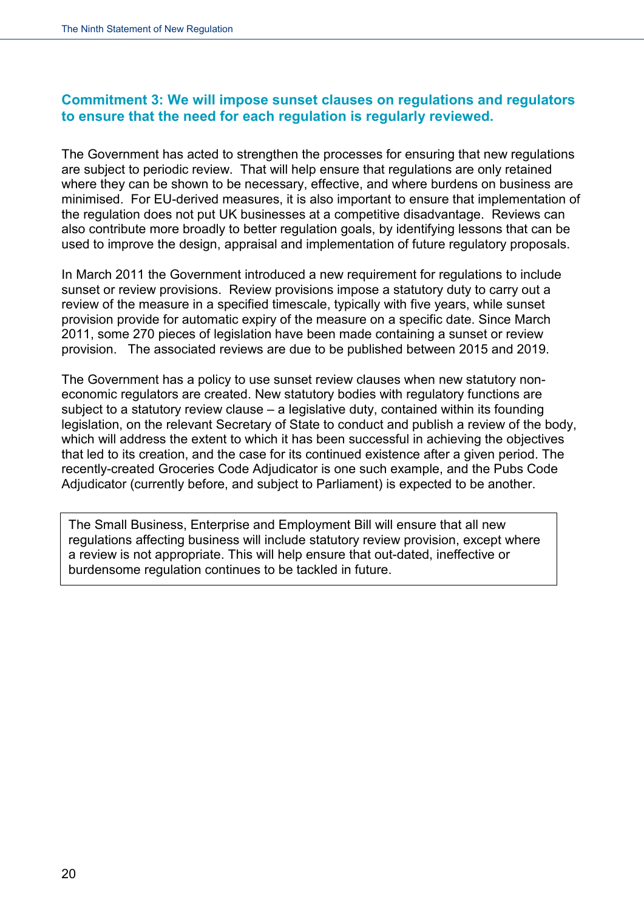### Commitment 3: We will impose sunset clauses on regulations and regulators to ensure that the need for each regulation is regularly reviewed.

The Government has acted to strengthen the processes for ensuring that new regulations are subject to periodic review. That will help ensure that regulations are only retained where they can be shown to be necessary, effective, and where burdens on business are minimised. For EU-derived measures, it is also important to ensure that implementation of the regulation does not put UK businesses at a competitive disadvantage. Reviews can also contribute more broadly to better regulation goals, by identifying lessons that can be used to improve the design, appraisal and implementation of future regulatory proposals.

In March 2011 the Government introduced a new requirement for regulations to include sunset or review provisions. Review provisions impose a statutory duty to carry out a review of the measure in a specified timescale, typically with five years, while sunset provision provide for automatic expiry of the measure on a specific date. Since March 2011, some 270 pieces of legislation have been made containing a sunset or review provision. The associated reviews are due to be published between 2015 and 2019.

The Government has a policy to use sunset review clauses when new statutory non-economic regulators are created. New statutory bodies with regulatory functions are subject to a statutory review clause – a legislative duty, contained within its founding legislation, on the relevant Secretary of State to conduct and publish a review of the body, which will address the extent to which it has been successful in achieving the objectives that led to its creation, and the case for its continued existence after a given period. The recently-created Groceries Code Adjudicator is one such example, and the Pubs Code Adjudicator (currently before, and subject to Parliament) is expected to be another.

> The Small Business, Enterprise and Employment Bill will ensure that all new regulations affecting business will include statutory review provision, except where a review is not appropriate. This will help ensure that out-dated, ineffective or burdensome regulation continues to be tackled in future.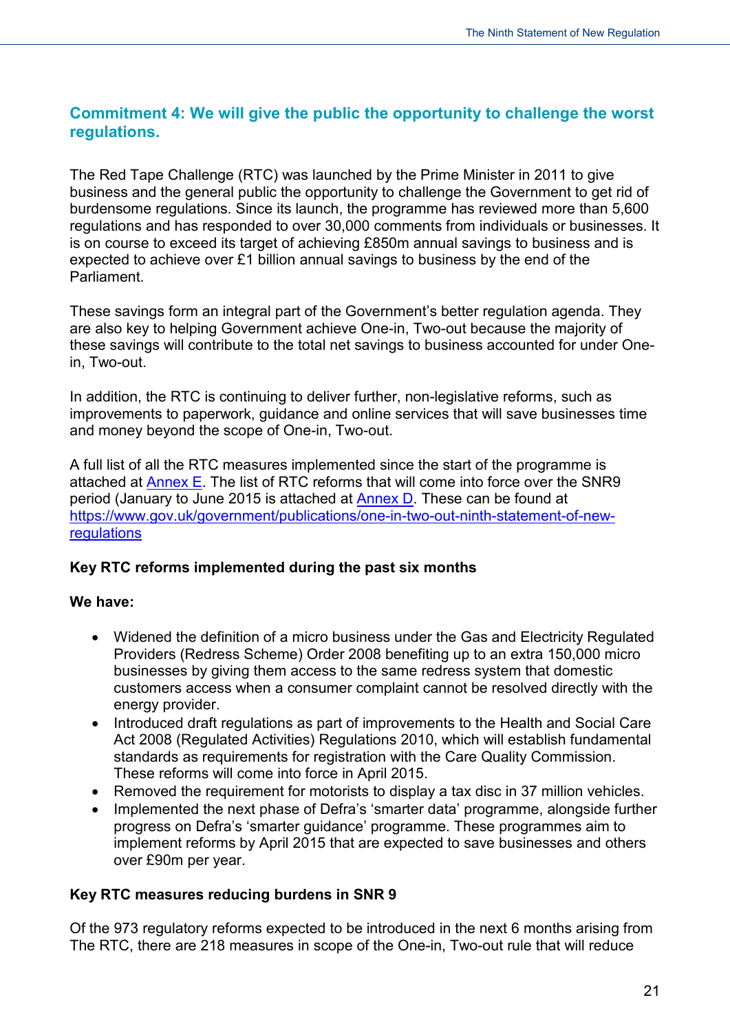## Commitment 4: We will give the public the opportunity to challenge the worst regulations.

The Red Tape Challenge (RTC) was launched by the Prime Minister in 2011 to give business and the general public the opportunity to challenge the Government to get rid of burdensome regulations. Since its launch, the programme has reviewed more than 5,600 regulations and has responded to over 30,000 comments from individuals or businesses. It is on course to exceed its target of achieving £850m annual savings to business and is expected to achieve over £1 billion annual savings to business by the end of the Parliament.

These savings form an integral part of the Government's better regulation agenda. They are also key to helping Government achieve One-in, Two-out because the majority of these savings will contribute to the total net savings to business accounted for under One-in, Two-out.

In addition, the RTC is continuing to deliver further, non-legislative reforms, such as improvements to paperwork, guidance and online services that will save businesses time and money beyond the scope of One-in, Two-out.

A full list of all the RTC measures implemented since the start of the programme is attached at [Annex E](). The list of RTC reforms that will come into force over the SNR9 period (January to June 2015 is attached at [Annex D](). These can be found at [https://www.gov.uk/government/publications/one-in-two-out-ninth-statement-of-new-regulations](https://www.gov.uk/government/publications/one-in-two-out-ninth-statement-of-new-regulations)

**Key RTC reforms implemented during the past six months**

**We have:**

- Widened the definition of a micro business under the Gas and Electricity Regulated Providers (Redress Scheme) Order 2008 benefiting up to an extra 150,000 micro businesses by giving them access to the same redress system that domestic customers access when a consumer complaint cannot be resolved directly with the energy provider.
- Introduced draft regulations as part of improvements to the Health and Social Care Act 2008 (Regulated Activities) Regulations 2010, which will establish fundamental standards as requirements for registration with the Care Quality Commission. These reforms will come into force in April 2015.
- Removed the requirement for motorists to display a tax disc in 37 million vehicles.
- Implemented the next phase of Defra's 'smarter data' programme, alongside further progress on Defra's 'smarter guidance' programme. These programmes aim to implement reforms by April 2015 that are expected to save businesses and others over £90m per year.

**Key RTC measures reducing burdens in SNR 9**

Of the 973 regulatory reforms expected to be introduced in the next 6 months arising from The RTC, there are 218 measures in scope of the One-in, Two-out rule that will reduce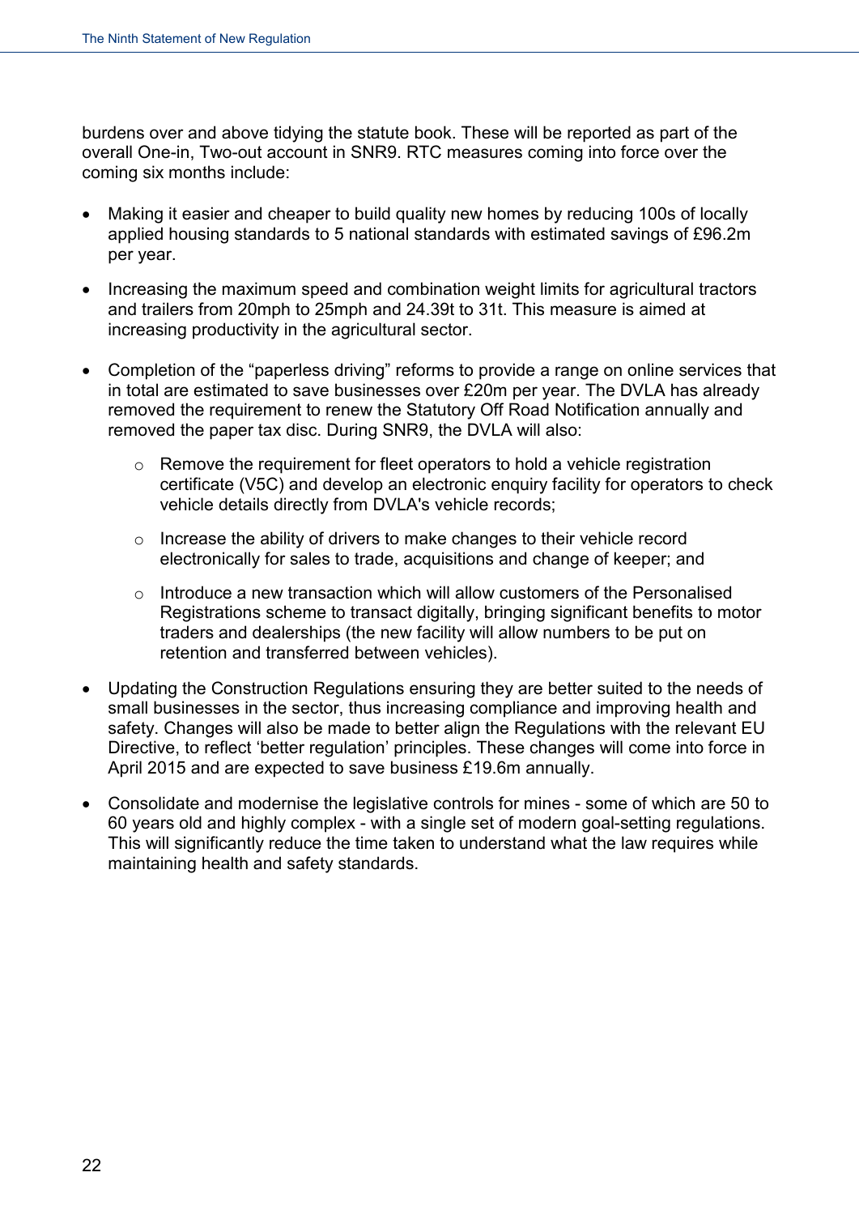burdens over and above tidying the statute book. These will be reported as part of the overall One-in, Two-out account in SNR9. RTC measures coming into force over the coming six months include:

- Making it easier and cheaper to build quality new homes by reducing 100s of locally applied housing standards to 5 national standards with estimated savings of £96.2m per year.

- Increasing the maximum speed and combination weight limits for agricultural tractors and trailers from 20mph to 25mph and 24.39t to 31t. This measure is aimed at increasing productivity in the agricultural sector.

- Completion of the "paperless driving" reforms to provide a range on online services that in total are estimated to save businesses over £20m per year. The DVLA has already removed the requirement to renew the Statutory Off Road Notification annually and removed the paper tax disc. During SNR9, the DVLA will also:

  - Remove the requirement for fleet operators to hold a vehicle registration certificate (V5C) and develop an electronic enquiry facility for operators to check vehicle details directly from DVLA's vehicle records;

  - Increase the ability of drivers to make changes to their vehicle record electronically for sales to trade, acquisitions and change of keeper; and

  - Introduce a new transaction which will allow customers of the Personalised Registrations scheme to transact digitally, bringing significant benefits to motor traders and dealerships (the new facility will allow numbers to be put on retention and transferred between vehicles).

- Updating the Construction Regulations ensuring they are better suited to the needs of small businesses in the sector, thus increasing compliance and improving health and safety. Changes will also be made to better align the Regulations with the relevant EU Directive, to reflect 'better regulation' principles. These changes will come into force in April 2015 and are expected to save business £19.6m annually.

- Consolidate and modernise the legislative controls for mines - some of which are 50 to 60 years old and highly complex - with a single set of modern goal-setting regulations. This will significantly reduce the time taken to understand what the law requires while maintaining health and safety standards.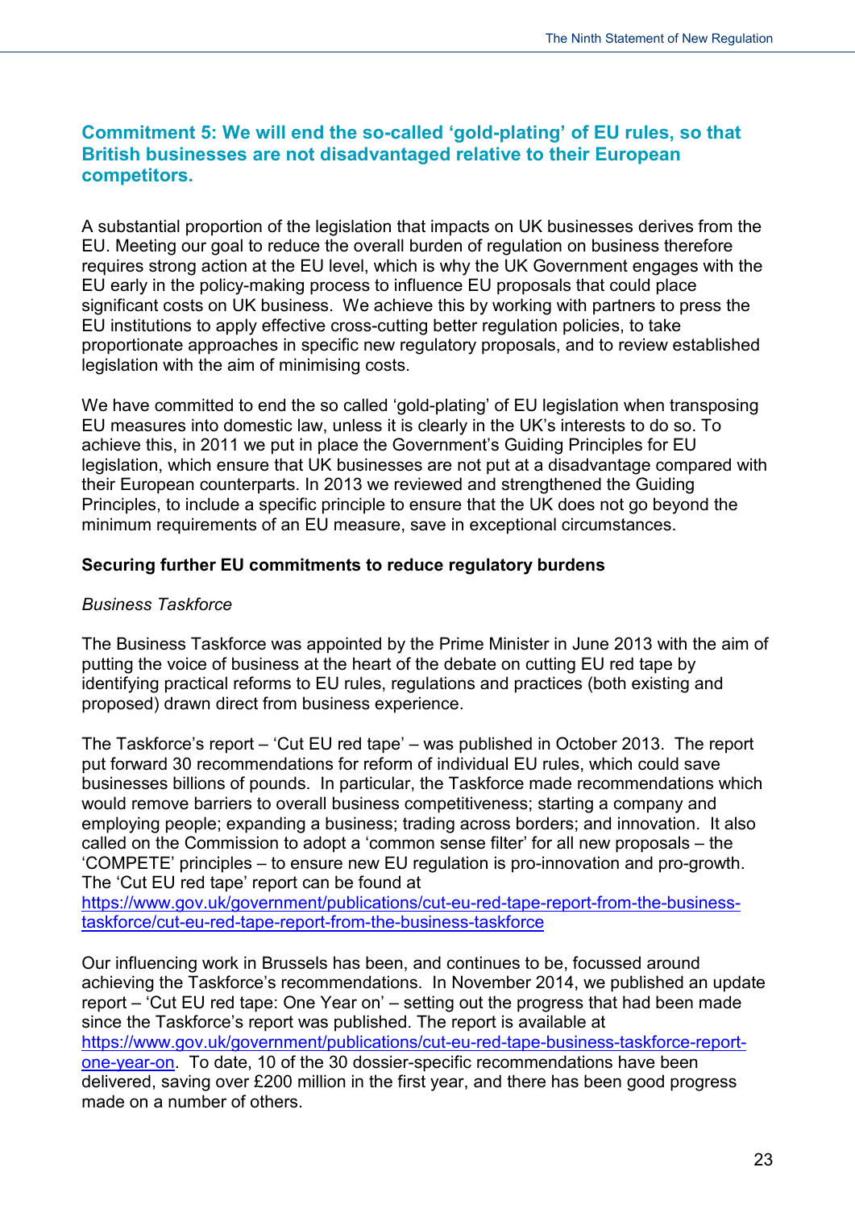## Commitment 5: We will end the so-called 'gold-plating' of EU rules, so that British businesses are not disadvantaged relative to their European competitors.

A substantial proportion of the legislation that impacts on UK businesses derives from the EU. Meeting our goal to reduce the overall burden of regulation on business therefore requires strong action at the EU level, which is why the UK Government engages with the EU early in the policy-making process to influence EU proposals that could place significant costs on UK business. We achieve this by working with partners to press the EU institutions to apply effective cross-cutting better regulation policies, to take proportionate approaches in specific new regulatory proposals, and to review established legislation with the aim of minimising costs.

We have committed to end the so called 'gold-plating' of EU legislation when transposing EU measures into domestic law, unless it is clearly in the UK's interests to do so. To achieve this, in 2011 we put in place the Government's Guiding Principles for EU legislation, which ensure that UK businesses are not put at a disadvantage compared with their European counterparts. In 2013 we reviewed and strengthened the Guiding Principles, to include a specific principle to ensure that the UK does not go beyond the minimum requirements of an EU measure, save in exceptional circumstances.

**Securing further EU commitments to reduce regulatory burdens**

*Business Taskforce*

The Business Taskforce was appointed by the Prime Minister in June 2013 with the aim of putting the voice of business at the heart of the debate on cutting EU red tape by identifying practical reforms to EU rules, regulations and practices (both existing and proposed) drawn direct from business experience.

The Taskforce's report – 'Cut EU red tape' – was published in October 2013. The report put forward 30 recommendations for reform of individual EU rules, which could save businesses billions of pounds. In particular, the Taskforce made recommendations which would remove barriers to overall business competitiveness; starting a company and employing people; expanding a business; trading across borders; and innovation. It also called on the Commission to adopt a 'common sense filter' for all new proposals – the 'COMPETE' principles – to ensure new EU regulation is pro-innovation and pro-growth. The 'Cut EU red tape' report can be found at https://www.gov.uk/government/publications/cut-eu-red-tape-report-from-the-business-taskforce/cut-eu-red-tape-report-from-the-business-taskforce

Our influencing work in Brussels has been, and continues to be, focussed around achieving the Taskforce's recommendations. In November 2014, we published an update report – 'Cut EU red tape: One Year on' – setting out the progress that had been made since the Taskforce's report was published. The report is available at https://www.gov.uk/government/publications/cut-eu-red-tape-business-taskforce-report-one-year-on. To date, 10 of the 30 dossier-specific recommendations have been delivered, saving over £200 million in the first year, and there has been good progress made on a number of others.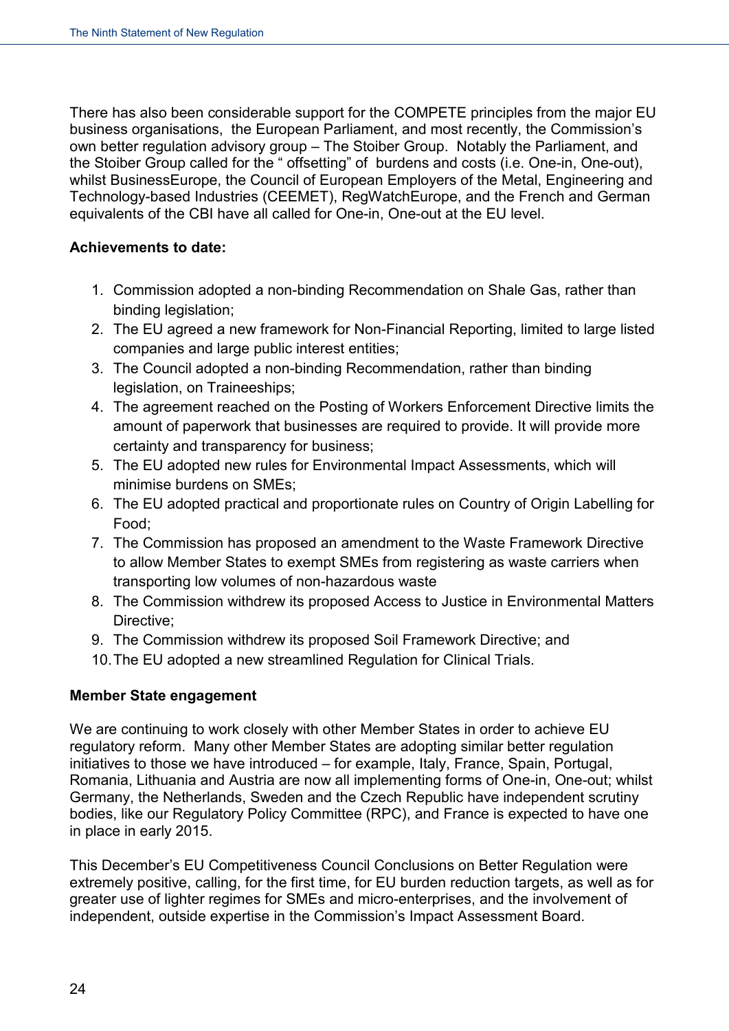There has also been considerable support for the COMPETE principles from the major EU business organisations, the European Parliament, and most recently, the Commission's own better regulation advisory group – The Stoiber Group. Notably the Parliament, and the Stoiber Group called for the " offsetting" of burdens and costs (i.e. One-in, One-out), whilst BusinessEurope, the Council of European Employers of the Metal, Engineering and Technology-based Industries (CEEMET), RegWatchEurope, and the French and German equivalents of the CBI have all called for One-in, One-out at the EU level.

**Achievements to date:**

1. Commission adopted a non-binding Recommendation on Shale Gas, rather than binding legislation;
2. The EU agreed a new framework for Non-Financial Reporting, limited to large listed companies and large public interest entities;
3. The Council adopted a non-binding Recommendation, rather than binding legislation, on Traineeships;
4. The agreement reached on the Posting of Workers Enforcement Directive limits the amount of paperwork that businesses are required to provide. It will provide more certainty and transparency for business;
5. The EU adopted new rules for Environmental Impact Assessments, which will minimise burdens on SMEs;
6. The EU adopted practical and proportionate rules on Country of Origin Labelling for Food;
7. The Commission has proposed an amendment to the Waste Framework Directive to allow Member States to exempt SMEs from registering as waste carriers when transporting low volumes of non-hazardous waste
8. The Commission withdrew its proposed Access to Justice in Environmental Matters Directive;
9. The Commission withdrew its proposed Soil Framework Directive; and
10. The EU adopted a new streamlined Regulation for Clinical Trials.

**Member State engagement**

We are continuing to work closely with other Member States in order to achieve EU regulatory reform. Many other Member States are adopting similar better regulation initiatives to those we have introduced – for example, Italy, France, Spain, Portugal, Romania, Lithuania and Austria are now all implementing forms of One-in, One-out; whilst Germany, the Netherlands, Sweden and the Czech Republic have independent scrutiny bodies, like our Regulatory Policy Committee (RPC), and France is expected to have one in place in early 2015.

This December's EU Competitiveness Council Conclusions on Better Regulation were extremely positive, calling, for the first time, for EU burden reduction targets, as well as for greater use of lighter regimes for SMEs and micro-enterprises, and the involvement of independent, outside expertise in the Commission's Impact Assessment Board.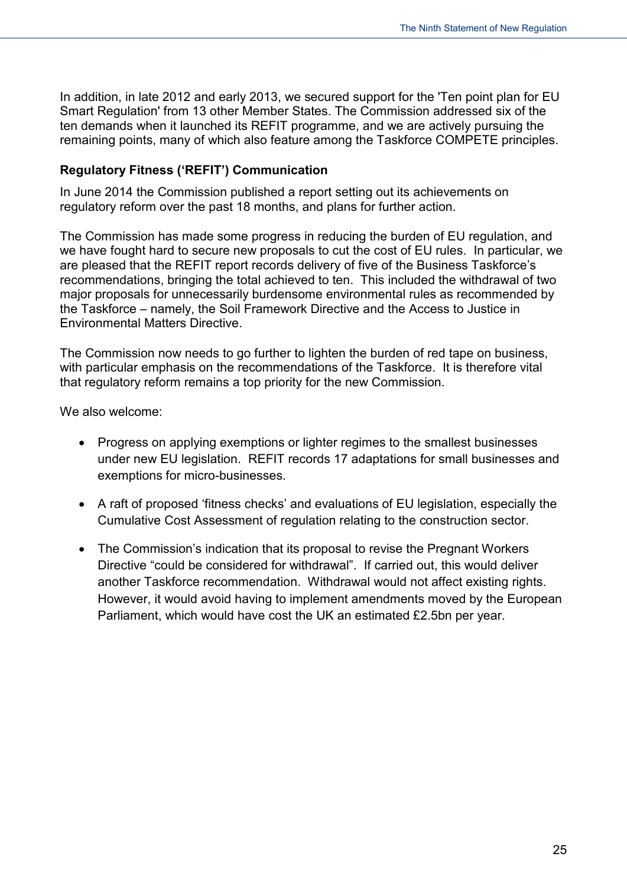In addition, in late 2012 and early 2013, we secured support for the 'Ten point plan for EU Smart Regulation' from 13 other Member States. The Commission addressed six of the ten demands when it launched its REFIT programme, and we are actively pursuing the remaining points, many of which also feature among the Taskforce COMPETE principles.

**Regulatory Fitness ('REFIT') Communication**

In June 2014 the Commission published a report setting out its achievements on regulatory reform over the past 18 months, and plans for further action.

The Commission has made some progress in reducing the burden of EU regulation, and we have fought hard to secure new proposals to cut the cost of EU rules. In particular, we are pleased that the REFIT report records delivery of five of the Business Taskforce's recommendations, bringing the total achieved to ten. This included the withdrawal of two major proposals for unnecessarily burdensome environmental rules as recommended by the Taskforce – namely, the Soil Framework Directive and the Access to Justice in Environmental Matters Directive.

The Commission now needs to go further to lighten the burden of red tape on business, with particular emphasis on the recommendations of the Taskforce. It is therefore vital that regulatory reform remains a top priority for the new Commission.

We also welcome:

- Progress on applying exemptions or lighter regimes to the smallest businesses under new EU legislation. REFIT records 17 adaptations for small businesses and exemptions for micro-businesses.
- A raft of proposed 'fitness checks' and evaluations of EU legislation, especially the Cumulative Cost Assessment of regulation relating to the construction sector.
- The Commission's indication that its proposal to revise the Pregnant Workers Directive "could be considered for withdrawal". If carried out, this would deliver another Taskforce recommendation. Withdrawal would not affect existing rights. However, it would avoid having to implement amendments moved by the European Parliament, which would have cost the UK an estimated £2.5bn per year.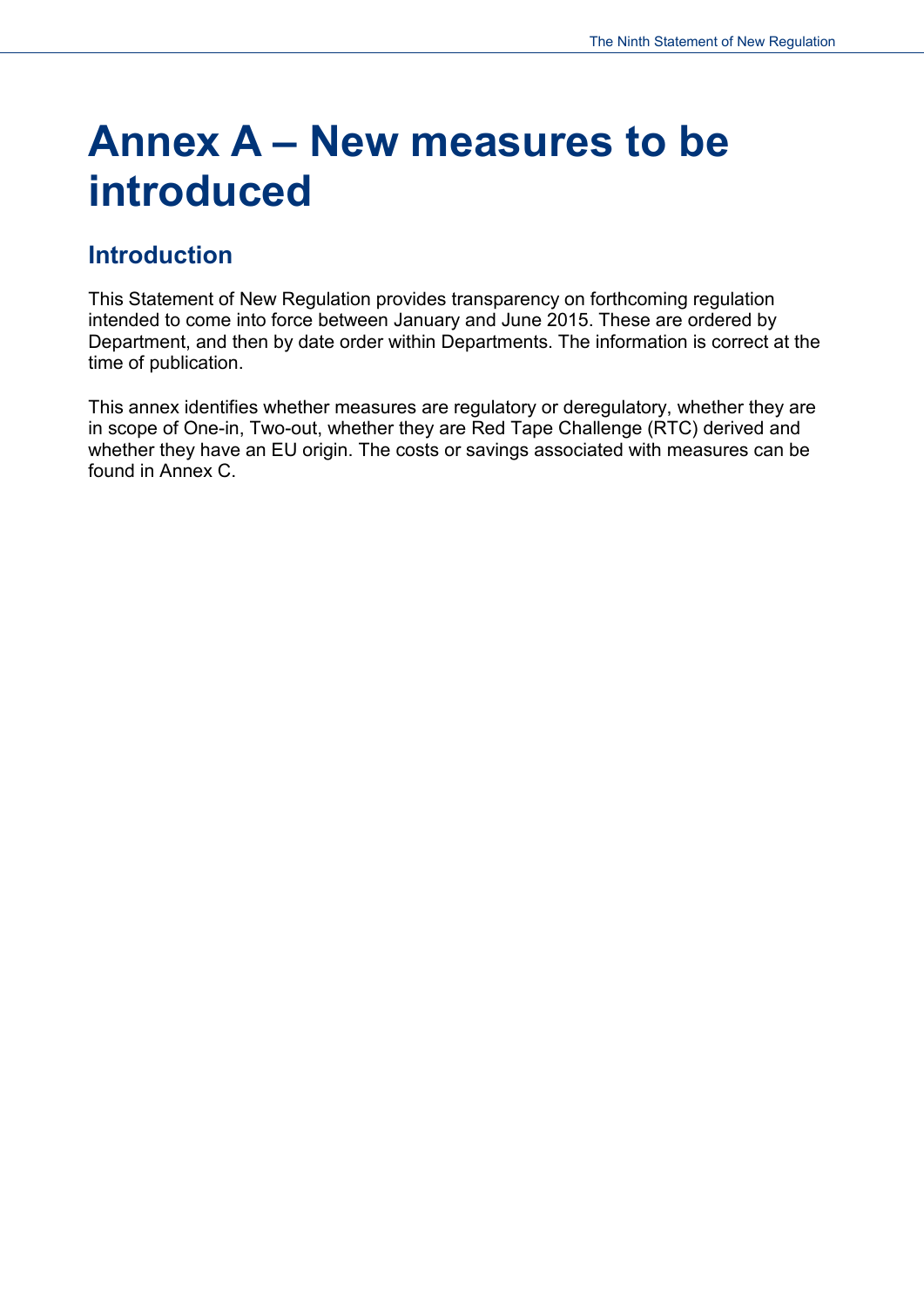# Annex A – New measures to be introduced

## Introduction

This Statement of New Regulation provides transparency on forthcoming regulation intended to come into force between January and June 2015. These are ordered by Department, and then by date order within Departments. The information is correct at the time of publication.

This annex identifies whether measures are regulatory or deregulatory, whether they are in scope of One-in, Two-out, whether they are Red Tape Challenge (RTC) derived and whether they have an EU origin. The costs or savings associated with measures can be found in Annex C.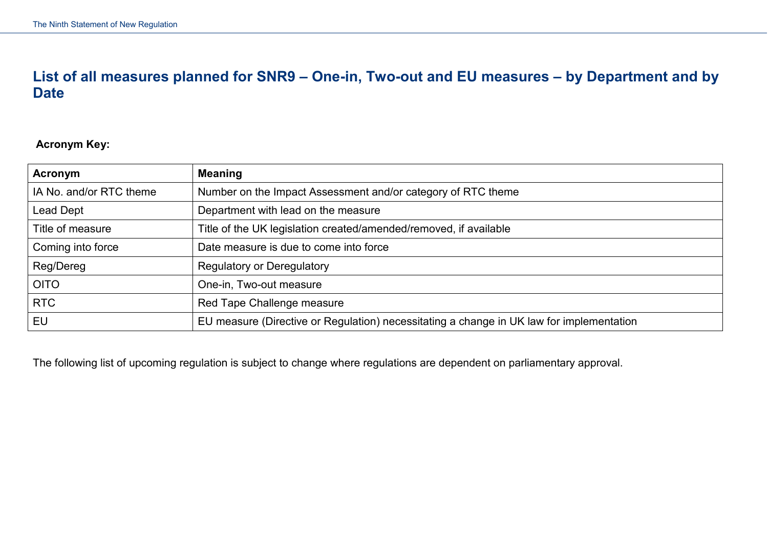## List of all measures planned for SNR9 – One-in, Two-out and EU measures – by Department and by Date

**Acronym Key:**

| Acronym | Meaning |
|---|---|
| IA No. and/or RTC theme | Number on the Impact Assessment and/or category of RTC theme |
| Lead Dept | Department with lead on the measure |
| Title of measure | Title of the UK legislation created/amended/removed, if available |
| Coming into force | Date measure is due to come into force |
| Reg/Dereg | Regulatory or Deregulatory |
| OITO | One-in, Two-out measure |
| RTC | Red Tape Challenge measure |
| EU | EU measure (Directive or Regulation) necessitating a change in UK law for implementation |

The following list of upcoming regulation is subject to change where regulations are dependent on parliamentary approval.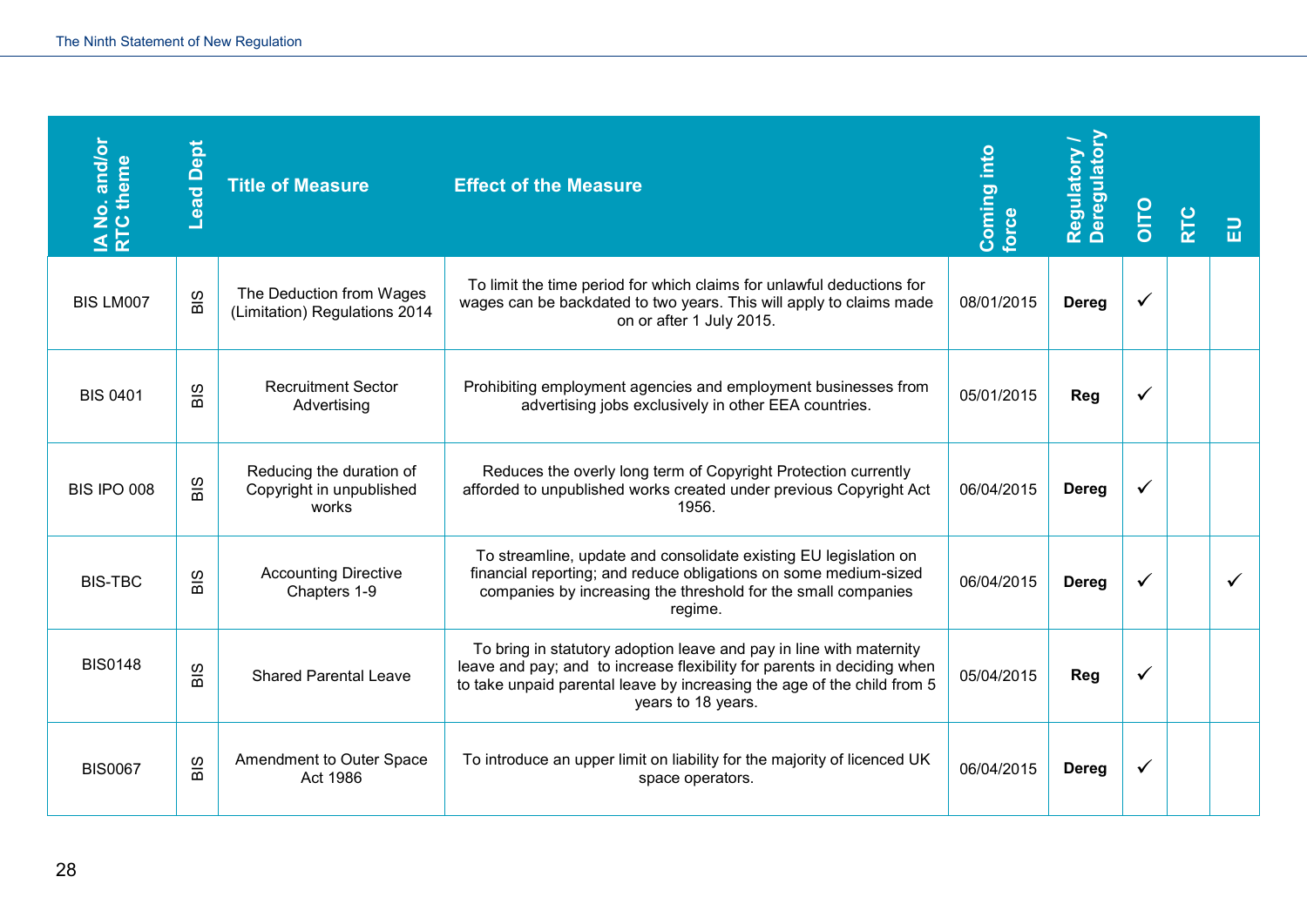| IA No. and/or RTC theme | Lead Dept | Title of Measure | Effect of the Measure | Coming into force | Regulatory / Deregulatory | OITO | RTC | EU |
|---|---|---|---|---|---|---|---|---|
| BIS LM007 | BIS | The Deduction from Wages (Limitation) Regulations 2014 | To limit the time period for which claims for unlawful deductions for wages can be backdated to two years. This will apply to claims made on or after 1 July 2015. | 08/01/2015 | **Dereg** | ✓ | | |
| BIS 0401 | BIS | Recruitment Sector Advertising | Prohibiting employment agencies and employment businesses from advertising jobs exclusively in other EEA countries. | 05/01/2015 | **Reg** | ✓ | | |
| BIS IPO 008 | BIS | Reducing the duration of Copyright in unpublished works | Reduces the overly long term of Copyright Protection currently afforded to unpublished works created under previous Copyright Act 1956. | 06/04/2015 | **Dereg** | ✓ | | |
| BIS-TBC | BIS | Accounting Directive Chapters 1-9 | To streamline, update and consolidate existing EU legislation on financial reporting; and reduce obligations on some medium-sized companies by increasing the threshold for the small companies regime. | 06/04/2015 | **Dereg** | ✓ | | ✓ |
| BIS0148 | BIS | Shared Parental Leave | To bring in statutory adoption leave and pay in line with maternity leave and pay; and to increase flexibility for parents in deciding when to take unpaid parental leave by increasing the age of the child from 5 years to 18 years. | 05/04/2015 | **Reg** | ✓ | | |
| BIS0067 | BIS | Amendment to Outer Space Act 1986 | To introduce an upper limit on liability for the majority of licenced UK space operators. | 06/04/2015 | **Dereg** | ✓ | | |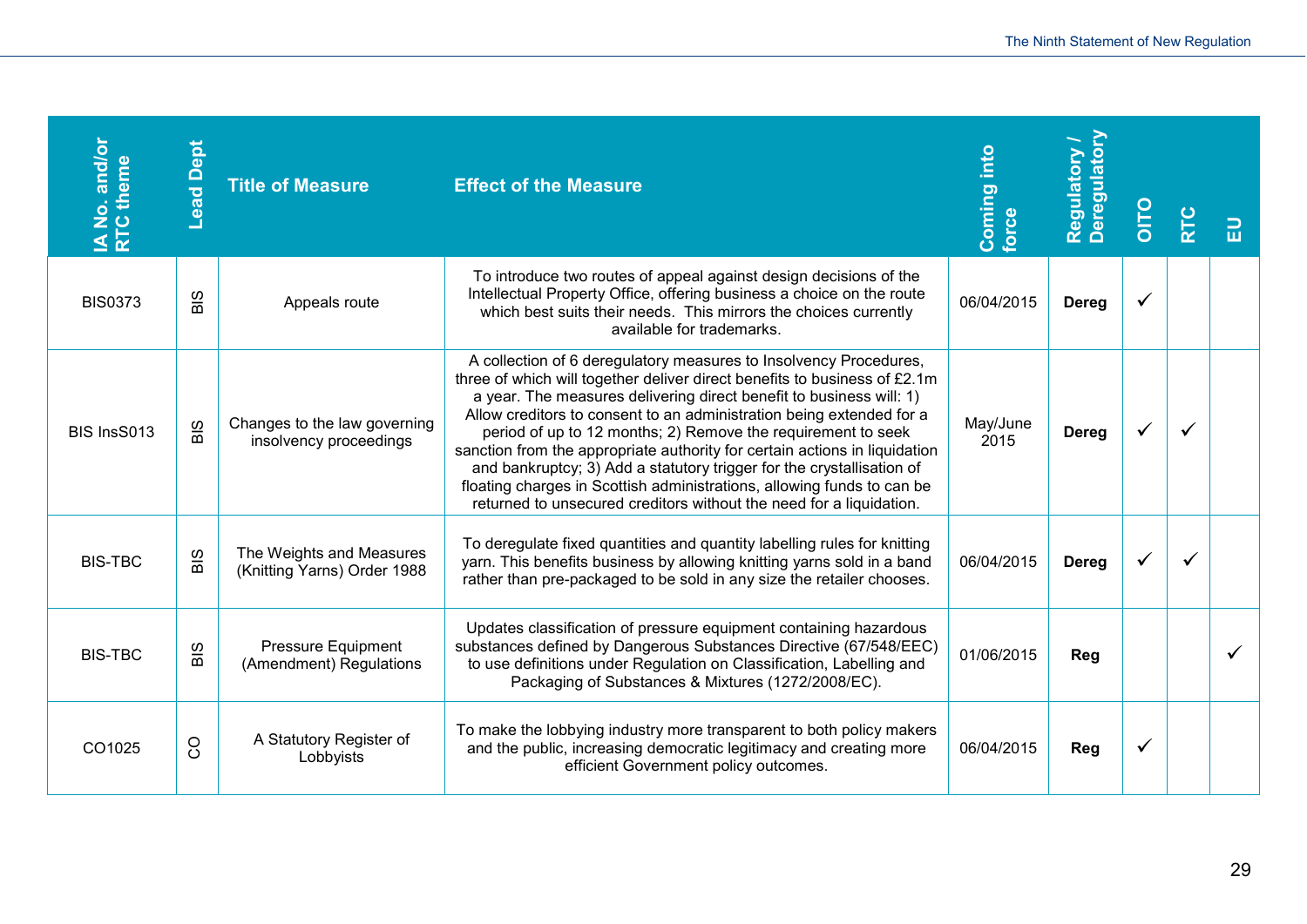| IA No. and/or RTC theme | Lead Dept | Title of Measure | Effect of the Measure | Coming into force | Regulatory / Deregulatory | OITO | RTC | EU |
|---|---|---|---|---|---|---|---|---|
| BIS0373 | BIS | Appeals route | To introduce two routes of appeal against design decisions of the Intellectual Property Office, offering business a choice on the route which best suits their needs. This mirrors the choices currently available for trademarks. | 06/04/2015 | **Dereg** | ✓ | | |
| BIS InsS013 | BIS | Changes to the law governing insolvency proceedings | A collection of 6 deregulatory measures to Insolvency Procedures, three of which will together deliver direct benefits to business of £2.1m a year. The measures delivering direct benefit to business will: 1) Allow creditors to consent to an administration being extended for a period of up to 12 months; 2) Remove the requirement to seek sanction from the appropriate authority for certain actions in liquidation and bankruptcy; 3) Add a statutory trigger for the crystallisation of floating charges in Scottish administrations, allowing funds to can be returned to unsecured creditors without the need for a liquidation. | May/June 2015 | **Dereg** | ✓ | ✓ | |
| BIS-TBC | BIS | The Weights and Measures (Knitting Yarns) Order 1988 | To deregulate fixed quantities and quantity labelling rules for knitting yarn. This benefits business by allowing knitting yarns sold in a band rather than pre-packaged to be sold in any size the retailer chooses. | 06/04/2015 | **Dereg** | ✓ | ✓ | |
| BIS-TBC | BIS | Pressure Equipment (Amendment) Regulations | Updates classification of pressure equipment containing hazardous substances defined by Dangerous Substances Directive (67/548/EEC) to use definitions under Regulation on Classification, Labelling and Packaging of Substances & Mixtures (1272/2008/EC). | 01/06/2015 | **Reg** | | | ✓ |
| CO1025 | CO | A Statutory Register of Lobbyists | To make the lobbying industry more transparent to both policy makers and the public, increasing democratic legitimacy and creating more efficient Government policy outcomes. | 06/04/2015 | **Reg** | ✓ | | |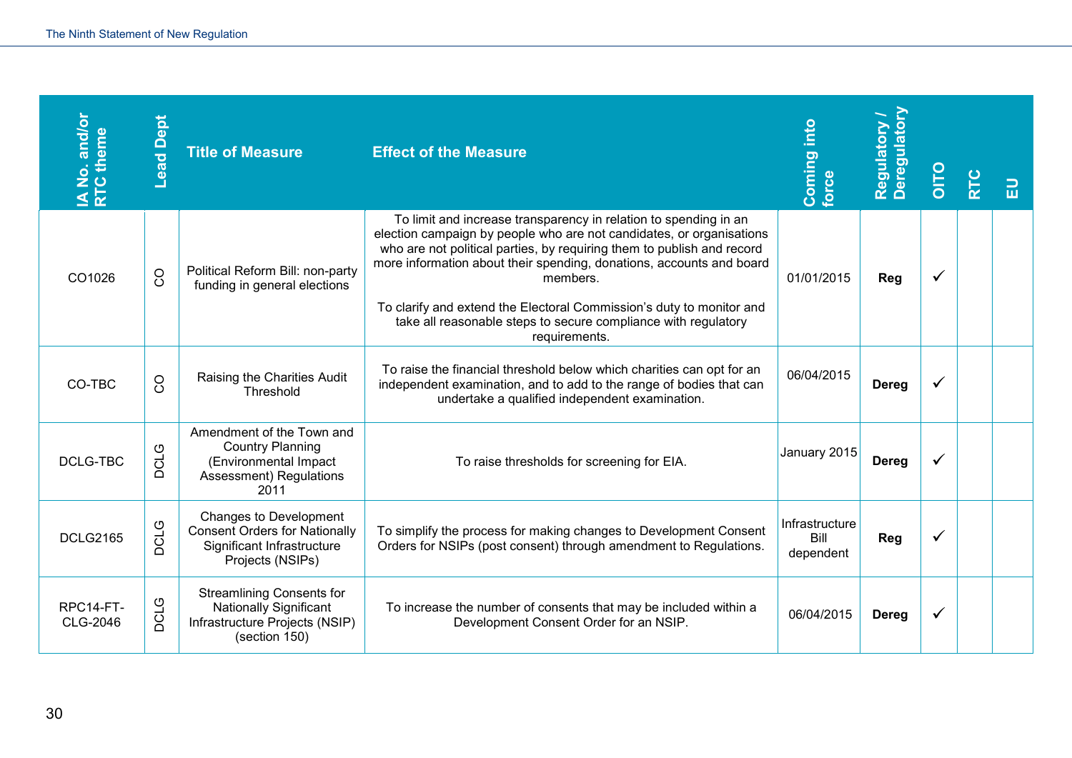| IA No. and/or RTC theme | Lead Dept | Title of Measure | Effect of the Measure | Coming into force | Regulatory / Deregulatory | OITO | RTC | EU |
|---|---|---|---|---|---|---|---|---|
| CO1026 | CO | Political Reform Bill: non-party funding in general elections | To limit and increase transparency in relation to spending in an election campaign by people who are not candidates, or organisations who are not political parties, by requiring them to publish and record more information about their spending, donations, accounts and board members.<br><br>To clarify and extend the Electoral Commission's duty to monitor and take all reasonable steps to secure compliance with regulatory requirements. | 01/01/2015 | **Reg** | ✓ | | |
| CO-TBC | CO | Raising the Charities Audit Threshold | To raise the financial threshold below which charities can opt for an independent examination, and to add to the range of bodies that can undertake a qualified independent examination. | 06/04/2015 | **Dereg** | ✓ | | |
| DCLG-TBC | DCLG | Amendment of the Town and Country Planning (Environmental Impact Assessment) Regulations 2011 | To raise thresholds for screening for EIA. | January 2015 | **Dereg** | ✓ | | |
| DCLG2165 | DCLG | Changes to Development Consent Orders for Nationally Significant Infrastructure Projects (NSIPs) | To simplify the process for making changes to Development Consent Orders for NSIPs (post consent) through amendment to Regulations. | Infrastructure Bill dependent | **Reg** | ✓ | | |
| RPC14-FT-CLG-2046 | DCLG | Streamlining Consents for Nationally Significant Infrastructure Projects (NSIP) (section 150) | To increase the number of consents that may be included within a Development Consent Order for an NSIP. | 06/04/2015 | **Dereg** | ✓ | | |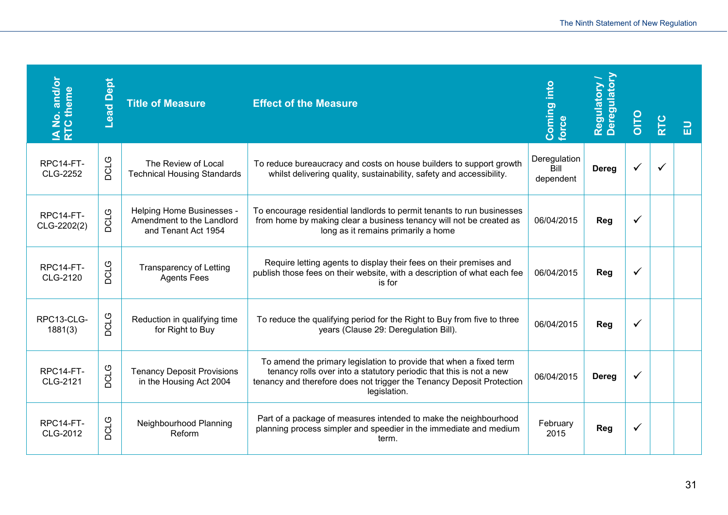| IA No. and/or RTC theme | Lead Dept | Title of Measure | Effect of the Measure | Coming into force | Regulatory / Deregulatory | OITO | RTC | EU |
|---|---|---|---|---|---|---|---|---|
| RPC14-FT-CLG-2252 | DCLG | The Review of Local Technical Housing Standards | To reduce bureaucracy and costs on house builders to support growth whilst delivering quality, sustainability, safety and accessibility. | Deregulation Bill dependent | **Dereg** | ✓ | ✓ | |
| RPC14-FT-CLG-2202(2) | DCLG | Helping Home Businesses - Amendment to the Landlord and Tenant Act 1954 | To encourage residential landlords to permit tenants to run businesses from home by making clear a business tenancy will not be created as long as it remains primarily a home | 06/04/2015 | **Reg** | ✓ | | |
| RPC14-FT-CLG-2120 | DCLG | Transparency of Letting Agents Fees | Require letting agents to display their fees on their premises and publish those fees on their website, with a description of what each fee is for | 06/04/2015 | **Reg** | ✓ | | |
| RPC13-CLG-1881(3) | DCLG | Reduction in qualifying time for Right to Buy | To reduce the qualifying period for the Right to Buy from five to three years (Clause 29: Deregulation Bill). | 06/04/2015 | **Reg** | ✓ | | |
| RPC14-FT-CLG-2121 | DCLG | Tenancy Deposit Provisions in the Housing Act 2004 | To amend the primary legislation to provide that when a fixed term tenancy rolls over into a statutory periodic that this is not a new tenancy and therefore does not trigger the Tenancy Deposit Protection legislation. | 06/04/2015 | **Dereg** | ✓ | | |
| RPC14-FT-CLG-2012 | DCLG | Neighbourhood Planning Reform | Part of a package of measures intended to make the neighbourhood planning process simpler and speedier in the immediate and medium term. | February 2015 | **Reg** | ✓ | | |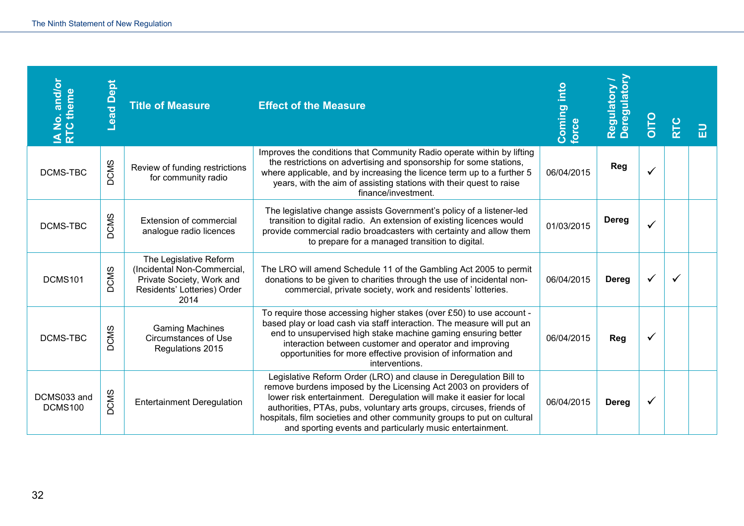| IA No. and/or RTC theme | Lead Dept | Title of Measure | Effect of the Measure | Coming into force | Regulatory / Deregulatory | OITO | RTC | EU |
|---|---|---|---|---|---|---|---|---|
| DCMS-TBC | DCMS | Review of funding restrictions for community radio | Improves the conditions that Community Radio operate within by lifting the restrictions on advertising and sponsorship for some stations, where applicable, and by increasing the licence term up to a further 5 years, with the aim of assisting stations with their quest to raise finance/investment. | 06/04/2015 | **Reg** | ✓ | | |
| DCMS-TBC | DCMS | Extension of commercial analogue radio licences | The legislative change assists Government's policy of a listener-led transition to digital radio. An extension of existing licences would provide commercial radio broadcasters with certainty and allow them to prepare for a managed transition to digital. | 01/03/2015 | **Dereg** | ✓ | | |
| DCMS101 | DCMS | The Legislative Reform (Incidental Non-Commercial, Private Society, Work and Residents' Lotteries) Order 2014 | The LRO will amend Schedule 11 of the Gambling Act 2005 to permit donations to be given to charities through the use of incidental non-commercial, private society, work and residents' lotteries. | 06/04/2015 | **Dereg** | ✓ | ✓ | |
| DCMS-TBC | DCMS | Gaming Machines Circumstances of Use Regulations 2015 | To require those accessing higher stakes (over £50) to use account - based play or load cash via staff interaction. The measure will put an end to unsupervised high stake machine gaming ensuring better interaction between customer and operator and improving opportunities for more effective provision of information and interventions. | 06/04/2015 | **Reg** | ✓ | | |
| DCMS033 and DCMS100 | DCMS | Entertainment Deregulation | Legislative Reform Order (LRO) and clause in Deregulation Bill to remove burdens imposed by the Licensing Act 2003 on providers of lower risk entertainment. Deregulation will make it easier for local authorities, PTAs, pubs, voluntary arts groups, circuses, friends of hospitals, film societies and other community groups to put on cultural and sporting events and particularly music entertainment. | 06/04/2015 | **Dereg** | ✓ | | |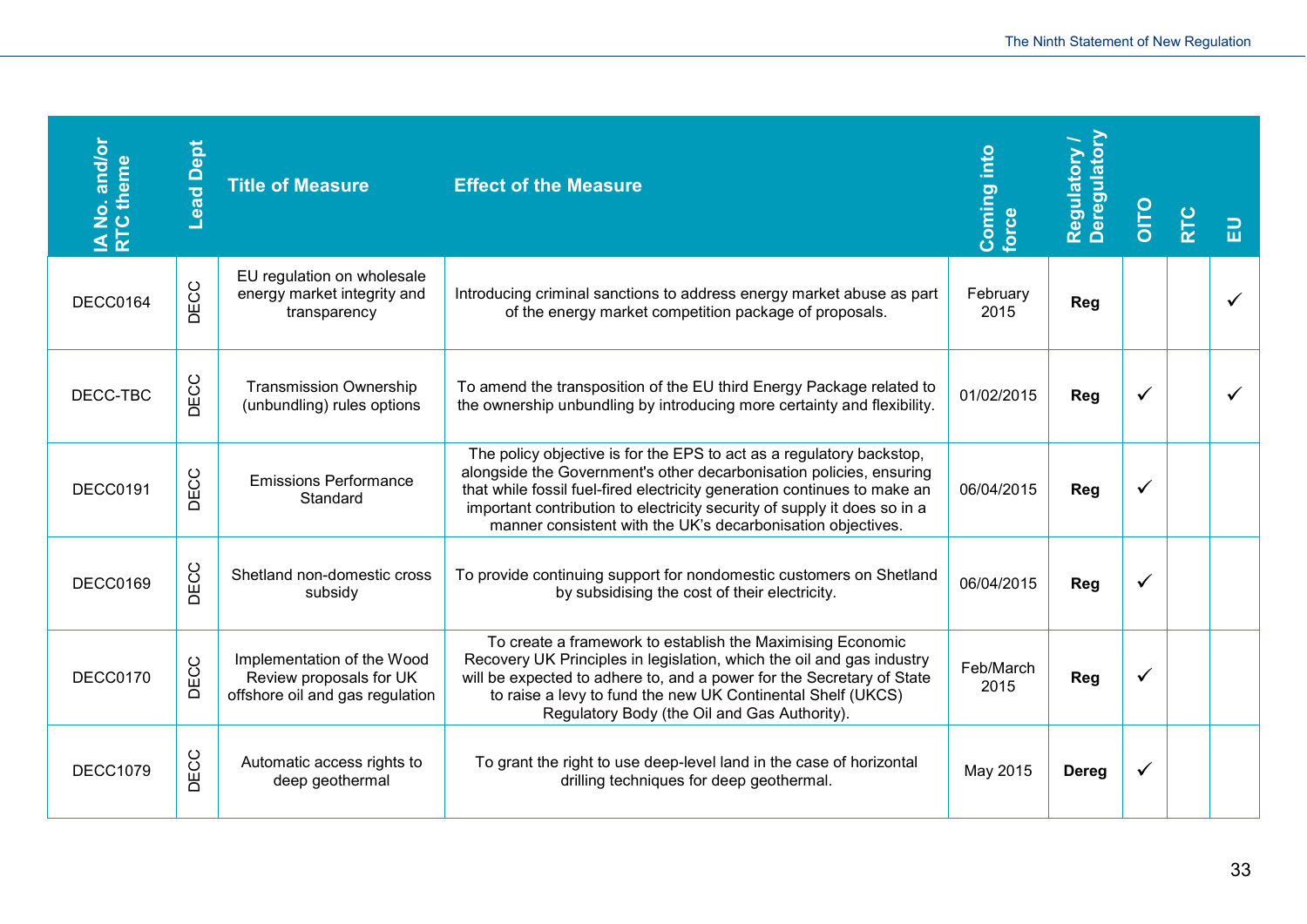| IA No. and/or RTC theme | Lead Dept | Title of Measure | Effect of the Measure | Coming into force | Regulatory / Deregulatory | OITO | RTC | EU |
|---|---|---|---|---|---|---|---|---|
| DECC0164 | DECC | EU regulation on wholesale energy market integrity and transparency | Introducing criminal sanctions to address energy market abuse as part of the energy market competition package of proposals. | February 2015 | **Reg** | | | ✓ |
| DECC-TBC | DECC | Transmission Ownership (unbundling) rules options | To amend the transposition of the EU third Energy Package related to the ownership unbundling by introducing more certainty and flexibility. | 01/02/2015 | **Reg** | ✓ | | ✓ |
| DECC0191 | DECC | Emissions Performance Standard | The policy objective is for the EPS to act as a regulatory backstop, alongside the Government's other decarbonisation policies, ensuring that while fossil fuel-fired electricity generation continues to make an important contribution to electricity security of supply it does so in a manner consistent with the UK's decarbonisation objectives. | 06/04/2015 | **Reg** | ✓ | | |
| DECC0169 | DECC | Shetland non-domestic cross subsidy | To provide continuing support for nondomestic customers on Shetland by subsidising the cost of their electricity. | 06/04/2015 | **Reg** | ✓ | | |
| DECC0170 | DECC | Implementation of the Wood Review proposals for UK offshore oil and gas regulation | To create a framework to establish the Maximising Economic Recovery UK Principles in legislation, which the oil and gas industry will be expected to adhere to, and a power for the Secretary of State to raise a levy to fund the new UK Continental Shelf (UKCS) Regulatory Body (the Oil and Gas Authority). | Feb/March 2015 | **Reg** | ✓ | | |
| DECC1079 | DECC | Automatic access rights to deep geothermal | To grant the right to use deep-level land in the case of horizontal drilling techniques for deep geothermal. | May 2015 | **Dereg** | ✓ | | |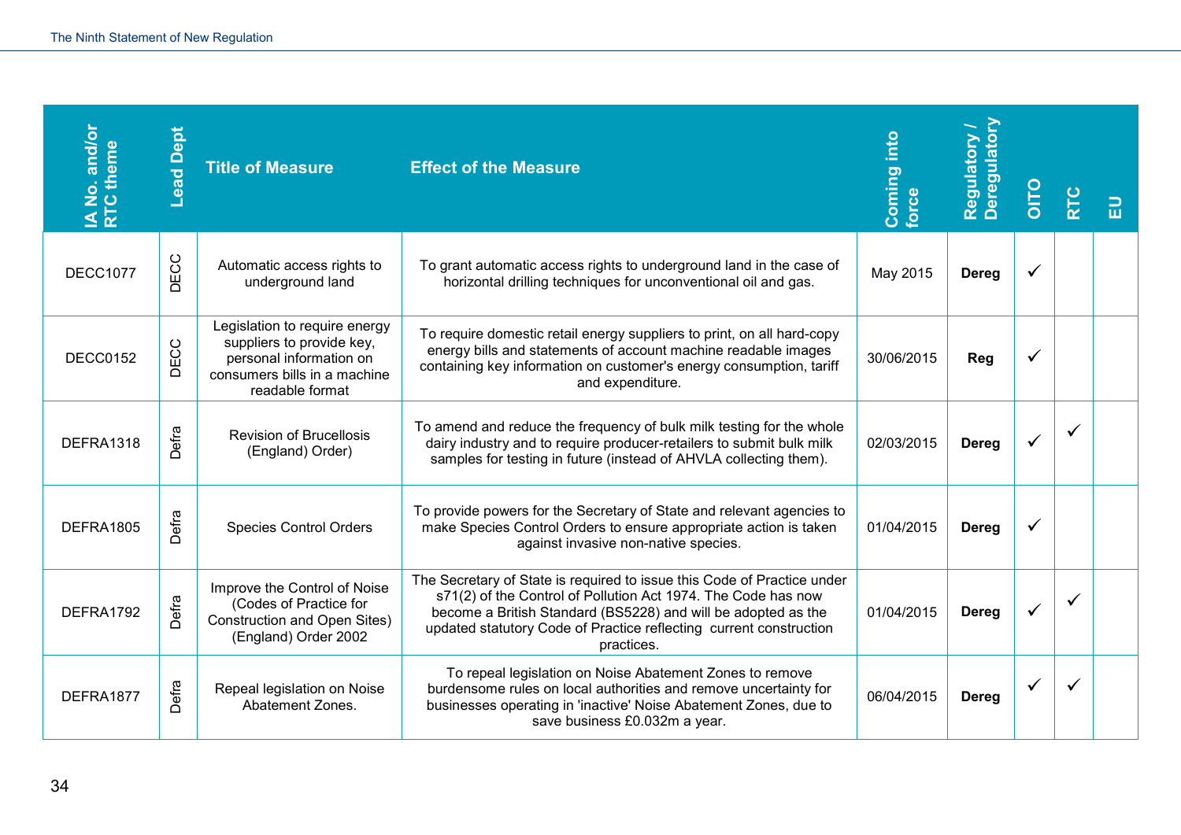| IA No. and/or RTC theme | Lead Dept | Title of Measure | Effect of the Measure | Coming into force | Regulatory / Deregulatory | OITO | RTC | EU |
|---|---|---|---|---|---|---|---|---|
| DECC1077 | DECC | Automatic access rights to underground land | To grant automatic access rights to underground land in the case of horizontal drilling techniques for unconventional oil and gas. | May 2015 | **Dereg** | ✓ | | |
| DECC0152 | DECC | Legislation to require energy suppliers to provide key, personal information on consumers bills in a machine readable format | To require domestic retail energy suppliers to print, on all hard-copy energy bills and statements of account machine readable images containing key information on customer's energy consumption, tariff and expenditure. | 30/06/2015 | **Reg** | ✓ | | |
| DEFRA1318 | Defra | Revision of Brucellosis (England) Order) | To amend and reduce the frequency of bulk milk testing for the whole dairy industry and to require producer-retailers to submit bulk milk samples for testing in future (instead of AHVLA collecting them). | 02/03/2015 | **Dereg** | ✓ | ✓ | |
| DEFRA1805 | Defra | Species Control Orders | To provide powers for the Secretary of State and relevant agencies to make Species Control Orders to ensure appropriate action is taken against invasive non-native species. | 01/04/2015 | **Dereg** | ✓ | | |
| DEFRA1792 | Defra | Improve the Control of Noise (Codes of Practice for Construction and Open Sites) (England) Order 2002 | The Secretary of State is required to issue this Code of Practice under s71(2) of the Control of Pollution Act 1974. The Code has now become a British Standard (BS5228) and will be adopted as the updated statutory Code of Practice reflecting current construction practices. | 01/04/2015 | **Dereg** | ✓ | ✓ | |
| DEFRA1877 | Defra | Repeal legislation on Noise Abatement Zones. | To repeal legislation on Noise Abatement Zones to remove burdensome rules on local authorities and remove uncertainty for businesses operating in 'inactive' Noise Abatement Zones, due to save business £0.032m a year. | 06/04/2015 | **Dereg** | ✓ | ✓ | |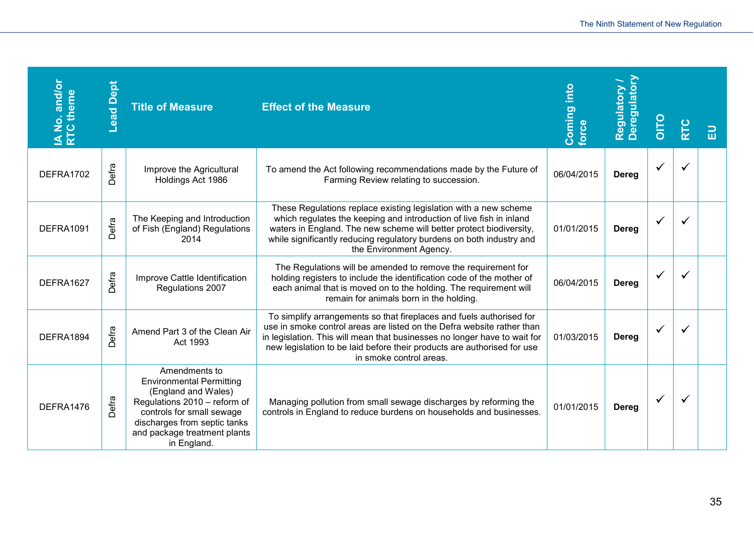| IA No. and/or RTC theme | Lead Dept | Title of Measure | Effect of the Measure | Coming into force | Regulatory / Deregulatory | OITO | RTC | EU |
|---|---|---|---|---|---|---|---|---|
| DEFRA1702 | Defra | Improve the Agricultural Holdings Act 1986 | To amend the Act following recommendations made by the Future of Farming Review relating to succession. | 06/04/2015 | **Dereg** | ✓ | ✓ | |
| DEFRA1091 | Defra | The Keeping and Introduction of Fish (England) Regulations 2014 | These Regulations replace existing legislation with a new scheme which regulates the keeping and introduction of live fish in inland waters in England. The new scheme will better protect biodiversity, while significantly reducing regulatory burdens on both industry and the Environment Agency. | 01/01/2015 | **Dereg** | ✓ | ✓ | |
| DEFRA1627 | Defra | Improve Cattle Identification Regulations 2007 | The Regulations will be amended to remove the requirement for holding registers to include the identification code of the mother of each animal that is moved on to the holding. The requirement will remain for animals born in the holding. | 06/04/2015 | **Dereg** | ✓ | ✓ | |
| DEFRA1894 | Defra | Amend Part 3 of the Clean Air Act 1993 | To simplify arrangements so that fireplaces and fuels authorised for use in smoke control areas are listed on the Defra website rather than in legislation. This will mean that businesses no longer have to wait for new legislation to be laid before their products are authorised for use in smoke control areas. | 01/03/2015 | **Dereg** | ✓ | ✓ | |
| DEFRA1476 | Defra | Amendments to Environmental Permitting (England and Wales) Regulations 2010 – reform of controls for small sewage discharges from septic tanks and package treatment plants in England. | Managing pollution from small sewage discharges by reforming the controls in England to reduce burdens on households and businesses. | 01/01/2015 | **Dereg** | ✓ | ✓ | |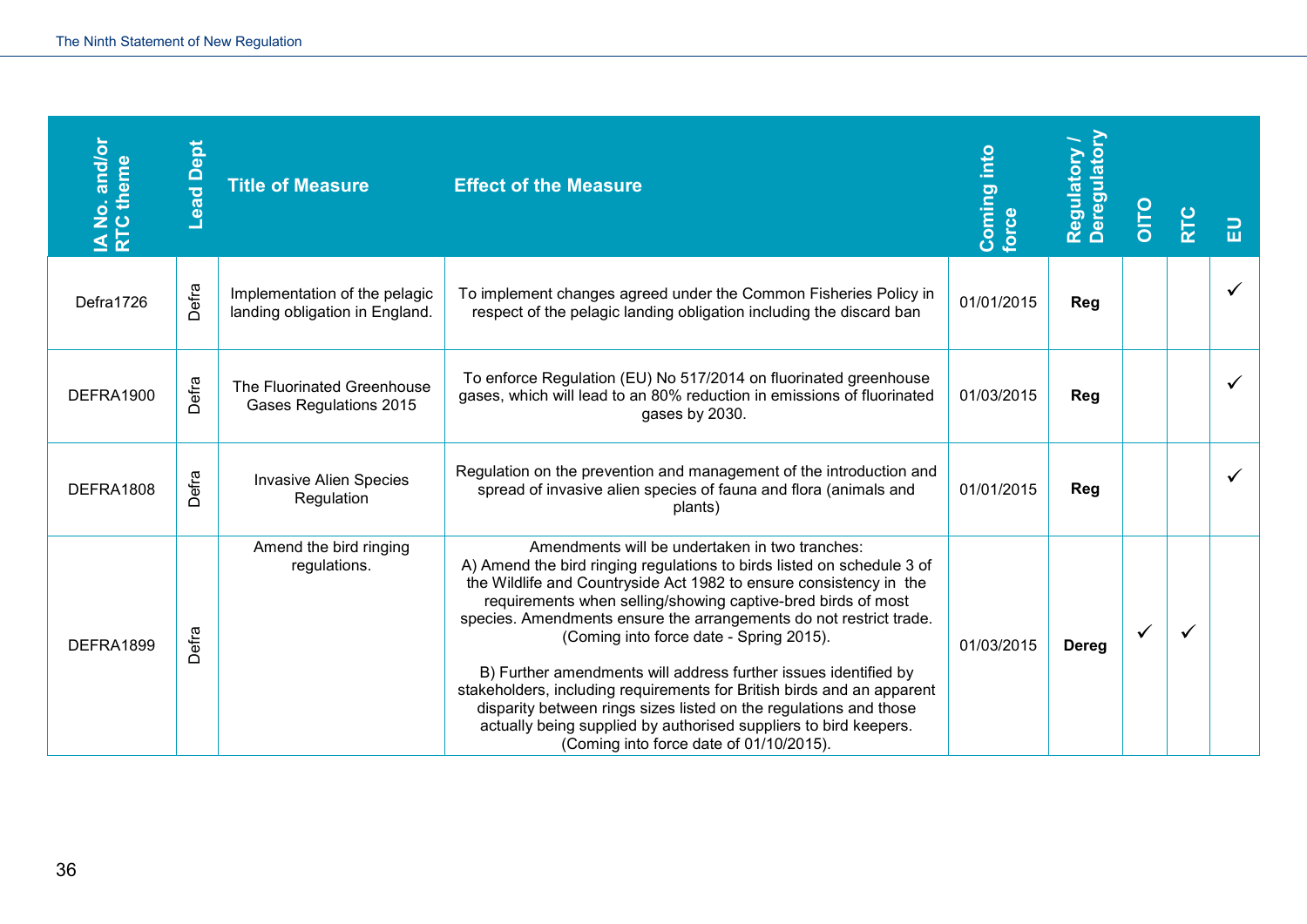| IA No. and/or RTC theme | Lead Dept | Title of Measure | Effect of the Measure | Coming into force | Regulatory / Deregulatory | OITO | RTC | EU |
|---|---|---|---|---|---|---|---|---|
| Defra1726 | Defra | Implementation of the pelagic landing obligation in England. | To implement changes agreed under the Common Fisheries Policy in respect of the pelagic landing obligation including the discard ban | 01/01/2015 | **Reg** | | | ✓ |
| DEFRA1900 | Defra | The Fluorinated Greenhouse Gases Regulations 2015 | To enforce Regulation (EU) No 517/2014 on fluorinated greenhouse gases, which will lead to an 80% reduction in emissions of fluorinated gases by 2030. | 01/03/2015 | **Reg** | | | ✓ |
| DEFRA1808 | Defra | Invasive Alien Species Regulation | Regulation on the prevention and management of the introduction and spread of invasive alien species of fauna and flora (animals and plants) | 01/01/2015 | **Reg** | | | ✓ |
| DEFRA1899 | Defra | Amend the bird ringing regulations. | Amendments will be undertaken in two tranches: A) Amend the bird ringing regulations to birds listed on schedule 3 of the Wildlife and Countryside Act 1982 to ensure consistency in the requirements when selling/showing captive-bred birds of most species. Amendments ensure the arrangements do not restrict trade. (Coming into force date - Spring 2015). B) Further amendments will address further issues identified by stakeholders, including requirements for British birds and an apparent disparity between rings sizes listed on the regulations and those actually being supplied by authorised suppliers to bird keepers. (Coming into force date of 01/10/2015). | 01/03/2015 | **Dereg** | ✓ | ✓ | |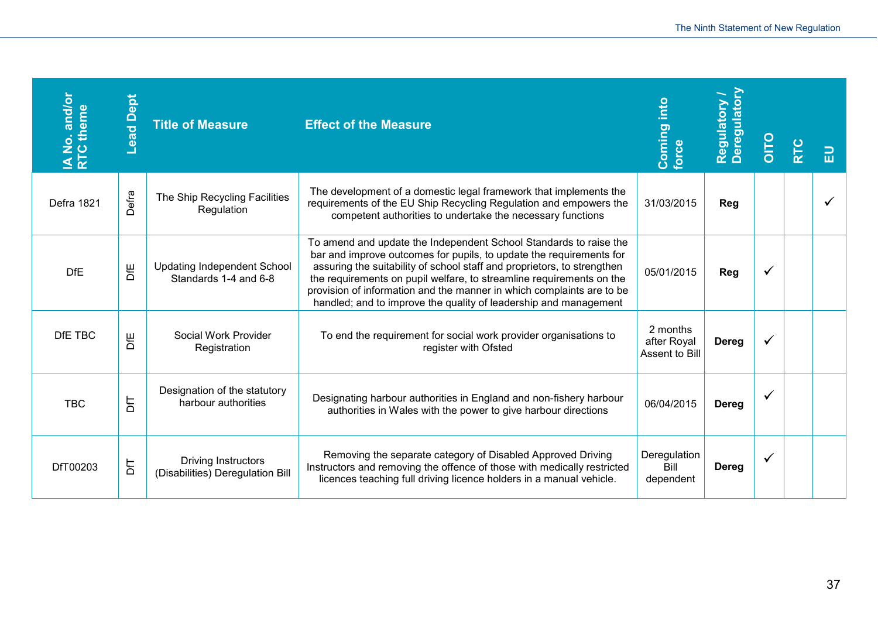| IA No. and/or RTC theme | Lead Dept | Title of Measure | Effect of the Measure | Coming into force | Regulatory / Deregulatory | OITO | RTC | EU |
|---|---|---|---|---|---|---|---|---|
| Defra 1821 | Defra | The Ship Recycling Facilities Regulation | The development of a domestic legal framework that implements the requirements of the EU Ship Recycling Regulation and empowers the competent authorities to undertake the necessary functions | 31/03/2015 | **Reg** | | | ✓ |
| DfE | DfE | Updating Independent School Standards 1-4 and 6-8 | To amend and update the Independent School Standards to raise the bar and improve outcomes for pupils, to update the requirements for assuring the suitability of school staff and proprietors, to strengthen the requirements on pupil welfare, to streamline requirements on the provision of information and the manner in which complaints are to be handled; and to improve the quality of leadership and management | 05/01/2015 | **Reg** | ✓ | | |
| DfE TBC | DfE | Social Work Provider Registration | To end the requirement for social work provider organisations to register with Ofsted | 2 months after Royal Assent to Bill | **Dereg** | ✓ | | |
| TBC | DfT | Designation of the statutory harbour authorities | Designating harbour authorities in England and non-fishery harbour authorities in Wales with the power to give harbour directions | 06/04/2015 | **Dereg** | ✓ | | |
| DfT00203 | DfT | Driving Instructors (Disabilities) Deregulation Bill | Removing the separate category of Disabled Approved Driving Instructors and removing the offence of those with medically restricted licences teaching full driving licence holders in a manual vehicle. | Deregulation Bill dependent | **Dereg** | ✓ | | |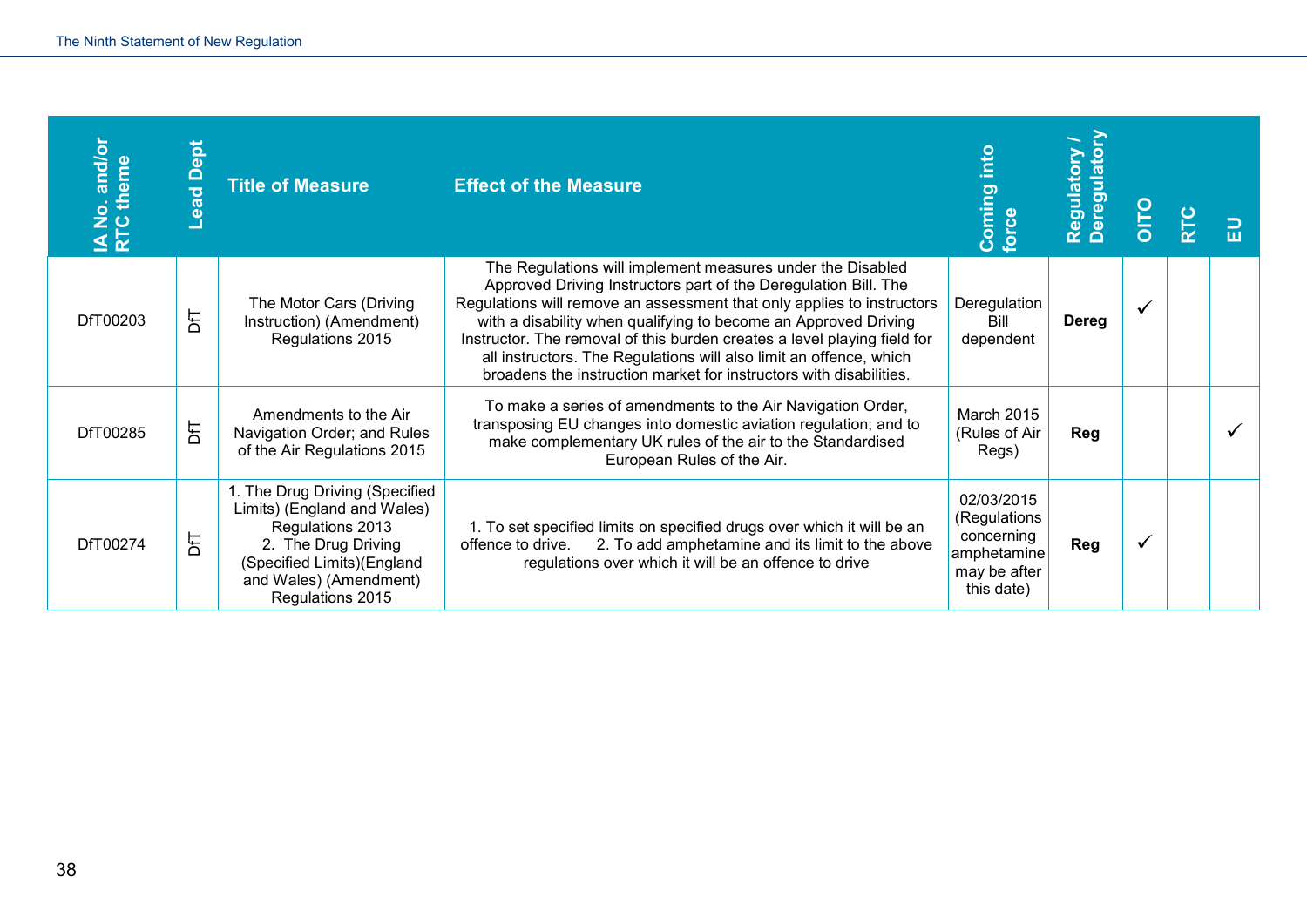| IA No. and/or RTC theme | Lead Dept | Title of Measure | Effect of the Measure | Coming into force | Regulatory / Deregulatory | OITO | RTC | EU |
|---|---|---|---|---|---|---|---|---|
| DfT00203 | DfT | The Motor Cars (Driving Instruction) (Amendment) Regulations 2015 | The Regulations will implement measures under the Disabled Approved Driving Instructors part of the Deregulation Bill. The Regulations will remove an assessment that only applies to instructors with a disability when qualifying to become an Approved Driving Instructor. The removal of this burden creates a level playing field for all instructors. The Regulations will also limit an offence, which broadens the instruction market for instructors with disabilities. | Deregulation Bill dependent | **Dereg** | ✓ | | |
| DfT00285 | DfT | Amendments to the Air Navigation Order; and Rules of the Air Regulations 2015 | To make a series of amendments to the Air Navigation Order, transposing EU changes into domestic aviation regulation; and to make complementary UK rules of the air to the Standardised European Rules of the Air. | March 2015 (Rules of Air Regs) | **Reg** | | | ✓ |
| DfT00274 | DfT | 1. The Drug Driving (Specified Limits) (England and Wales) Regulations 2013 2. The Drug Driving (Specified Limits)(England and Wales) (Amendment) Regulations 2015 | 1. To set specified limits on specified drugs over which it will be an offence to drive. 2. To add amphetamine and its limit to the above regulations over which it will be an offence to drive | 02/03/2015 (Regulations concerning amphetamine may be after this date) | **Reg** | ✓ | | |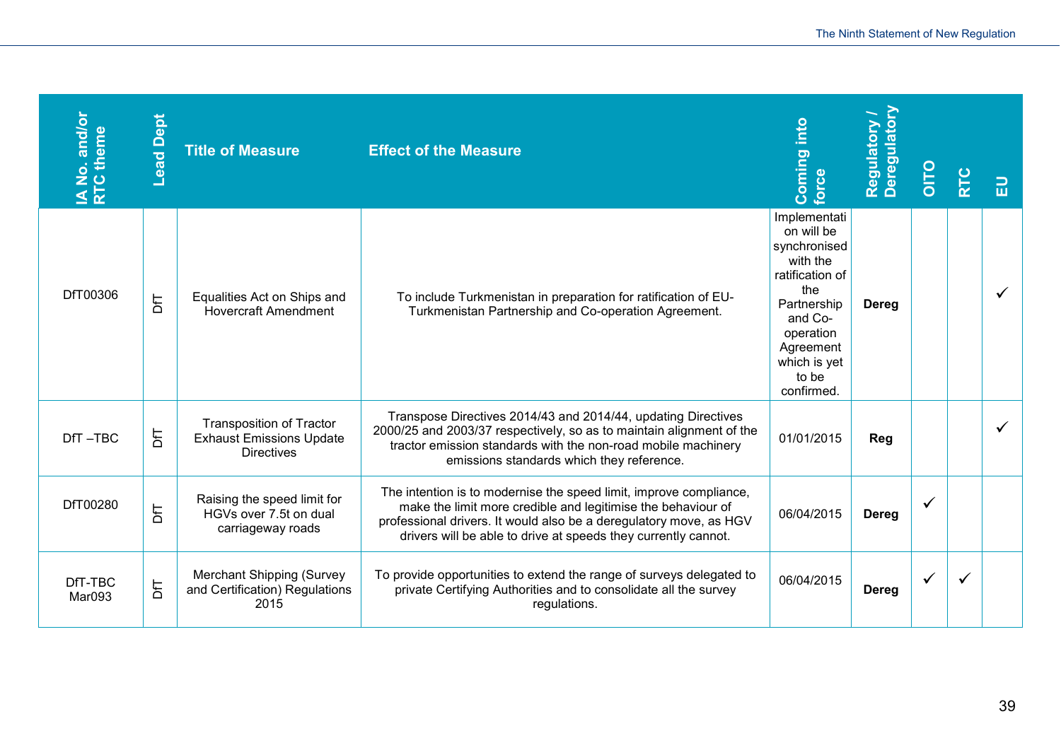| IA No. and/or RTC theme | Lead Dept | Title of Measure | Effect of the Measure | Coming into force | Regulatory / Deregulatory | OITO | RTC | EU |
|---|---|---|---|---|---|---|---|---|
| DfT00306 | DfT | Equalities Act on Ships and Hovercraft Amendment | To include Turkmenistan in preparation for ratification of EU-Turkmenistan Partnership and Co-operation Agreement. | Implementation will be synchronised with the ratification of the Partnership and Co-operation Agreement which is yet to be confirmed. | **Dereg** | | | ✓ |
| DfT –TBC | DfT | Transposition of Tractor Exhaust Emissions Update Directives | Transpose Directives 2014/43 and 2014/44, updating Directives 2000/25 and 2003/37 respectively, so as to maintain alignment of the tractor emission standards with the non-road mobile machinery emissions standards which they reference. | 01/01/2015 | **Reg** | | | ✓ |
| DfT00280 | DfT | Raising the speed limit for HGVs over 7.5t on dual carriageway roads | The intention is to modernise the speed limit, improve compliance, make the limit more credible and legitimise the behaviour of professional drivers. It would also be a deregulatory move, as HGV drivers will be able to drive at speeds they currently cannot. | 06/04/2015 | **Dereg** | ✓ | | |
| DfT-TBC Mar093 | DfT | Merchant Shipping (Survey and Certification) Regulations 2015 | To provide opportunities to extend the range of surveys delegated to private Certifying Authorities and to consolidate all the survey regulations. | 06/04/2015 | **Dereg** | ✓ | ✓ | |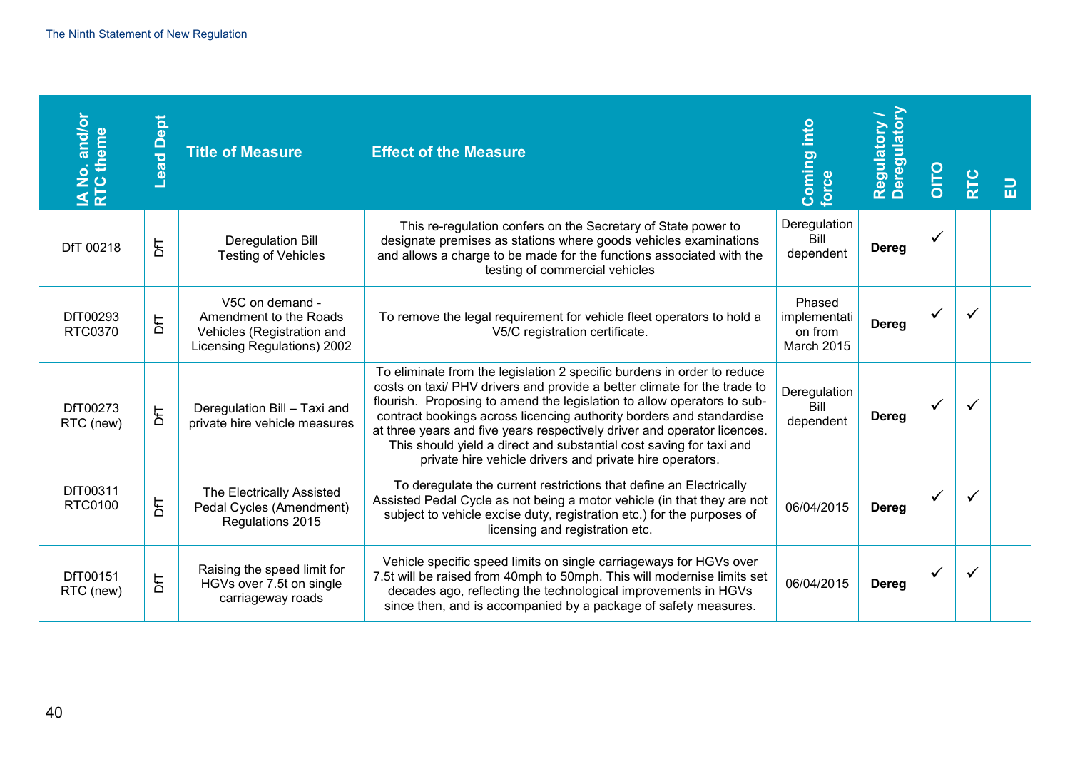| IA No. and/or RTC theme | Lead Dept | Title of Measure | Effect of the Measure | Coming into force | Regulatory / Deregulatory | OITO | RTC | EU |
|---|---|---|---|---|---|---|---|---|
| DfT 00218 | DfT | Deregulation Bill Testing of Vehicles | This re-regulation confers on the Secretary of State power to designate premises as stations where goods vehicles examinations and allows a charge to be made for the functions associated with the testing of commercial vehicles | Deregulation Bill dependent | **Dereg** | ✓ | | |
| DfT00293 RTC0370 | DfT | V5C on demand - Amendment to the Roads Vehicles (Registration and Licensing Regulations) 2002 | To remove the legal requirement for vehicle fleet operators to hold a V5/C registration certificate. | Phased implementation from March 2015 | **Dereg** | ✓ | ✓ | |
| DfT00273 RTC (new) | DfT | Deregulation Bill – Taxi and private hire vehicle measures | To eliminate from the legislation 2 specific burdens in order to reduce costs on taxi/ PHV drivers and provide a better climate for the trade to flourish. Proposing to amend the legislation to allow operators to sub-contract bookings across licencing authority borders and standardise at three years and five years respectively driver and operator licences. This should yield a direct and substantial cost saving for taxi and private hire vehicle drivers and private hire operators. | Deregulation Bill dependent | **Dereg** | ✓ | ✓ | |
| DfT00311 RTC0100 | DfT | The Electrically Assisted Pedal Cycles (Amendment) Regulations 2015 | To deregulate the current restrictions that define an Electrically Assisted Pedal Cycle as not being a motor vehicle (in that they are not subject to vehicle excise duty, registration etc.) for the purposes of licensing and registration etc. | 06/04/2015 | **Dereg** | ✓ | ✓ | |
| DfT00151 RTC (new) | DfT | Raising the speed limit for HGVs over 7.5t on single carriageway roads | Vehicle specific speed limits on single carriageways for HGVs over 7.5t will be raised from 40mph to 50mph. This will modernise limits set decades ago, reflecting the technological improvements in HGVs since then, and is accompanied by a package of safety measures. | 06/04/2015 | **Dereg** | ✓ | ✓ | |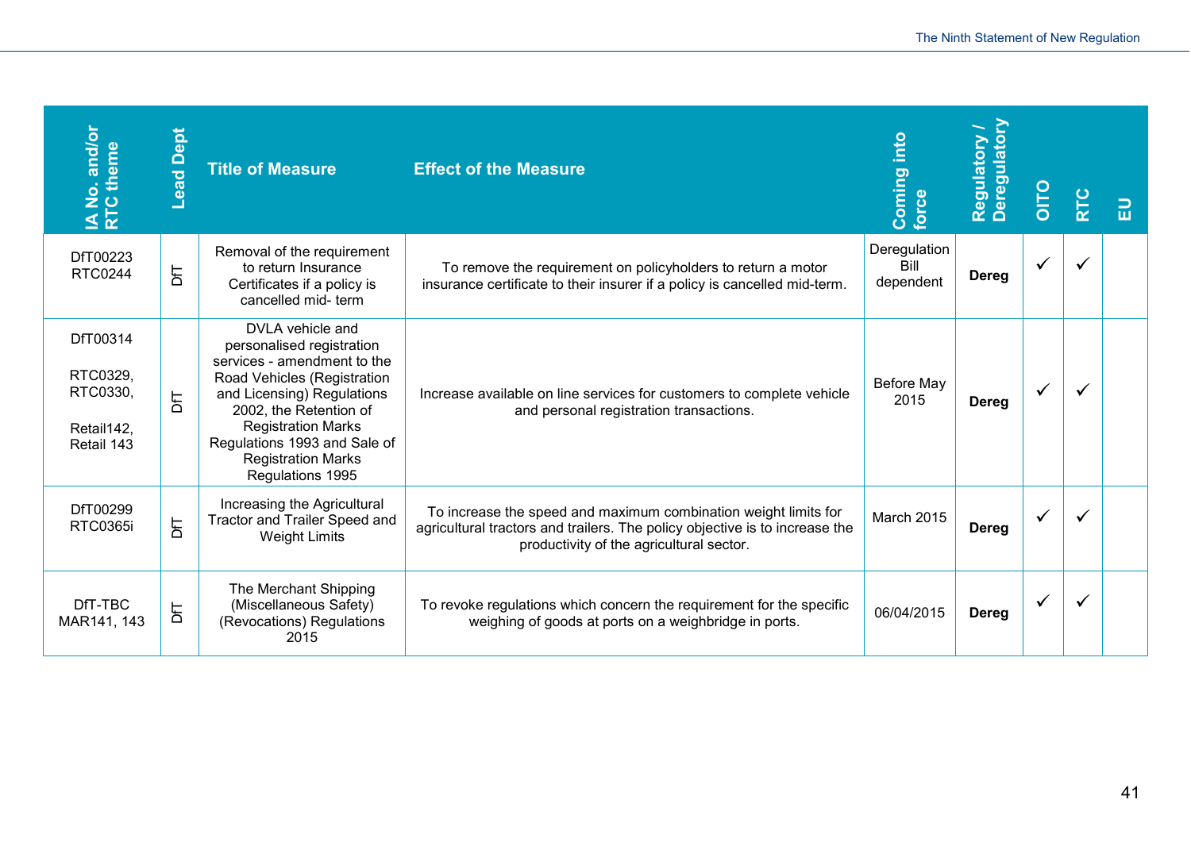| IA No. and/or RTC theme | Lead Dept | Title of Measure | Effect of the Measure | Coming into force | Regulatory / Deregulatory | OITO | RTC | EU |
|---|---|---|---|---|---|---|---|---|
| DfT00223 RTC0244 | DfT | Removal of the requirement to return Insurance Certificates if a policy is cancelled mid- term | To remove the requirement on policyholders to return a motor insurance certificate to their insurer if a policy is cancelled mid-term. | Deregulation Bill dependent | **Dereg** | ✓ | ✓ | |
| DfT00314<br><br>RTC0329, RTC0330,<br><br>Retail142, Retail 143 | DfT | DVLA vehicle and personalised registration services - amendment to the Road Vehicles (Registration and Licensing) Regulations 2002, the Retention of Registration Marks Regulations 1993 and Sale of Registration Marks Regulations 1995 | Increase available on line services for customers to complete vehicle and personal registration transactions. | Before May 2015 | **Dereg** | ✓ | ✓ | |
| DfT00299 RTC0365i | DfT | Increasing the Agricultural Tractor and Trailer Speed and Weight Limits | To increase the speed and maximum combination weight limits for agricultural tractors and trailers. The policy objective is to increase the productivity of the agricultural sector. | March 2015 | **Dereg** | ✓ | ✓ | |
| DfT-TBC MAR141, 143 | DfT | The Merchant Shipping (Miscellaneous Safety) (Revocations) Regulations 2015 | To revoke regulations which concern the requirement for the specific weighing of goods at ports on a weighbridge in ports. | 06/04/2015 | **Dereg** | ✓ | ✓ | |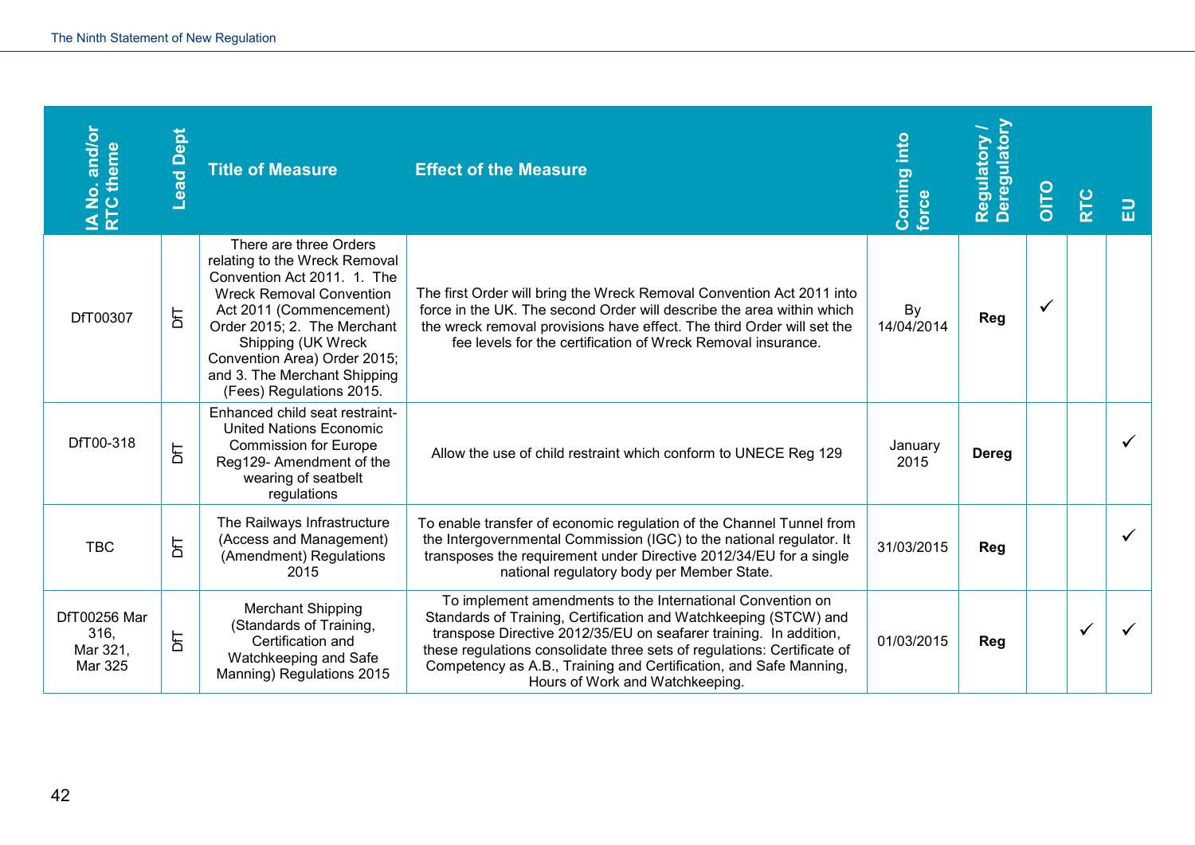| IA No. and/or RTC theme | Lead Dept | Title of Measure | Effect of the Measure | Coming into force | Regulatory / Deregulatory | OITO | RTC | EU |
|---|---|---|---|---|---|---|---|---|
| DfT00307 | DfT | There are three Orders relating to the Wreck Removal Convention Act 2011. 1. The Wreck Removal Convention Act 2011 (Commencement) Order 2015; 2. The Merchant Shipping (UK Wreck Convention Area) Order 2015; and 3. The Merchant Shipping (Fees) Regulations 2015. | The first Order will bring the Wreck Removal Convention Act 2011 into force in the UK. The second Order will describe the area within which the wreck removal provisions have effect. The third Order will set the fee levels for the certification of Wreck Removal insurance. | By 14/04/2014 | **Reg** | ✓ | | |
| DfT00-318 | DfT | Enhanced child seat restraint- United Nations Economic Commission for Europe Reg129- Amendment of the wearing of seatbelt regulations | Allow the use of child restraint which conform to UNECE Reg 129 | January 2015 | **Dereg** | | | ✓ |
| TBC | DfT | The Railways Infrastructure (Access and Management) (Amendment) Regulations 2015 | To enable transfer of economic regulation of the Channel Tunnel from the Intergovernmental Commission (IGC) to the national regulator. It transposes the requirement under Directive 2012/34/EU for a single national regulatory body per Member State. | 31/03/2015 | **Reg** | | | ✓ |
| DfT00256 Mar 316, Mar 321, Mar 325 | DfT | Merchant Shipping (Standards of Training, Certification and Watchkeeping and Safe Manning) Regulations 2015 | To implement amendments to the International Convention on Standards of Training, Certification and Watchkeeping (STCW) and transpose Directive 2012/35/EU on seafarer training. In addition, these regulations consolidate three sets of regulations: Certificate of Competency as A.B., Training and Certification, and Safe Manning, Hours of Work and Watchkeeping. | 01/03/2015 | **Reg** | | ✓ | ✓ |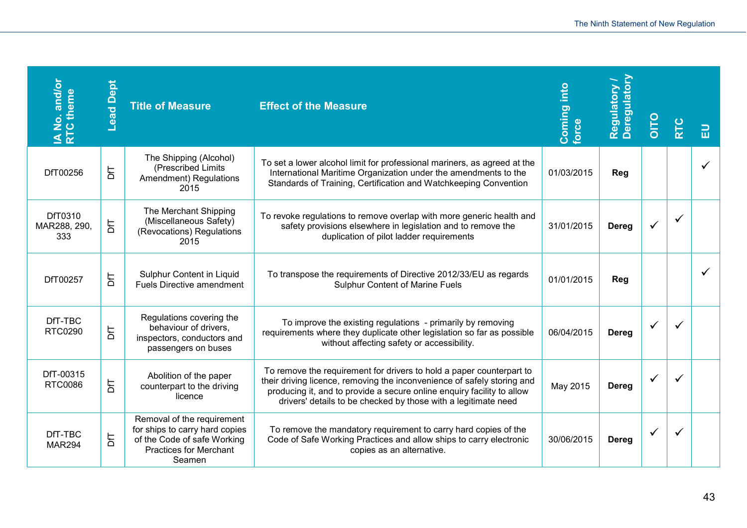| IA No. and/or RTC theme | Lead Dept | Title of Measure | Effect of the Measure | Coming into force | Regulatory / Deregulatory | OITO | RTC | EU |
|---|---|---|---|---|---|---|---|---|
| DfT00256 | DfT | The Shipping (Alcohol) (Prescribed Limits Amendment) Regulations 2015 | To set a lower alcohol limit for professional mariners, as agreed at the International Maritime Organization under the amendments to the Standards of Training, Certification and Watchkeeping Convention | 01/03/2015 | **Reg** | | | ✓ |
| DfT0310 MAR288, 290, 333 | DfT | The Merchant Shipping (Miscellaneous Safety) (Revocations) Regulations 2015 | To revoke regulations to remove overlap with more generic health and safety provisions elsewhere in legislation and to remove the duplication of pilot ladder requirements | 31/01/2015 | **Dereg** | ✓ | ✓ | |
| DfT00257 | DfT | Sulphur Content in Liquid Fuels Directive amendment | To transpose the requirements of Directive 2012/33/EU as regards Sulphur Content of Marine Fuels | 01/01/2015 | **Reg** | | | ✓ |
| DfT-TBC RTC0290 | DfT | Regulations covering the behaviour of drivers, inspectors, conductors and passengers on buses | To improve the existing regulations - primarily by removing requirements where they duplicate other legislation so far as possible without affecting safety or accessibility. | 06/04/2015 | **Dereg** | ✓ | ✓ | |
| DfT-00315 RTC0086 | DfT | Abolition of the paper counterpart to the driving licence | To remove the requirement for drivers to hold a paper counterpart to their driving licence, removing the inconvenience of safely storing and producing it, and to provide a secure online enquiry facility to allow drivers' details to be checked by those with a legitimate need | May 2015 | **Dereg** | ✓ | ✓ | |
| DfT-TBC MAR294 | DfT | Removal of the requirement for ships to carry hard copies of the Code of safe Working Practices for Merchant Seamen | To remove the mandatory requirement to carry hard copies of the Code of Safe Working Practices and allow ships to carry electronic copies as an alternative. | 30/06/2015 | **Dereg** | ✓ | ✓ | |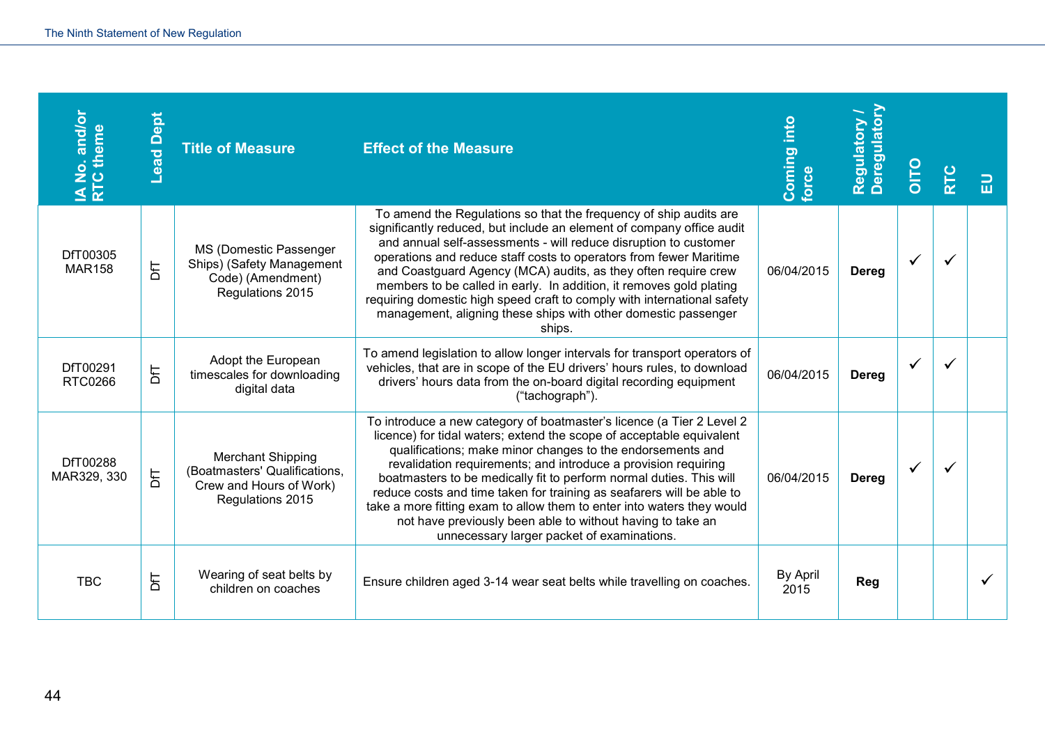| IA No. and/or RTC theme | Lead Dept | Title of Measure | Effect of the Measure | Coming into force | Regulatory / Deregulatory | OITO | RTC | EU |
|---|---|---|---|---|---|---|---|---|
| DfT00305 MAR158 | DfT | MS (Domestic Passenger Ships) (Safety Management Code) (Amendment) Regulations 2015 | To amend the Regulations so that the frequency of ship audits are significantly reduced, but include an element of company office audit and annual self-assessments - will reduce disruption to customer operations and reduce staff costs to operators from fewer Maritime and Coastguard Agency (MCA) audits, as they often require crew members to be called in early. In addition, it removes gold plating requiring domestic high speed craft to comply with international safety management, aligning these ships with other domestic passenger ships. | 06/04/2015 | **Dereg** | ✓ | ✓ | |
| DfT00291 RTC0266 | DfT | Adopt the European timescales for downloading digital data | To amend legislation to allow longer intervals for transport operators of vehicles, that are in scope of the EU drivers' hours rules, to download drivers' hours data from the on-board digital recording equipment ("tachograph"). | 06/04/2015 | **Dereg** | ✓ | ✓ | |
| DfT00288 MAR329, 330 | DfT | Merchant Shipping (Boatmasters' Qualifications, Crew and Hours of Work) Regulations 2015 | To introduce a new category of boatmaster's licence (a Tier 2 Level 2 licence) for tidal waters; extend the scope of acceptable equivalent qualifications; make minor changes to the endorsements and revalidation requirements; and introduce a provision requiring boatmasters to be medically fit to perform normal duties. This will reduce costs and time taken for training as seafarers will be able to take a more fitting exam to allow them to enter into waters they would not have previously been able to without having to take an unnecessary larger packet of examinations. | 06/04/2015 | **Dereg** | ✓ | ✓ | |
| TBC | DfT | Wearing of seat belts by children on coaches | Ensure children aged 3-14 wear seat belts while travelling on coaches. | By April 2015 | **Reg** | | | ✓ |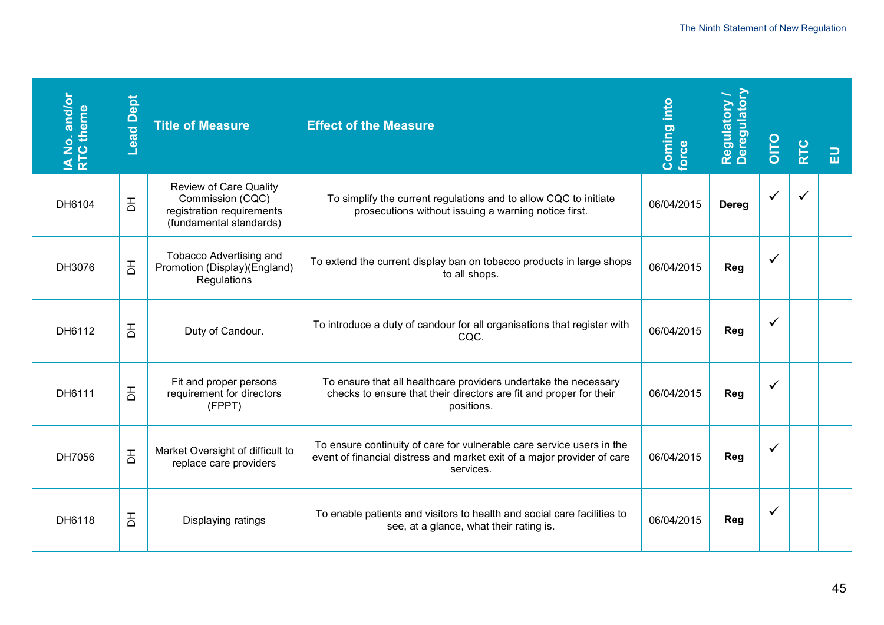| IA No. and/or RTC theme | Lead Dept | Title of Measure | Effect of the Measure | Coming into force | Regulatory / Deregulatory | OITO | RTC | EU |
|---|---|---|---|---|---|---|---|---|
| DH6104 | DH | Review of Care Quality Commission (CQC) registration requirements (fundamental standards) | To simplify the current regulations and to allow CQC to initiate prosecutions without issuing a warning notice first. | 06/04/2015 | **Dereg** | ✓ | ✓ | |
| DH3076 | DH | Tobacco Advertising and Promotion (Display)(England) Regulations | To extend the current display ban on tobacco products in large shops to all shops. | 06/04/2015 | **Reg** | ✓ | | |
| DH6112 | DH | Duty of Candour. | To introduce a duty of candour for all organisations that register with CQC. | 06/04/2015 | **Reg** | ✓ | | |
| DH6111 | DH | Fit and proper persons requirement for directors (FPPT) | To ensure that all healthcare providers undertake the necessary checks to ensure that their directors are fit and proper for their positions. | 06/04/2015 | **Reg** | ✓ | | |
| DH7056 | DH | Market Oversight of difficult to replace care providers | To ensure continuity of care for vulnerable care service users in the event of financial distress and market exit of a major provider of care services. | 06/04/2015 | **Reg** | ✓ | | |
| DH6118 | DH | Displaying ratings | To enable patients and visitors to health and social care facilities to see, at a glance, what their rating is. | 06/04/2015 | **Reg** | ✓ | | |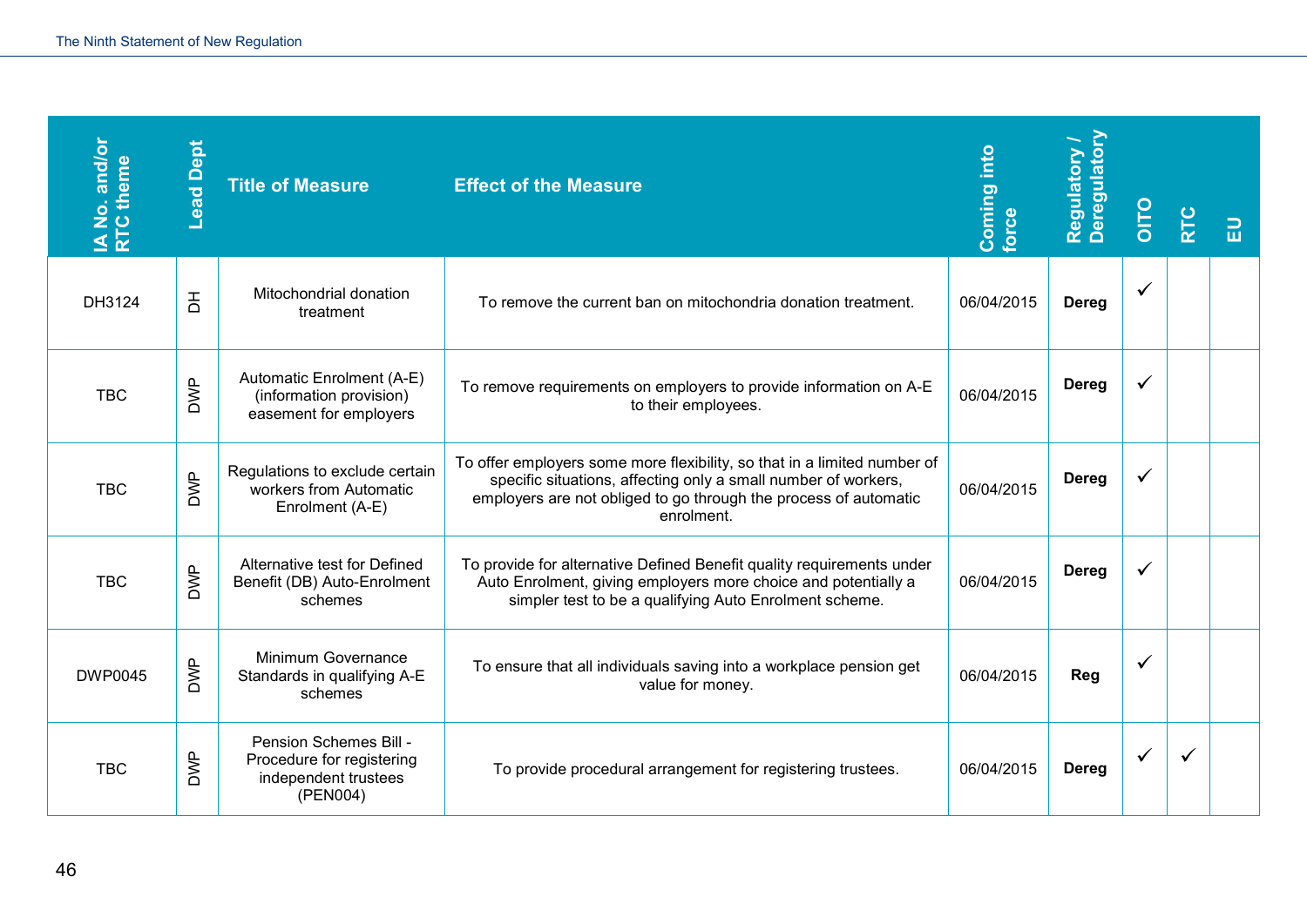| IA No. and/or RTC theme | Lead Dept | Title of Measure | Effect of the Measure | Coming into force | Regulatory / Deregulatory | OITO | RTC | EU |
|---|---|---|---|---|---|---|---|---|
| DH3124 | DH | Mitochondrial donation treatment | To remove the current ban on mitochondria donation treatment. | 06/04/2015 | **Dereg** | ✓ | | |
| TBC | DWP | Automatic Enrolment (A-E) (information provision) easement for employers | To remove requirements on employers to provide information on A-E to their employees. | 06/04/2015 | **Dereg** | ✓ | | |
| TBC | DWP | Regulations to exclude certain workers from Automatic Enrolment (A-E) | To offer employers some more flexibility, so that in a limited number of specific situations, affecting only a small number of workers, employers are not obliged to go through the process of automatic enrolment. | 06/04/2015 | **Dereg** | ✓ | | |
| TBC | DWP | Alternative test for Defined Benefit (DB) Auto-Enrolment schemes | To provide for alternative Defined Benefit quality requirements under Auto Enrolment, giving employers more choice and potentially a simpler test to be a qualifying Auto Enrolment scheme. | 06/04/2015 | **Dereg** | ✓ | | |
| DWP0045 | DWP | Minimum Governance Standards in qualifying A-E schemes | To ensure that all individuals saving into a workplace pension get value for money. | 06/04/2015 | **Reg** | ✓ | | |
| TBC | DWP | Pension Schemes Bill - Procedure for registering independent trustees (PEN004) | To provide procedural arrangement for registering trustees. | 06/04/2015 | **Dereg** | ✓ | ✓ | |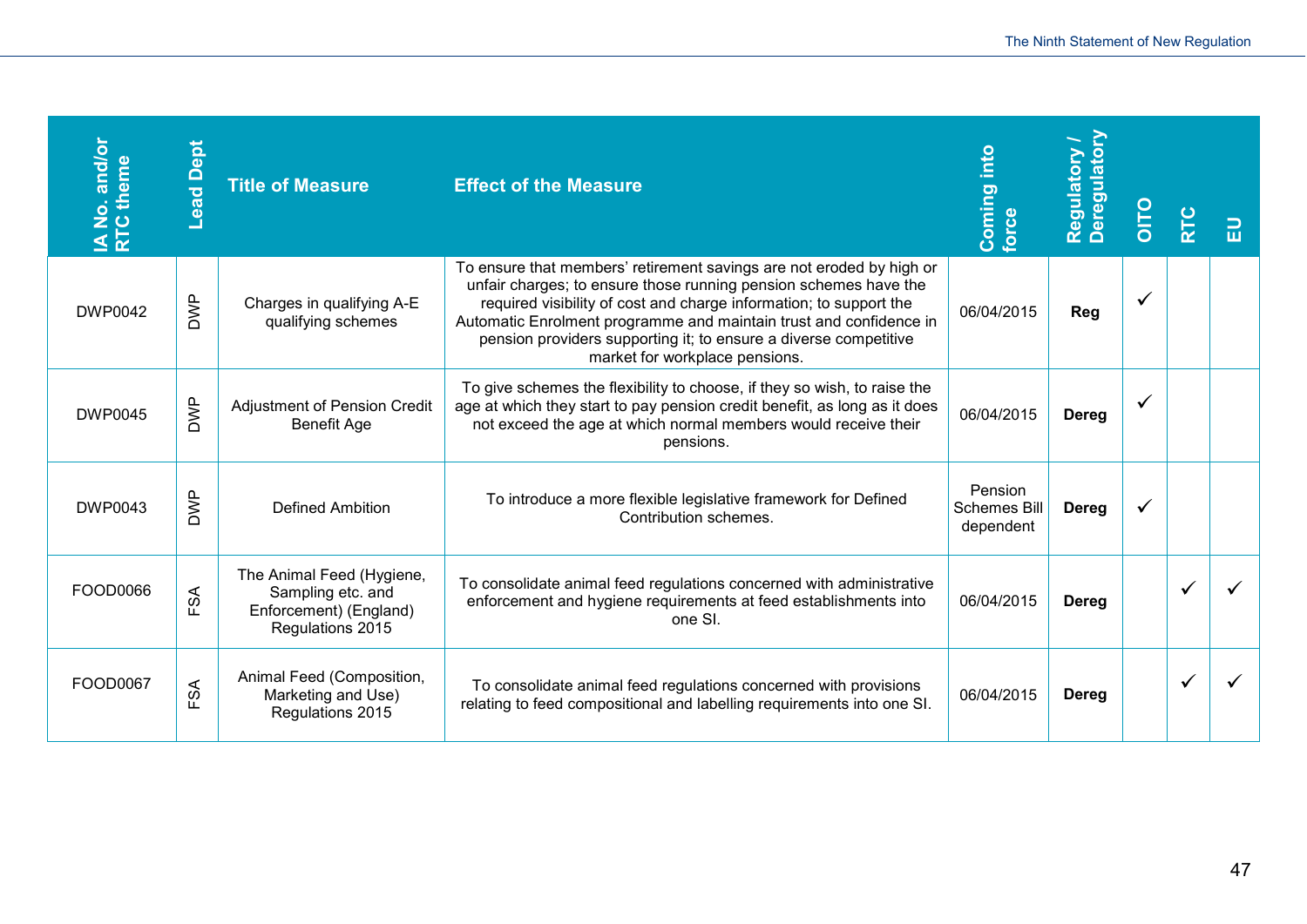| IA No. and/or RTC theme | Lead Dept | Title of Measure | Effect of the Measure | Coming into force | Regulatory / Deregulatory | OITO | RTC | EU |
|---|---|---|---|---|---|---|---|---|
| DWP0042 | DWP | Charges in qualifying A-E qualifying schemes | To ensure that members' retirement savings are not eroded by high or unfair charges; to ensure those running pension schemes have the required visibility of cost and charge information; to support the Automatic Enrolment programme and maintain trust and confidence in pension providers supporting it; to ensure a diverse competitive market for workplace pensions. | 06/04/2015 | **Reg** | ✓ | | |
| DWP0045 | DWP | Adjustment of Pension Credit Benefit Age | To give schemes the flexibility to choose, if they so wish, to raise the age at which they start to pay pension credit benefit, as long as it does not exceed the age at which normal members would receive their pensions. | 06/04/2015 | **Dereg** | ✓ | | |
| DWP0043 | DWP | Defined Ambition | To introduce a more flexible legislative framework for Defined Contribution schemes. | Pension Schemes Bill dependent | **Dereg** | ✓ | | |
| FOOD0066 | FSA | The Animal Feed (Hygiene, Sampling etc. and Enforcement) (England) Regulations 2015 | To consolidate animal feed regulations concerned with administrative enforcement and hygiene requirements at feed establishments into one SI. | 06/04/2015 | **Dereg** | | ✓ | ✓ |
| FOOD0067 | FSA | Animal Feed (Composition, Marketing and Use) Regulations 2015 | To consolidate animal feed regulations concerned with provisions relating to feed compositional and labelling requirements into one SI. | 06/04/2015 | **Dereg** | | ✓ | ✓ |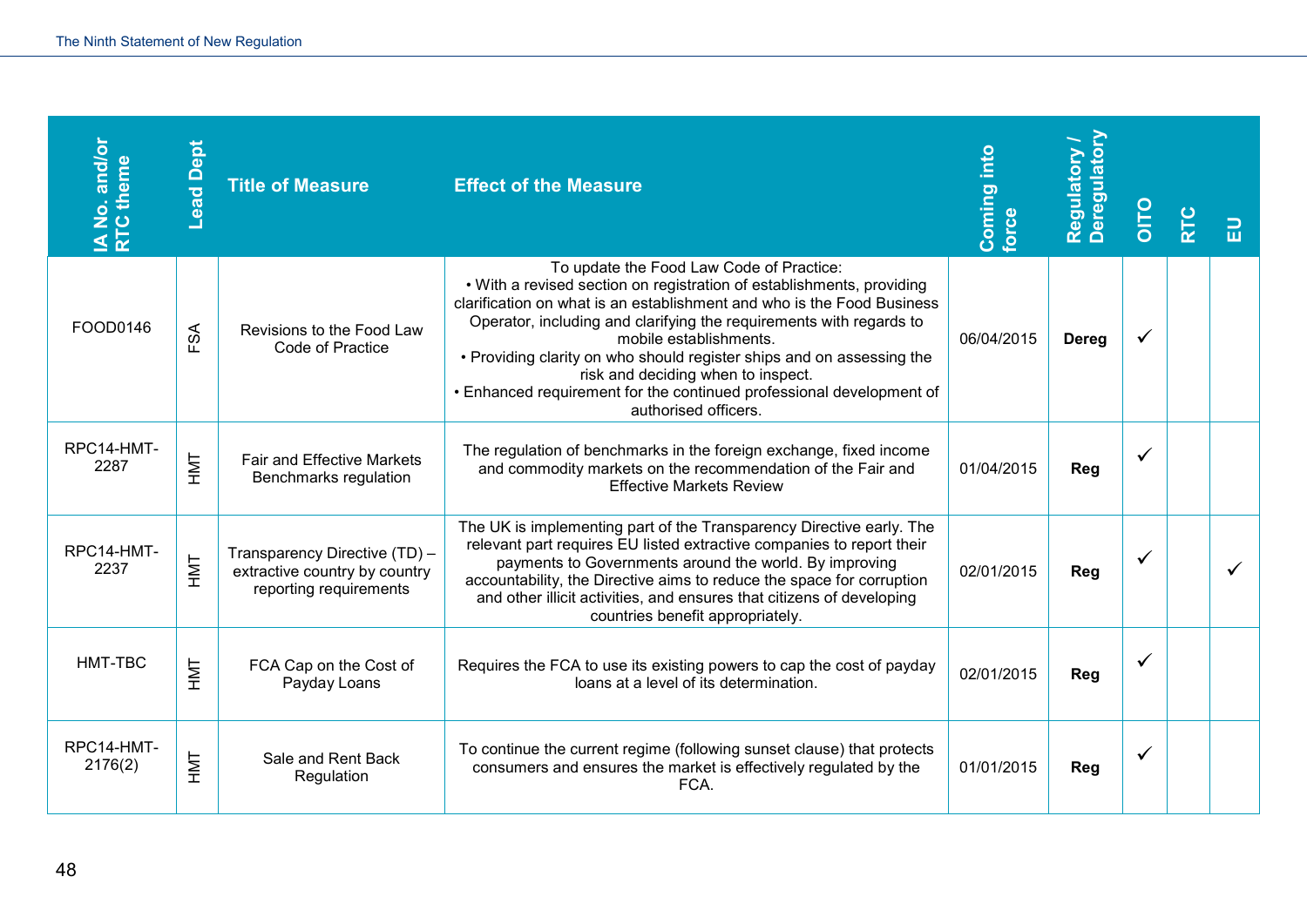| IA No. and/or RTC theme | Lead Dept | Title of Measure | Effect of the Measure | Coming into force | Regulatory / Deregulatory | OITO | RTC | EU |
|---|---|---|---|---|---|---|---|---|
| FOOD0146 | FSA | Revisions to the Food Law Code of Practice | To update the Food Law Code of Practice:<br>• With a revised section on registration of establishments, providing clarification on what is an establishment and who is the Food Business Operator, including and clarifying the requirements with regards to mobile establishments.<br>• Providing clarity on who should register ships and on assessing the risk and deciding when to inspect.<br>• Enhanced requirement for the continued professional development of authorised officers. | 06/04/2015 | **Dereg** | ✓ | | |
| RPC14-HMT-2287 | HMT | Fair and Effective Markets Benchmarks regulation | The regulation of benchmarks in the foreign exchange, fixed income and commodity markets on the recommendation of the Fair and Effective Markets Review | 01/04/2015 | **Reg** | ✓ | | |
| RPC14-HMT-2237 | HMT | Transparency Directive (TD) – extractive country by country reporting requirements | The UK is implementing part of the Transparency Directive early. The relevant part requires EU listed extractive companies to report their payments to Governments around the world. By improving accountability, the Directive aims to reduce the space for corruption and other illicit activities, and ensures that citizens of developing countries benefit appropriately. | 02/01/2015 | **Reg** | ✓ | | ✓ |
| HMT-TBC | HMT | FCA Cap on the Cost of Payday Loans | Requires the FCA to use its existing powers to cap the cost of payday loans at a level of its determination. | 02/01/2015 | **Reg** | ✓ | | |
| RPC14-HMT-2176(2) | HMT | Sale and Rent Back Regulation | To continue the current regime (following sunset clause) that protects consumers and ensures the market is effectively regulated by the FCA. | 01/01/2015 | **Reg** | ✓ | | |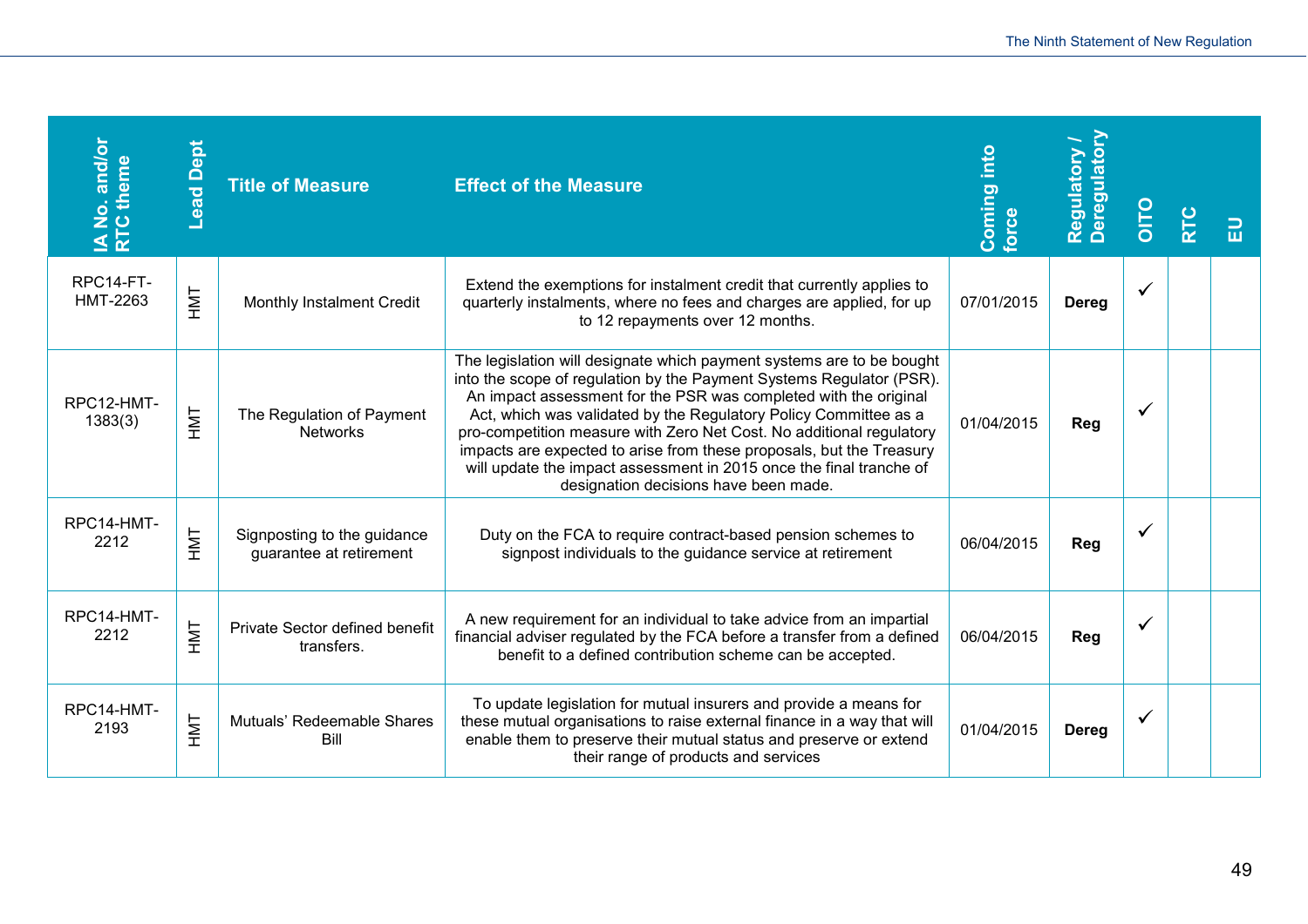| IA No. and/or RTC theme | Lead Dept | Title of Measure | Effect of the Measure | Coming into force | Regulatory / Deregulatory | OITO | RTC | EU |
|---|---|---|---|---|---|---|---|---|
| RPC14-FT-HMT-2263 | HMT | Monthly Instalment Credit | Extend the exemptions for instalment credit that currently applies to quarterly instalments, where no fees and charges are applied, for up to 12 repayments over 12 months. | 07/01/2015 | **Dereg** | ✓ | | |
| RPC12-HMT-1383(3) | HMT | The Regulation of Payment Networks | The legislation will designate which payment systems are to be bought into the scope of regulation by the Payment Systems Regulator (PSR). An impact assessment for the PSR was completed with the original Act, which was validated by the Regulatory Policy Committee as a pro-competition measure with Zero Net Cost. No additional regulatory impacts are expected to arise from these proposals, but the Treasury will update the impact assessment in 2015 once the final tranche of designation decisions have been made. | 01/04/2015 | **Reg** | ✓ | | |
| RPC14-HMT-2212 | HMT | Signposting to the guidance guarantee at retirement | Duty on the FCA to require contract-based pension schemes to signpost individuals to the guidance service at retirement | 06/04/2015 | **Reg** | ✓ | | |
| RPC14-HMT-2212 | HMT | Private Sector defined benefit transfers. | A new requirement for an individual to take advice from an impartial financial adviser regulated by the FCA before a transfer from a defined benefit to a defined contribution scheme can be accepted. | 06/04/2015 | **Reg** | ✓ | | |
| RPC14-HMT-2193 | HMT | Mutuals' Redeemable Shares Bill | To update legislation for mutual insurers and provide a means for these mutual organisations to raise external finance in a way that will enable them to preserve their mutual status and preserve or extend their range of products and services | 01/04/2015 | **Dereg** | ✓ | | |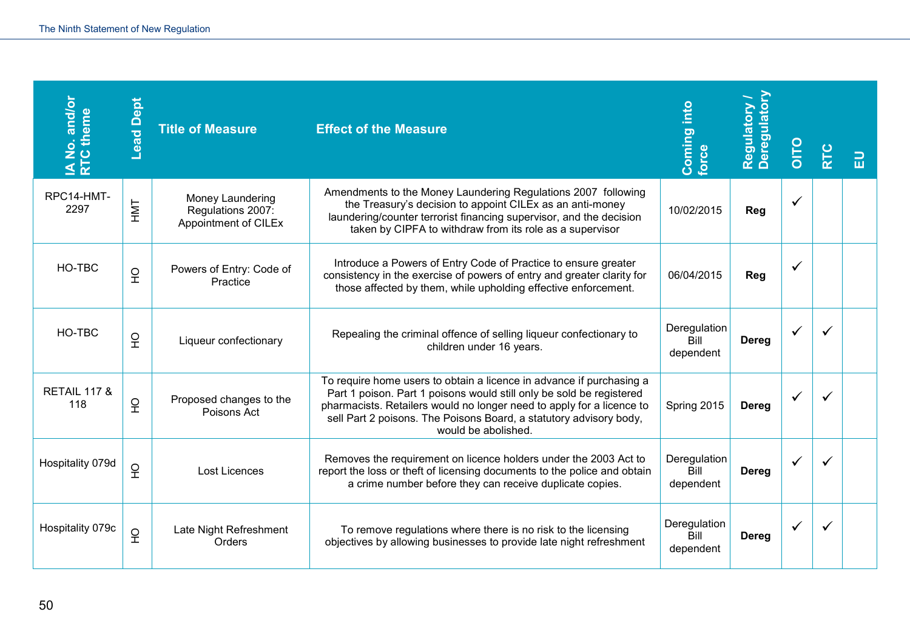| IA No. and/or RTC theme | Lead Dept | Title of Measure | Effect of the Measure | Coming into force | Regulatory / Deregulatory | OITO | RTC | EU |
|---|---|---|---|---|---|---|---|---|
| RPC14-HMT-2297 | HMT | Money Laundering Regulations 2007: Appointment of CILEx | Amendments to the Money Laundering Regulations 2007 following the Treasury's decision to appoint CILEx as an anti-money laundering/counter terrorist financing supervisor, and the decision taken by CIPFA to withdraw from its role as a supervisor | 10/02/2015 | **Reg** | ✓ | | |
| HO-TBC | HO | Powers of Entry: Code of Practice | Introduce a Powers of Entry Code of Practice to ensure greater consistency in the exercise of powers of entry and greater clarity for those affected by them, while upholding effective enforcement. | 06/04/2015 | **Reg** | ✓ | | |
| HO-TBC | HO | Liqueur confectionary | Repealing the criminal offence of selling liqueur confectionary to children under 16 years. | Deregulation Bill dependent | **Dereg** | ✓ | ✓ | |
| RETAIL 117 & 118 | HO | Proposed changes to the Poisons Act | To require home users to obtain a licence in advance if purchasing a Part 1 poison. Part 1 poisons would still only be sold be registered pharmacists. Retailers would no longer need to apply for a licence to sell Part 2 poisons. The Poisons Board, a statutory advisory body, would be abolished. | Spring 2015 | **Dereg** | ✓ | ✓ | |
| Hospitality 079d | HO | Lost Licences | Removes the requirement on licence holders under the 2003 Act to report the loss or theft of licensing documents to the police and obtain a crime number before they can receive duplicate copies. | Deregulation Bill dependent | **Dereg** | ✓ | ✓ | |
| Hospitality 079c | HO | Late Night Refreshment Orders | To remove regulations where there is no risk to the licensing objectives by allowing businesses to provide late night refreshment | Deregulation Bill dependent | **Dereg** | ✓ | ✓ | |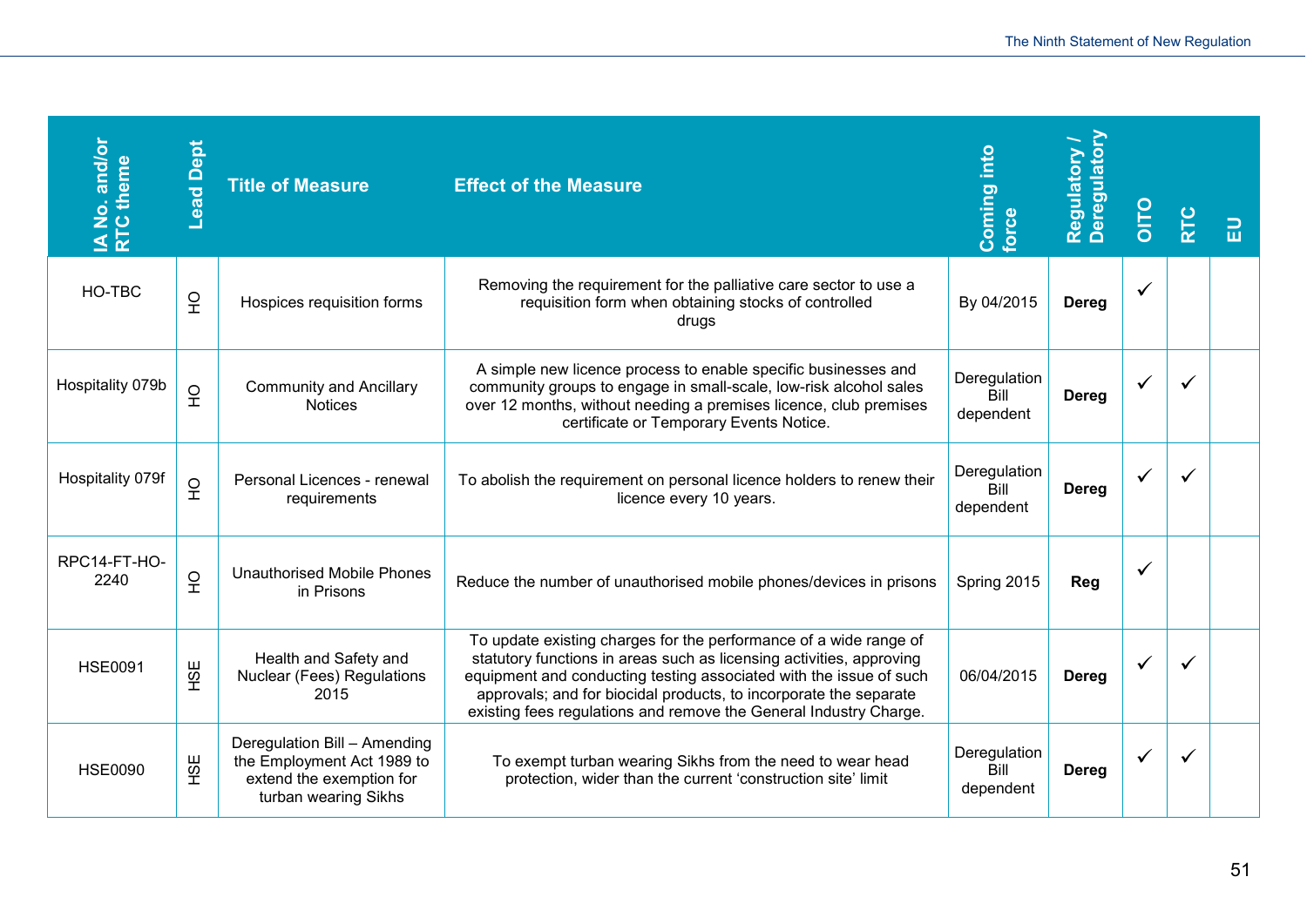| IA No. and/or RTC theme | Lead Dept | Title of Measure | Effect of the Measure | Coming into force | Regulatory / Deregulatory | OITO | RTC | EU |
|---|---|---|---|---|---|---|---|---|
| HO-TBC | HO | Hospices requisition forms | Removing the requirement for the palliative care sector to use a requisition form when obtaining stocks of controlled drugs | By 04/2015 | **Dereg** | ✓ | | |
| Hospitality 079b | HO | Community and Ancillary Notices | A simple new licence process to enable specific businesses and community groups to engage in small-scale, low-risk alcohol sales over 12 months, without needing a premises licence, club premises certificate or Temporary Events Notice. | Deregulation Bill dependent | **Dereg** | ✓ | ✓ | |
| Hospitality 079f | HO | Personal Licences - renewal requirements | To abolish the requirement on personal licence holders to renew their licence every 10 years. | Deregulation Bill dependent | **Dereg** | ✓ | ✓ | |
| RPC14-FT-HO-2240 | HO | Unauthorised Mobile Phones in Prisons | Reduce the number of unauthorised mobile phones/devices in prisons | Spring 2015 | **Reg** | ✓ | | |
| HSE0091 | HSE | Health and Safety and Nuclear (Fees) Regulations 2015 | To update existing charges for the performance of a wide range of statutory functions in areas such as licensing activities, approving equipment and conducting testing associated with the issue of such approvals; and for biocidal products, to incorporate the separate existing fees regulations and remove the General Industry Charge. | 06/04/2015 | **Dereg** | ✓ | ✓ | |
| HSE0090 | HSE | Deregulation Bill – Amending the Employment Act 1989 to extend the exemption for turban wearing Sikhs | To exempt turban wearing Sikhs from the need to wear head protection, wider than the current 'construction site' limit | Deregulation Bill dependent | **Dereg** | ✓ | ✓ | |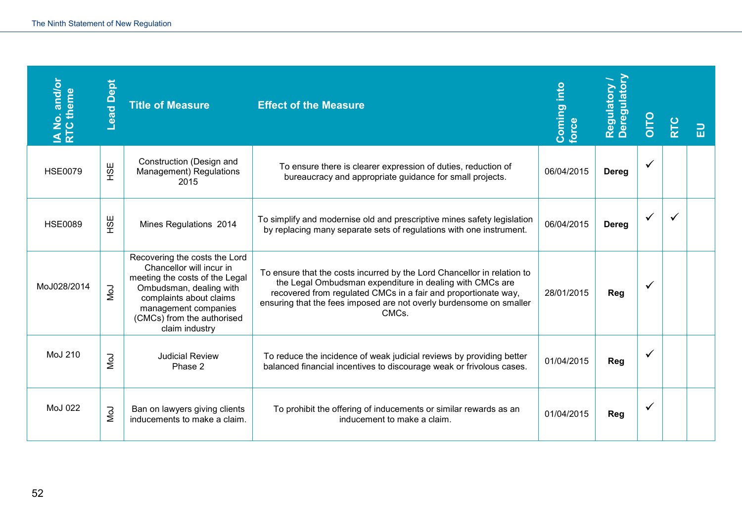| IA No. and/or RTC theme | Lead Dept | Title of Measure | Effect of the Measure | Coming into force | Regulatory / Deregulatory | OITO | RTC | EU |
|---|---|---|---|---|---|---|---|---|
| HSE0079 | HSE | Construction (Design and Management) Regulations 2015 | To ensure there is clearer expression of duties, reduction of bureaucracy and appropriate guidance for small projects. | 06/04/2015 | **Dereg** | ✓ | | |
| HSE0089 | HSE | Mines Regulations 2014 | To simplify and modernise old and prescriptive mines safety legislation by replacing many separate sets of regulations with one instrument. | 06/04/2015 | **Dereg** | ✓ | ✓ | |
| MoJ028/2014 | MoJ | Recovering the costs the Lord Chancellor will incur in meeting the costs of the Legal Ombudsman, dealing with complaints about claims management companies (CMCs) from the authorised claim industry | To ensure that the costs incurred by the Lord Chancellor in relation to the Legal Ombudsman expenditure in dealing with CMCs are recovered from regulated CMCs in a fair and proportionate way, ensuring that the fees imposed are not overly burdensome on smaller CMCs. | 28/01/2015 | **Reg** | ✓ | | |
| MoJ 210 | MoJ | Judicial Review Phase 2 | To reduce the incidence of weak judicial reviews by providing better balanced financial incentives to discourage weak or frivolous cases. | 01/04/2015 | **Reg** | ✓ | | |
| MoJ 022 | MoJ | Ban on lawyers giving clients inducements to make a claim. | To prohibit the offering of inducements or similar rewards as an inducement to make a claim. | 01/04/2015 | **Reg** | ✓ | | |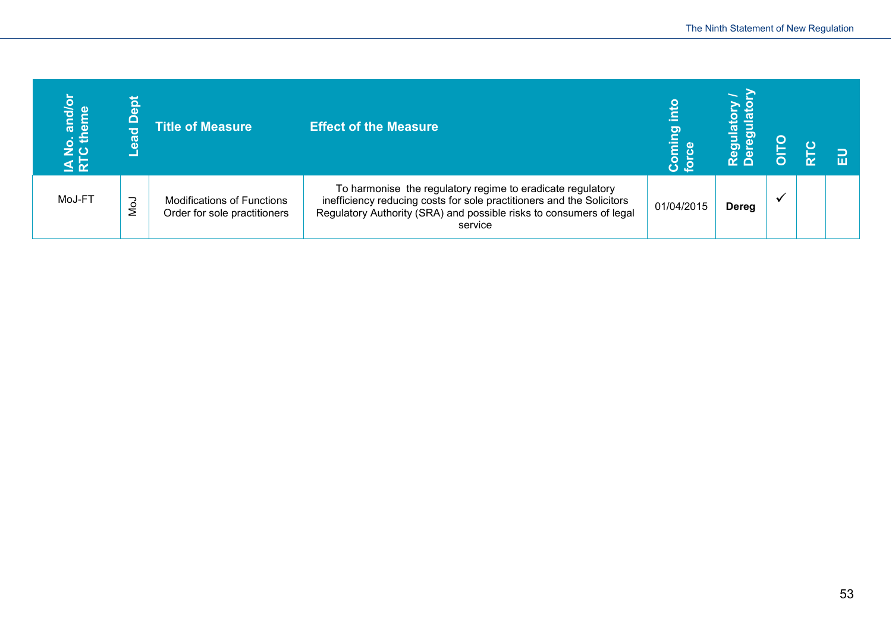| IA No. and/or RTC theme | Lead Dept | Title of Measure | Effect of the Measure | Coming into force | Regulatory / Deregulatory | OITO | RTC | EU |
|---|---|---|---|---|---|---|---|---|
| MoJ-FT | MoJ | Modifications of Functions Order for sole practitioners | To harmonise the regulatory regime to eradicate regulatory inefficiency reducing costs for sole practitioners and the Solicitors Regulatory Authority (SRA) and possible risks to consumers of legal service | 01/04/2015 | **Dereg** | ✓ | | |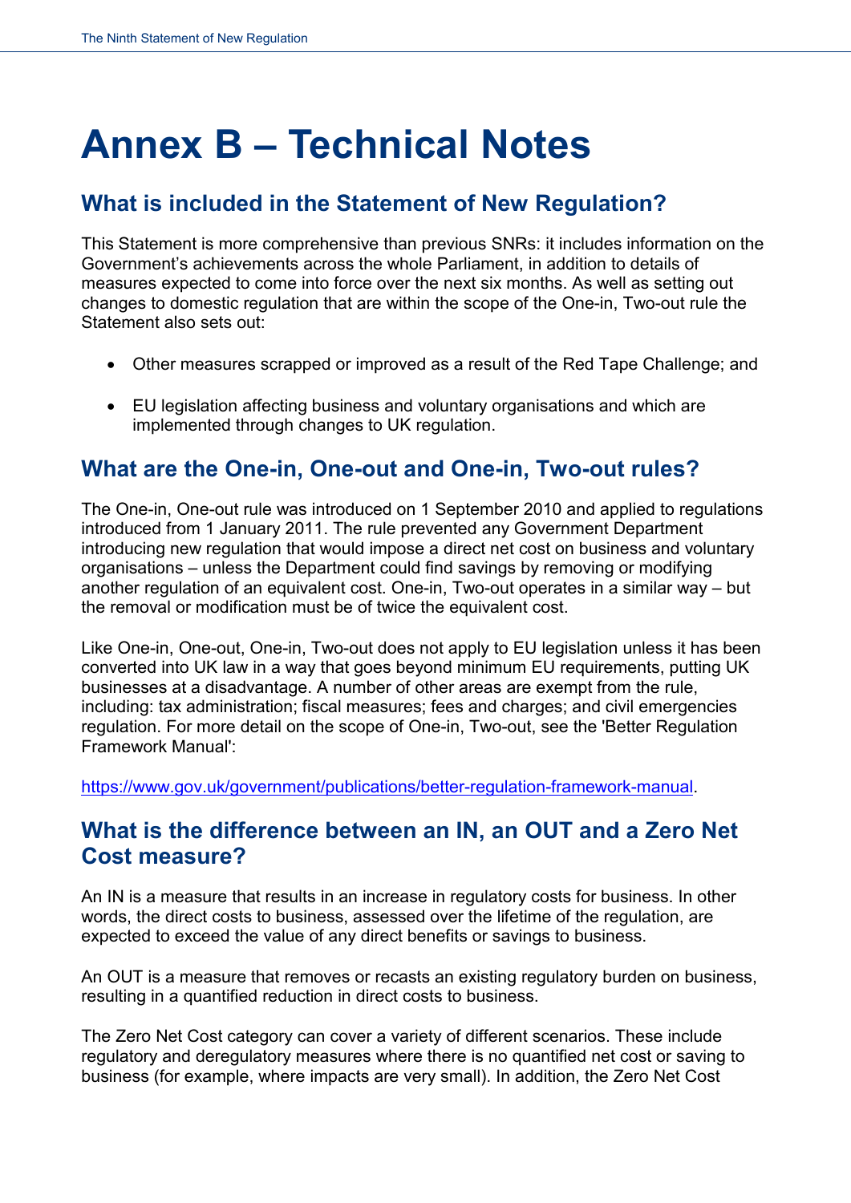# Annex B – Technical Notes

## What is included in the Statement of New Regulation?

This Statement is more comprehensive than previous SNRs: it includes information on the Government's achievements across the whole Parliament, in addition to details of measures expected to come into force over the next six months. As well as setting out changes to domestic regulation that are within the scope of the One-in, Two-out rule the Statement also sets out:

- Other measures scrapped or improved as a result of the Red Tape Challenge; and
- EU legislation affecting business and voluntary organisations and which are implemented through changes to UK regulation.

## What are the One-in, One-out and One-in, Two-out rules?

The One-in, One-out rule was introduced on 1 September 2010 and applied to regulations introduced from 1 January 2011. The rule prevented any Government Department introducing new regulation that would impose a direct net cost on business and voluntary organisations – unless the Department could find savings by removing or modifying another regulation of an equivalent cost. One-in, Two-out operates in a similar way – but the removal or modification must be of twice the equivalent cost.

Like One-in, One-out, One-in, Two-out does not apply to EU legislation unless it has been converted into UK law in a way that goes beyond minimum EU requirements, putting UK businesses at a disadvantage. A number of other areas are exempt from the rule, including: tax administration; fiscal measures; fees and charges; and civil emergencies regulation. For more detail on the scope of One-in, Two-out, see the 'Better Regulation Framework Manual':

https://www.gov.uk/government/publications/better-regulation-framework-manual.

## What is the difference between an IN, an OUT and a Zero Net Cost measure?

An IN is a measure that results in an increase in regulatory costs for business. In other words, the direct costs to business, assessed over the lifetime of the regulation, are expected to exceed the value of any direct benefits or savings to business.

An OUT is a measure that removes or recasts an existing regulatory burden on business, resulting in a quantified reduction in direct costs to business.

The Zero Net Cost category can cover a variety of different scenarios. These include regulatory and deregulatory measures where there is no quantified net cost or saving to business (for example, where impacts are very small). In addition, the Zero Net Cost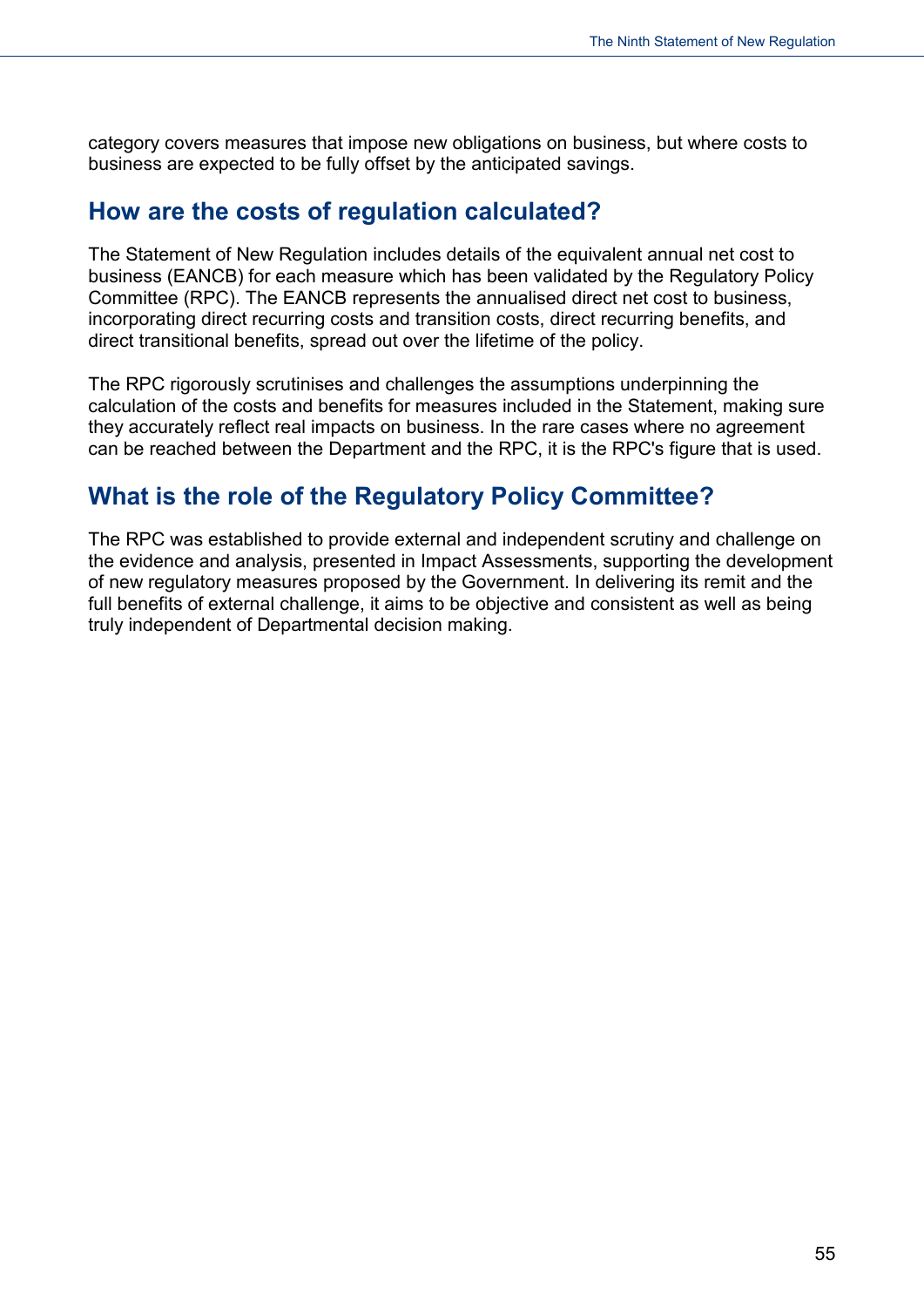category covers measures that impose new obligations on business, but where costs to business are expected to be fully offset by the anticipated savings.

## How are the costs of regulation calculated?

The Statement of New Regulation includes details of the equivalent annual net cost to business (EANCB) for each measure which has been validated by the Regulatory Policy Committee (RPC). The EANCB represents the annualised direct net cost to business, incorporating direct recurring costs and transition costs, direct recurring benefits, and direct transitional benefits, spread out over the lifetime of the policy.

The RPC rigorously scrutinises and challenges the assumptions underpinning the calculation of the costs and benefits for measures included in the Statement, making sure they accurately reflect real impacts on business. In the rare cases where no agreement can be reached between the Department and the RPC, it is the RPC's figure that is used.

## What is the role of the Regulatory Policy Committee?

The RPC was established to provide external and independent scrutiny and challenge on the evidence and analysis, presented in Impact Assessments, supporting the development of new regulatory measures proposed by the Government. In delivering its remit and the full benefits of external challenge, it aims to be objective and consistent as well as being truly independent of Departmental decision making.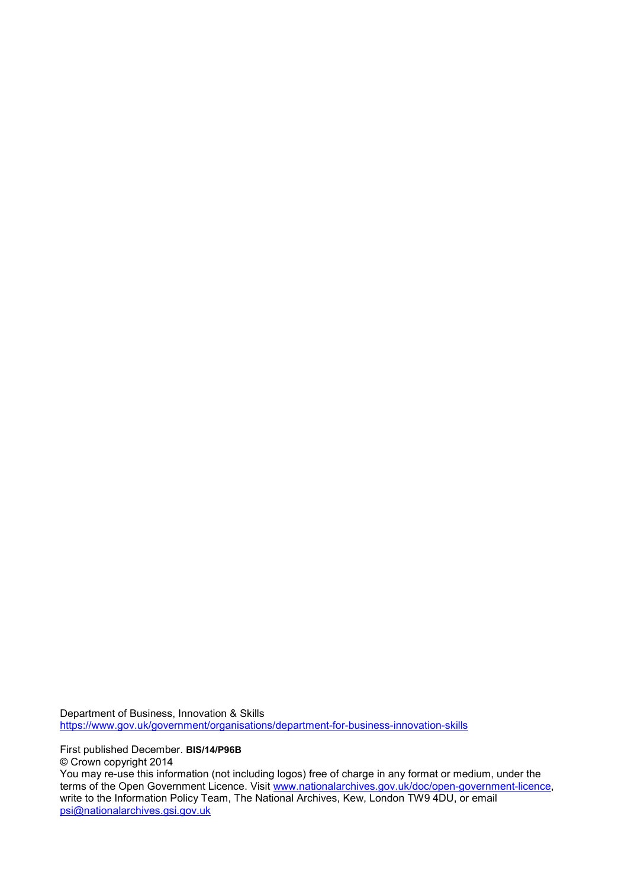Department of Business, Innovation & Skills
https://www.gov.uk/government/organisations/department-for-business-innovation-skills

First published December. **BIS/14/P96B**
© Crown copyright 2014
You may re-use this information (not including logos) free of charge in any format or medium, under the terms of the Open Government Licence. Visit www.nationalarchives.gov.uk/doc/open-government-licence, write to the Information Policy Team, The National Archives, Kew, London TW9 4DU, or email psi@nationalarchives.gsi.gov.uk